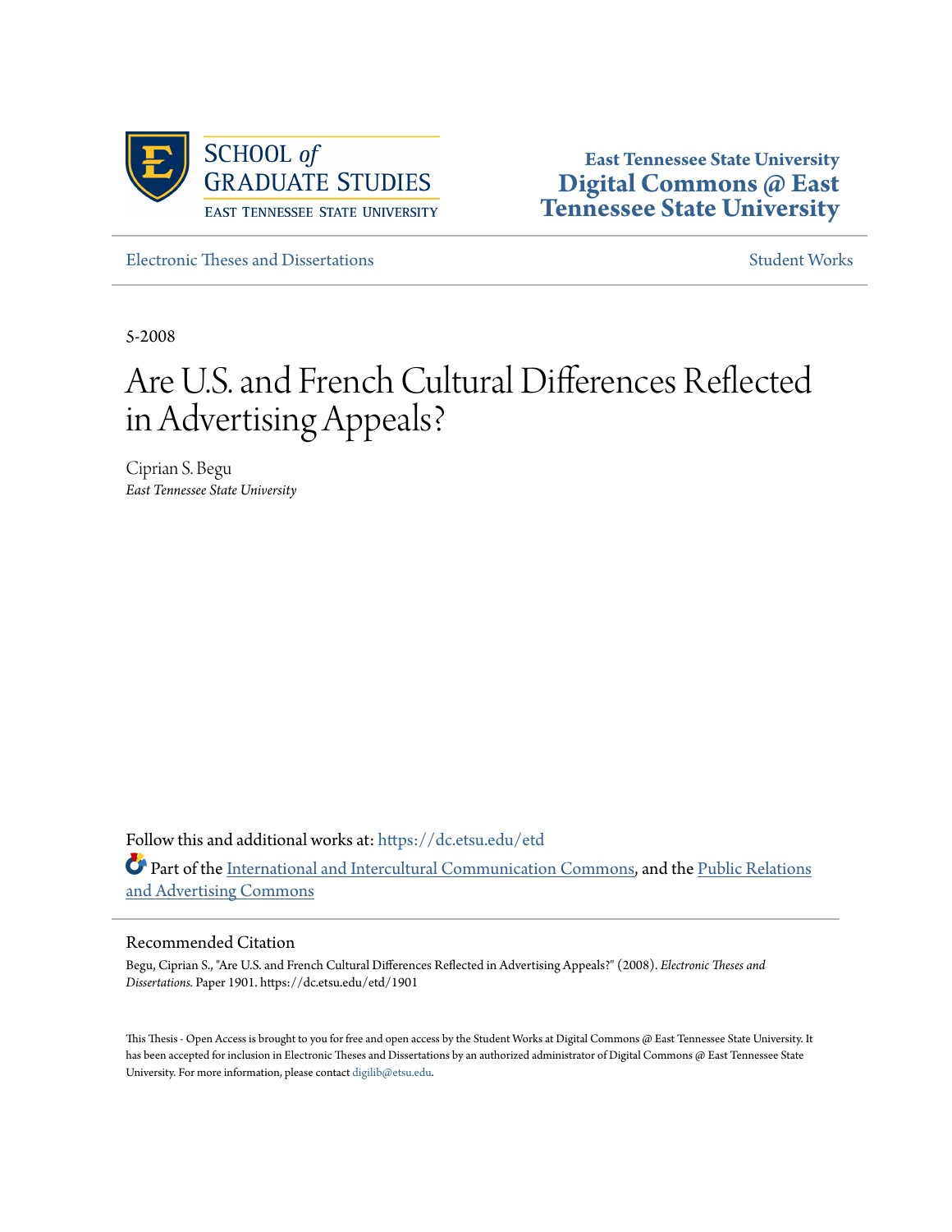SCHOOL *of* GRADUATE STUDIES
EAST TENNESSEE STATE UNIVERSITY

**East Tennessee State University**
**Digital Commons @ East Tennessee State University**

Electronic Theses and Dissertations | Student Works

5-2008

# Are U.S. and French Cultural Differences Reflected in Advertising Appeals?

Ciprian S. Begu
*East Tennessee State University*

Follow this and additional works at: https://dc.etsu.edu/etd

Part of the International and Intercultural Communication Commons, and the Public Relations and Advertising Commons

## Recommended Citation

Begu, Ciprian S., "Are U.S. and French Cultural Differences Reflected in Advertising Appeals?" (2008). *Electronic Theses and Dissertations.* Paper 1901. https://dc.etsu.edu/etd/1901

This Thesis - Open Access is brought to you for free and open access by the Student Works at Digital Commons @ East Tennessee State University. It has been accepted for inclusion in Electronic Theses and Dissertations by an authorized administrator of Digital Commons @ East Tennessee State University. For more information, please contact digilib@etsu.edu.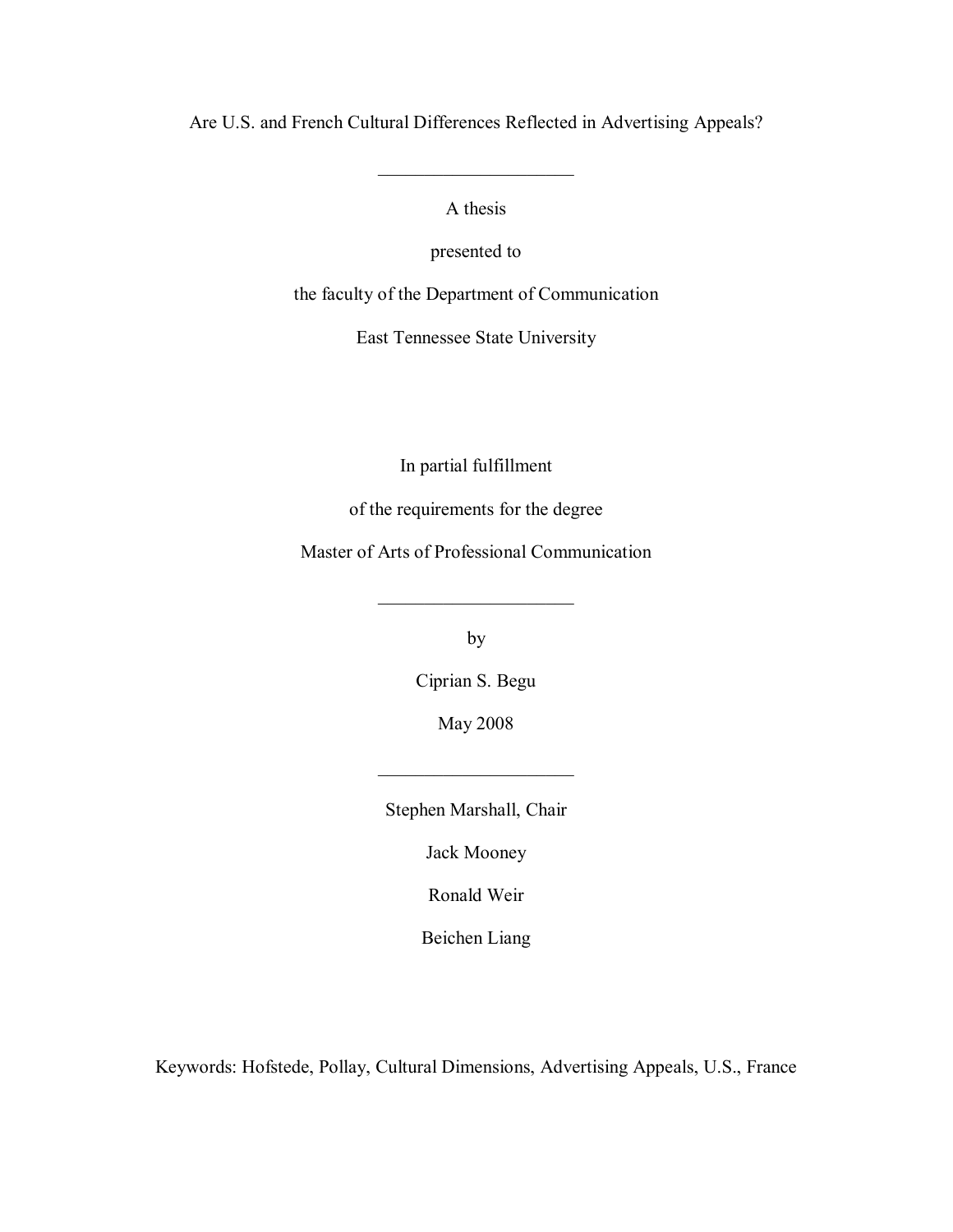Are U.S. and French Cultural Differences Reflected in Advertising Appeals?

---

A thesis

presented to

the faculty of the Department of Communication

East Tennessee State University

In partial fulfillment

of the requirements for the degree

Master of Arts of Professional Communication

---

by

Ciprian S. Begu

May 2008

---

Stephen Marshall, Chair

Jack Mooney

Ronald Weir

Beichen Liang

Keywords: Hofstede, Pollay, Cultural Dimensions, Advertising Appeals, U.S., France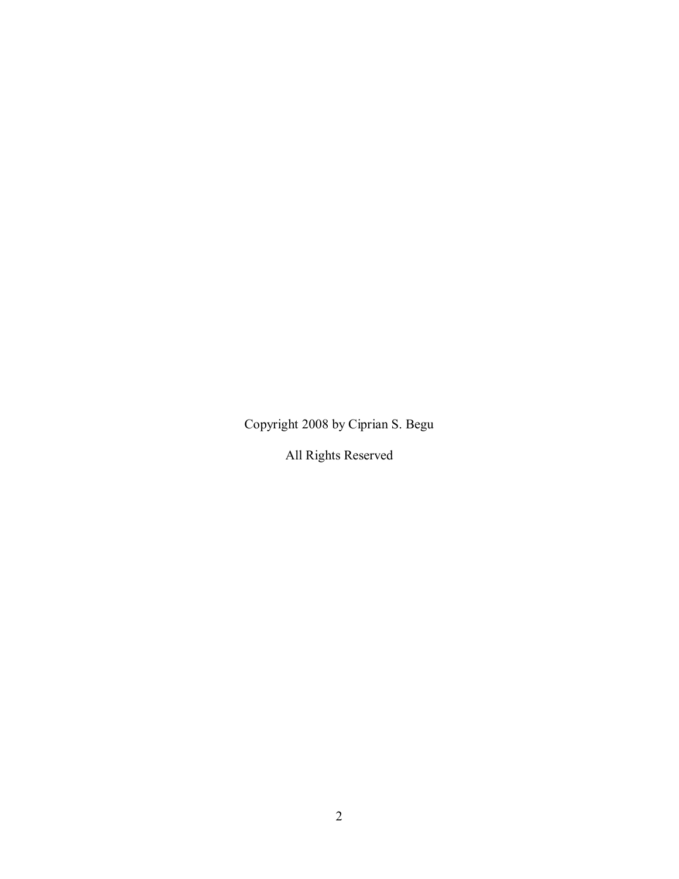Copyright 2008 by Ciprian S. Begu

All Rights Reserved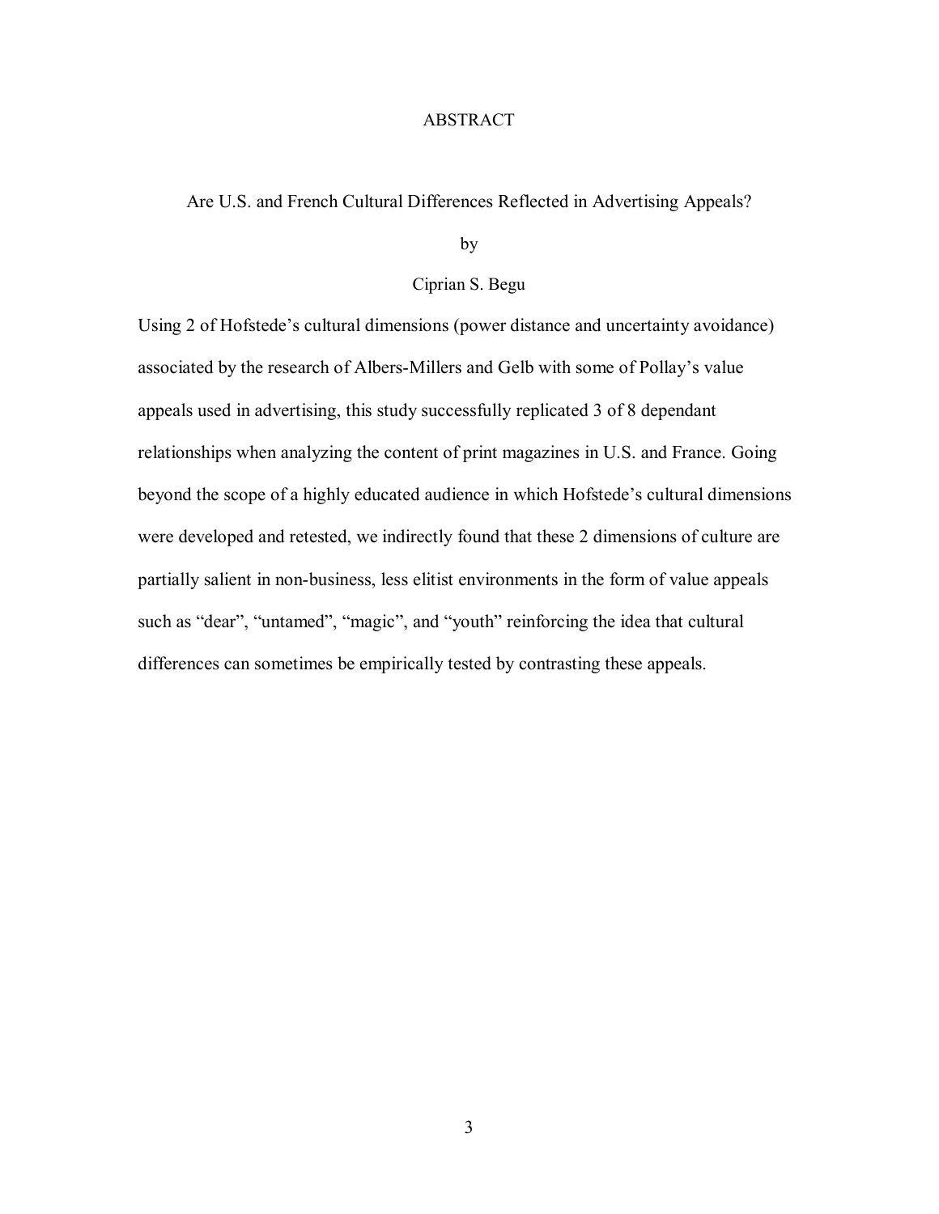# ABSTRACT

Are U.S. and French Cultural Differences Reflected in Advertising Appeals?

by

Ciprian S. Begu

Using 2 of Hofstede's cultural dimensions (power distance and uncertainty avoidance) associated by the research of Albers-Millers and Gelb with some of Pollay's value appeals used in advertising, this study successfully replicated 3 of 8 dependant relationships when analyzing the content of print magazines in U.S. and France. Going beyond the scope of a highly educated audience in which Hofstede's cultural dimensions were developed and retested, we indirectly found that these 2 dimensions of culture are partially salient in non-business, less elitist environments in the form of value appeals such as "dear", "untamed", "magic", and "youth" reinforcing the idea that cultural differences can sometimes be empirically tested by contrasting these appeals.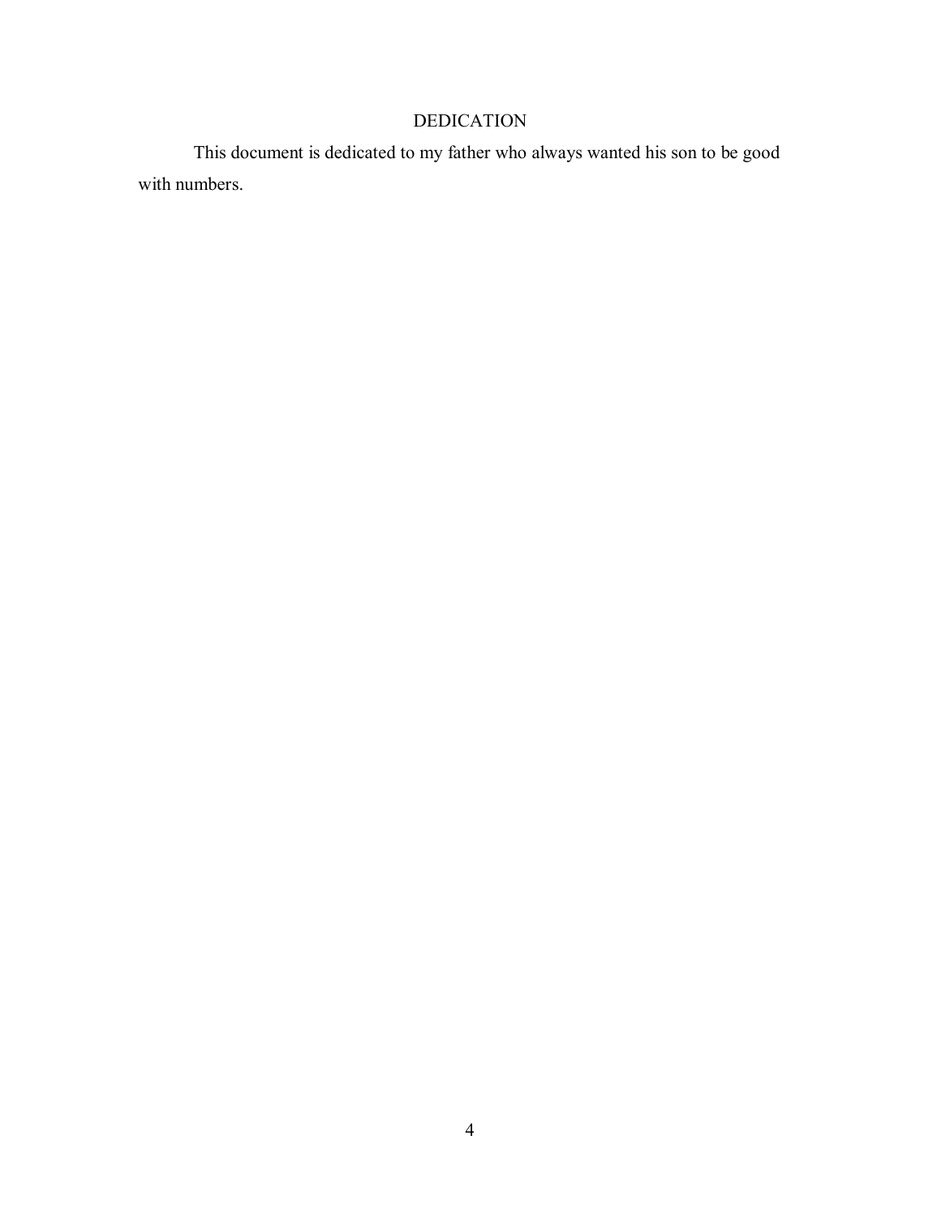# DEDICATION

This document is dedicated to my father who always wanted his son to be good with numbers.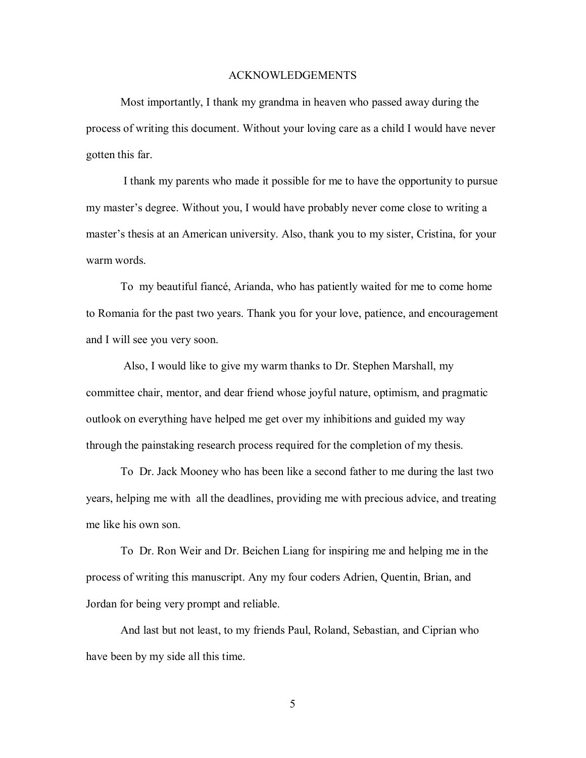# ACKNOWLEDGEMENTS

Most importantly, I thank my grandma in heaven who passed away during the process of writing this document. Without your loving care as a child I would have never gotten this far.

I thank my parents who made it possible for me to have the opportunity to pursue my master's degree. Without you, I would have probably never come close to writing a master's thesis at an American university. Also, thank you to my sister, Cristina, for your warm words.

To my beautiful fiancé, Arianda, who has patiently waited for me to come home to Romania for the past two years. Thank you for your love, patience, and encouragement and I will see you very soon.

Also, I would like to give my warm thanks to Dr. Stephen Marshall, my committee chair, mentor, and dear friend whose joyful nature, optimism, and pragmatic outlook on everything have helped me get over my inhibitions and guided my way through the painstaking research process required for the completion of my thesis.

To Dr. Jack Mooney who has been like a second father to me during the last two years, helping me with all the deadlines, providing me with precious advice, and treating me like his own son.

To Dr. Ron Weir and Dr. Beichen Liang for inspiring me and helping me in the process of writing this manuscript. Any my four coders Adrien, Quentin, Brian, and Jordan for being very prompt and reliable.

And last but not least, to my friends Paul, Roland, Sebastian, and Ciprian who have been by my side all this time.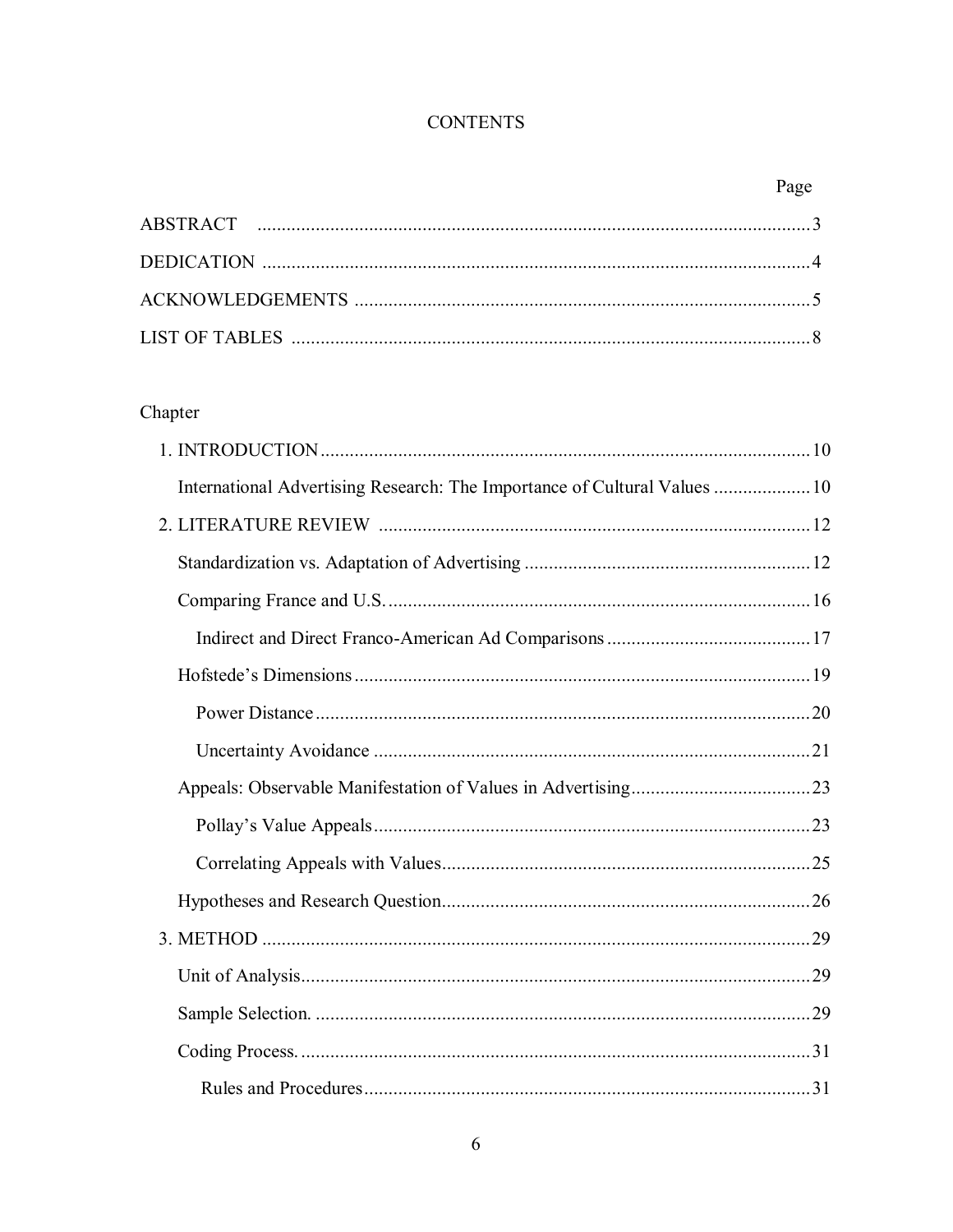# CONTENTS

| | Page |
|---|---|
| ABSTRACT | 3 |
| DEDICATION | 4 |
| ACKNOWLEDGEMENTS | 5 |
| LIST OF TABLES | 8 |

Chapter

| | |
|---|---|
| 1. INTRODUCTION | 10 |
| International Advertising Research: The Importance of Cultural Values | 10 |
| 2. LITERATURE REVIEW | 12 |
| Standardization vs. Adaptation of Advertising | 12 |
| Comparing France and U.S. | 16 |
| Indirect and Direct Franco-American Ad Comparisons | 17 |
| Hofstede's Dimensions | 19 |
| Power Distance | 20 |
| Uncertainty Avoidance | 21 |
| Appeals: Observable Manifestation of Values in Advertising | 23 |
| Pollay's Value Appeals | 23 |
| Correlating Appeals with Values | 25 |
| Hypotheses and Research Question | 26 |
| 3. METHOD | 29 |
| Unit of Analysis | 29 |
| Sample Selection. | 29 |
| Coding Process. | 31 |
| Rules and Procedures | 31 |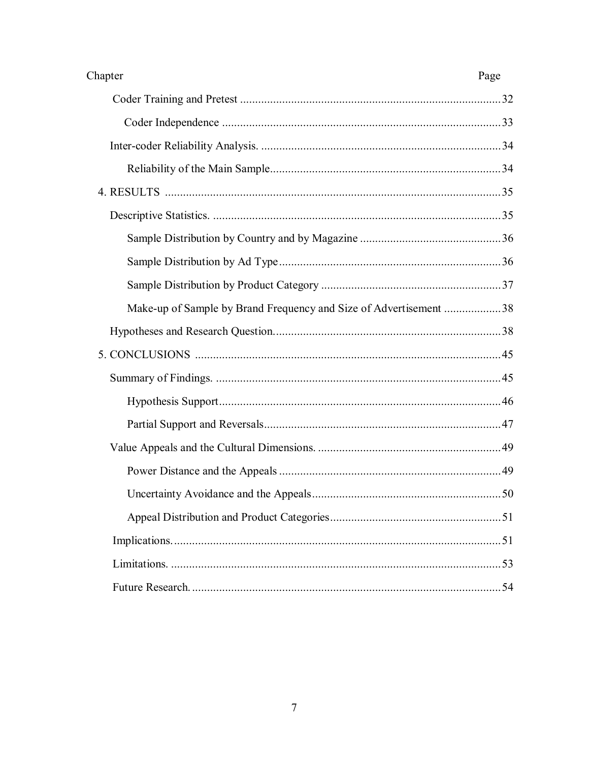| Chapter | Page |
|---|---|
| Coder Training and Pretest | 32 |
| Coder Independence | 33 |
| Inter-coder Reliability Analysis. | 34 |
| Reliability of the Main Sample | 34 |
| 4. RESULTS | 35 |
| Descriptive Statistics. | 35 |
| Sample Distribution by Country and by Magazine | 36 |
| Sample Distribution by Ad Type | 36 |
| Sample Distribution by Product Category | 37 |
| Make-up of Sample by Brand Frequency and Size of Advertisement | 38 |
| Hypotheses and Research Question. | 38 |
| 5. CONCLUSIONS | 45 |
| Summary of Findings. | 45 |
| Hypothesis Support | 46 |
| Partial Support and Reversals | 47 |
| Value Appeals and the Cultural Dimensions. | 49 |
| Power Distance and the Appeals | 49 |
| Uncertainty Avoidance and the Appeals | 50 |
| Appeal Distribution and Product Categories | 51 |
| Implications. | 51 |
| Limitations. | 53 |
| Future Research. | 54 |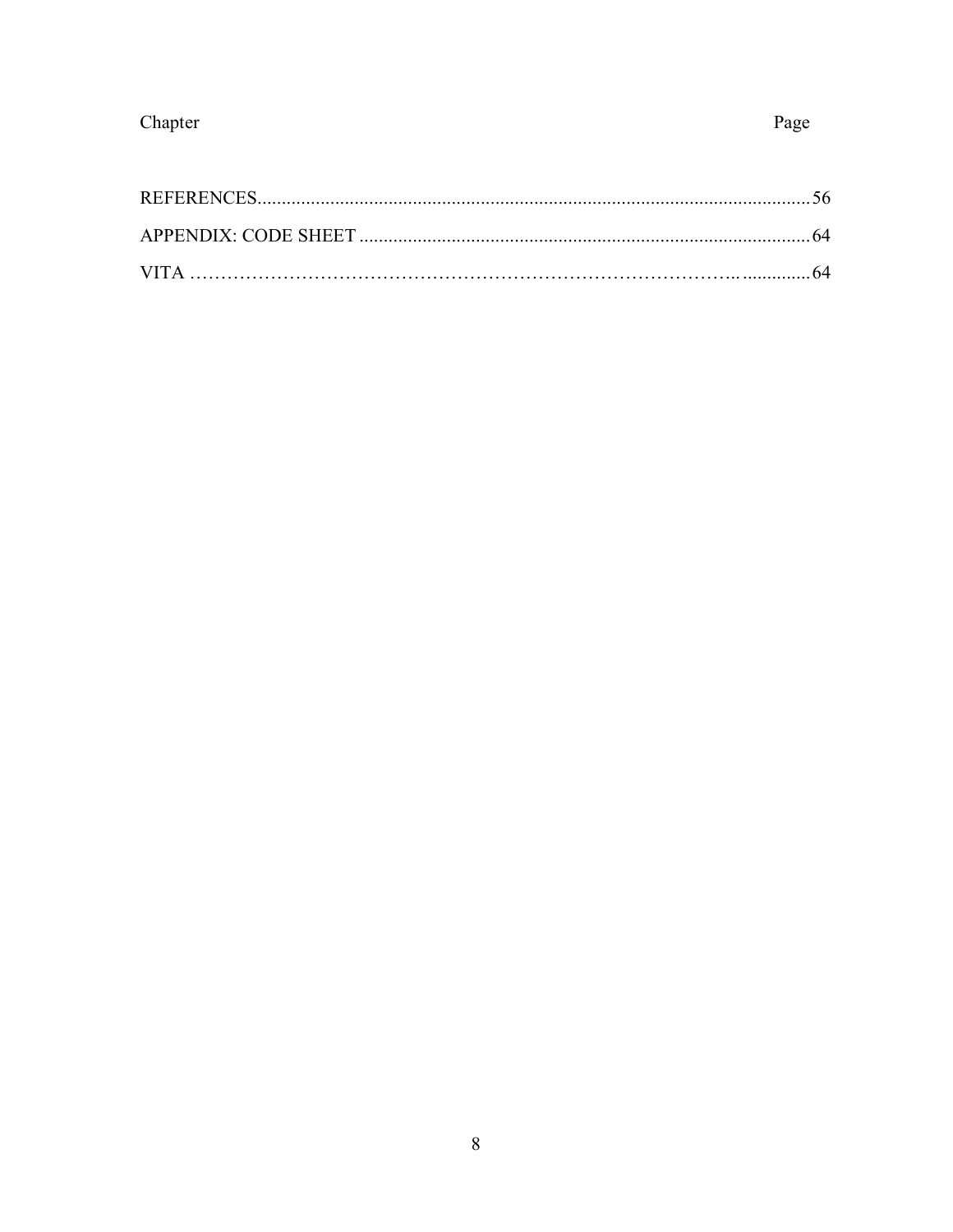| Chapter | Page |
|---|---|
| REFERENCES | 56 |
| APPENDIX: CODE SHEET | 64 |
| VITA | 64 |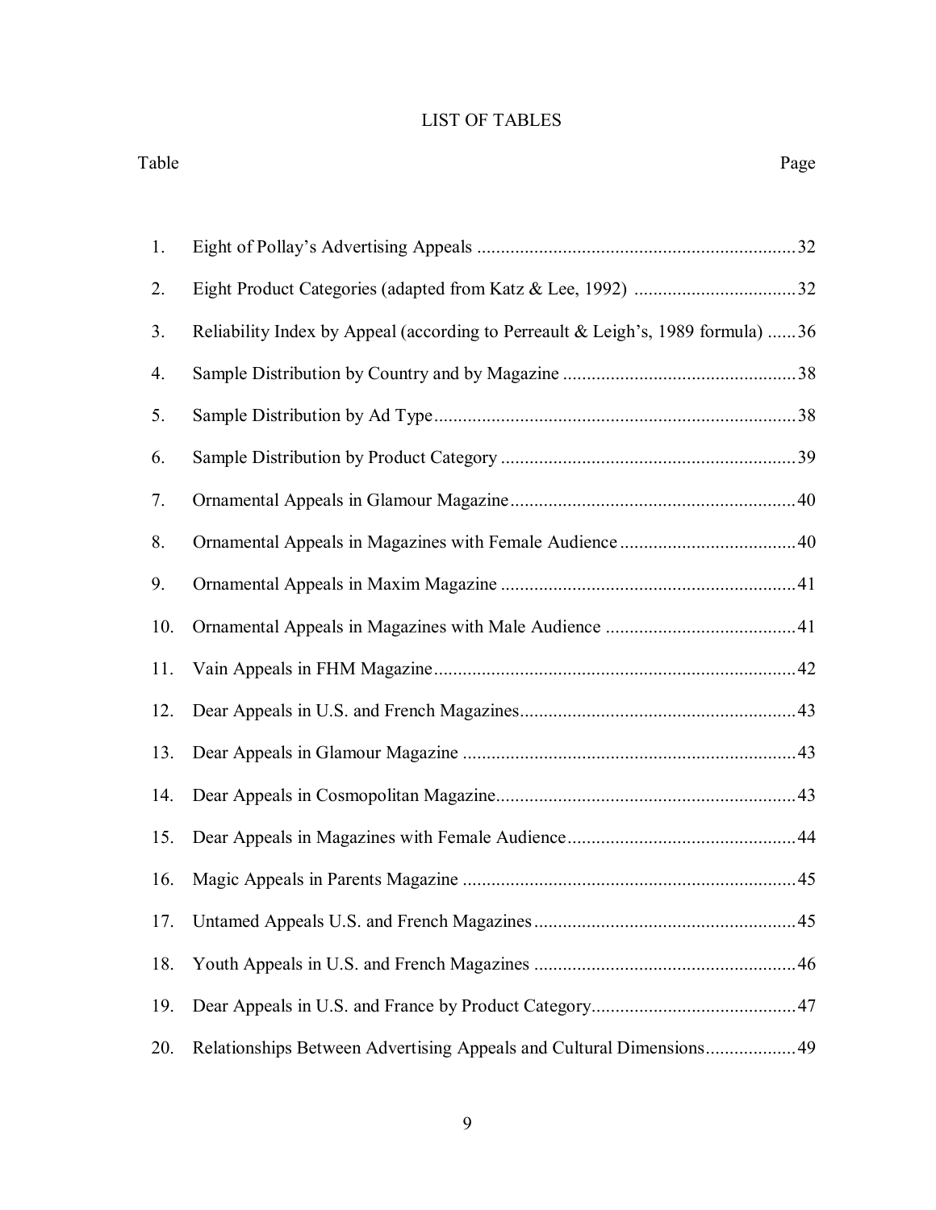# LIST OF TABLES

| Table | | Page |
|---|---|---|
| 1. | Eight of Pollay's Advertising Appeals | 32 |
| 2. | Eight Product Categories (adapted from Katz & Lee, 1992) | 32 |
| 3. | Reliability Index by Appeal (according to Perreault & Leigh's, 1989 formula) | 36 |
| 4. | Sample Distribution by Country and by Magazine | 38 |
| 5. | Sample Distribution by Ad Type | 38 |
| 6. | Sample Distribution by Product Category | 39 |
| 7. | Ornamental Appeals in Glamour Magazine | 40 |
| 8. | Ornamental Appeals in Magazines with Female Audience | 40 |
| 9. | Ornamental Appeals in Maxim Magazine | 41 |
| 10. | Ornamental Appeals in Magazines with Male Audience | 41 |
| 11. | Vain Appeals in FHM Magazine | 42 |
| 12. | Dear Appeals in U.S. and French Magazines | 43 |
| 13. | Dear Appeals in Glamour Magazine | 43 |
| 14. | Dear Appeals in Cosmopolitan Magazine | 43 |
| 15. | Dear Appeals in Magazines with Female Audience | 44 |
| 16. | Magic Appeals in Parents Magazine | 45 |
| 17. | Untamed Appeals U.S. and French Magazines | 45 |
| 18. | Youth Appeals in U.S. and French Magazines | 46 |
| 19. | Dear Appeals in U.S. and France by Product Category | 47 |
| 20. | Relationships Between Advertising Appeals and Cultural Dimensions | 49 |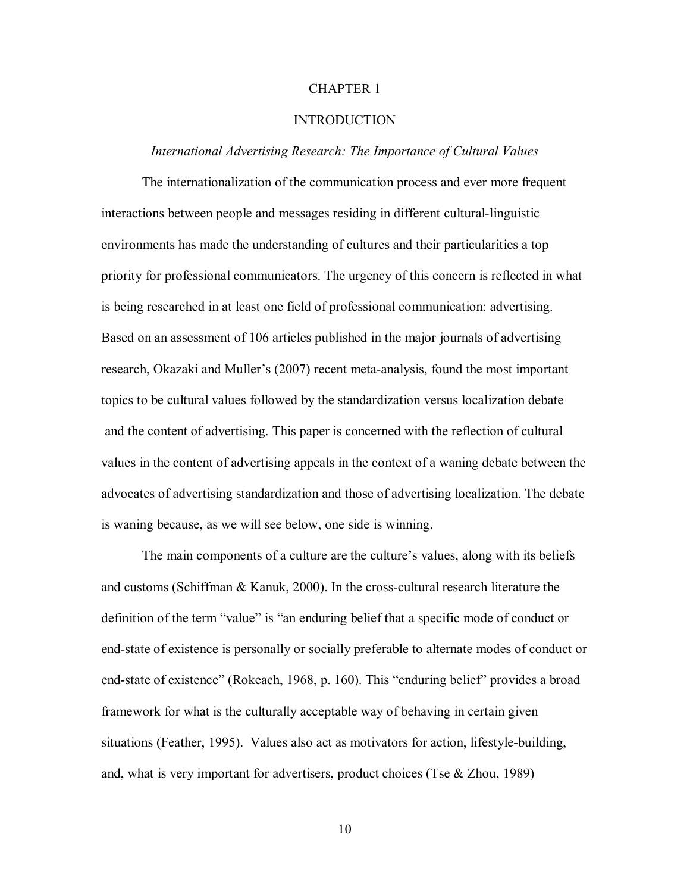# CHAPTER 1

# INTRODUCTION

## *International Advertising Research: The Importance of Cultural Values*

The internationalization of the communication process and ever more frequent interactions between people and messages residing in different cultural-linguistic environments has made the understanding of cultures and their particularities a top priority for professional communicators. The urgency of this concern is reflected in what is being researched in at least one field of professional communication: advertising. Based on an assessment of 106 articles published in the major journals of advertising research, Okazaki and Muller's (2007) recent meta-analysis, found the most important topics to be cultural values followed by the standardization versus localization debate and the content of advertising. This paper is concerned with the reflection of cultural values in the content of advertising appeals in the context of a waning debate between the advocates of advertising standardization and those of advertising localization. The debate is waning because, as we will see below, one side is winning.

The main components of a culture are the culture's values, along with its beliefs and customs (Schiffman & Kanuk, 2000). In the cross-cultural research literature the definition of the term "value" is "an enduring belief that a specific mode of conduct or end-state of existence is personally or socially preferable to alternate modes of conduct or end-state of existence" (Rokeach, 1968, p. 160). This "enduring belief" provides a broad framework for what is the culturally acceptable way of behaving in certain given situations (Feather, 1995). Values also act as motivators for action, lifestyle-building, and, what is very important for advertisers, product choices (Tse & Zhou, 1989)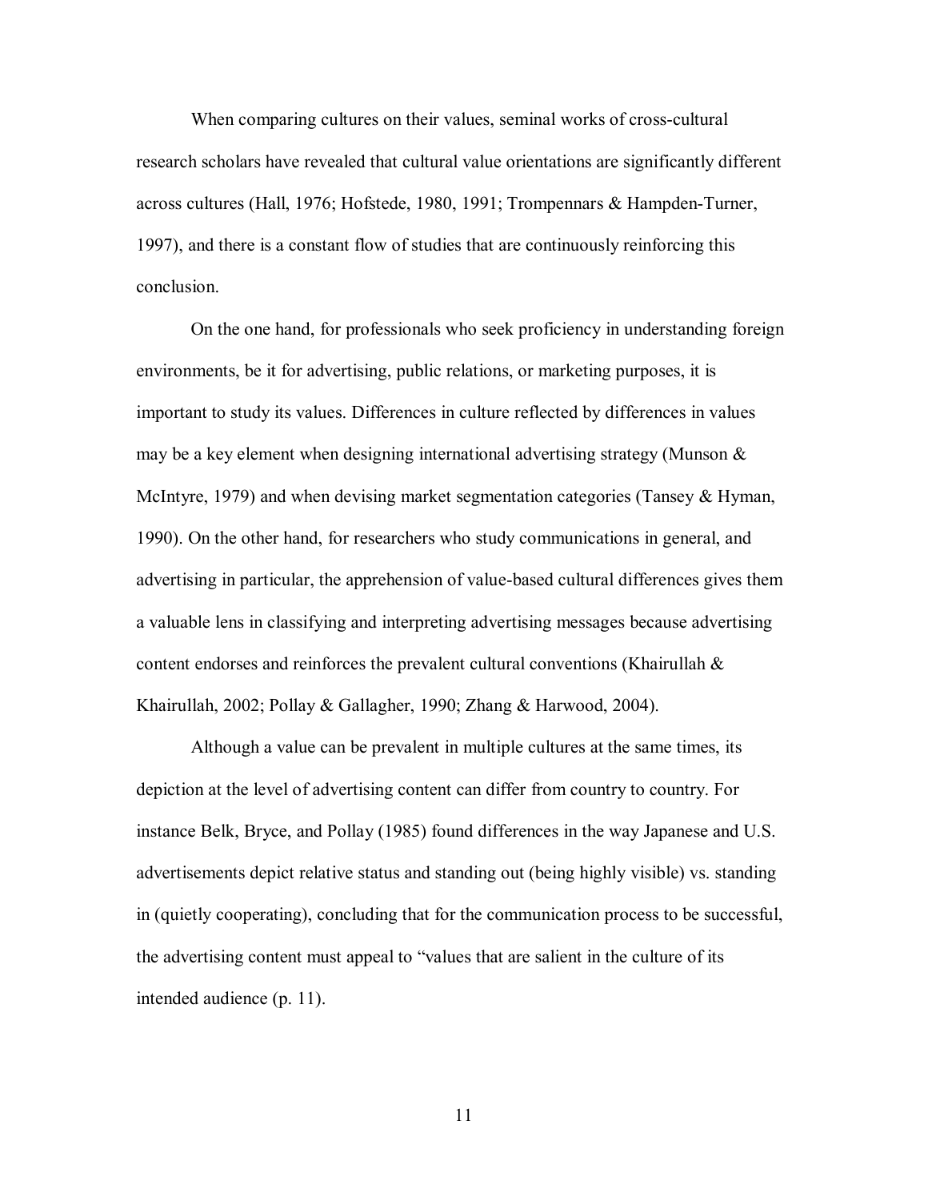When comparing cultures on their values, seminal works of cross-cultural research scholars have revealed that cultural value orientations are significantly different across cultures (Hall, 1976; Hofstede, 1980, 1991; Trompennars & Hampden-Turner, 1997), and there is a constant flow of studies that are continuously reinforcing this conclusion.

On the one hand, for professionals who seek proficiency in understanding foreign environments, be it for advertising, public relations, or marketing purposes, it is important to study its values. Differences in culture reflected by differences in values may be a key element when designing international advertising strategy (Munson & McIntyre, 1979) and when devising market segmentation categories (Tansey & Hyman, 1990). On the other hand, for researchers who study communications in general, and advertising in particular, the apprehension of value-based cultural differences gives them a valuable lens in classifying and interpreting advertising messages because advertising content endorses and reinforces the prevalent cultural conventions (Khairullah & Khairullah, 2002; Pollay & Gallagher, 1990; Zhang & Harwood, 2004).

Although a value can be prevalent in multiple cultures at the same times, its depiction at the level of advertising content can differ from country to country. For instance Belk, Bryce, and Pollay (1985) found differences in the way Japanese and U.S. advertisements depict relative status and standing out (being highly visible) vs. standing in (quietly cooperating), concluding that for the communication process to be successful, the advertising content must appeal to "values that are salient in the culture of its intended audience (p. 11).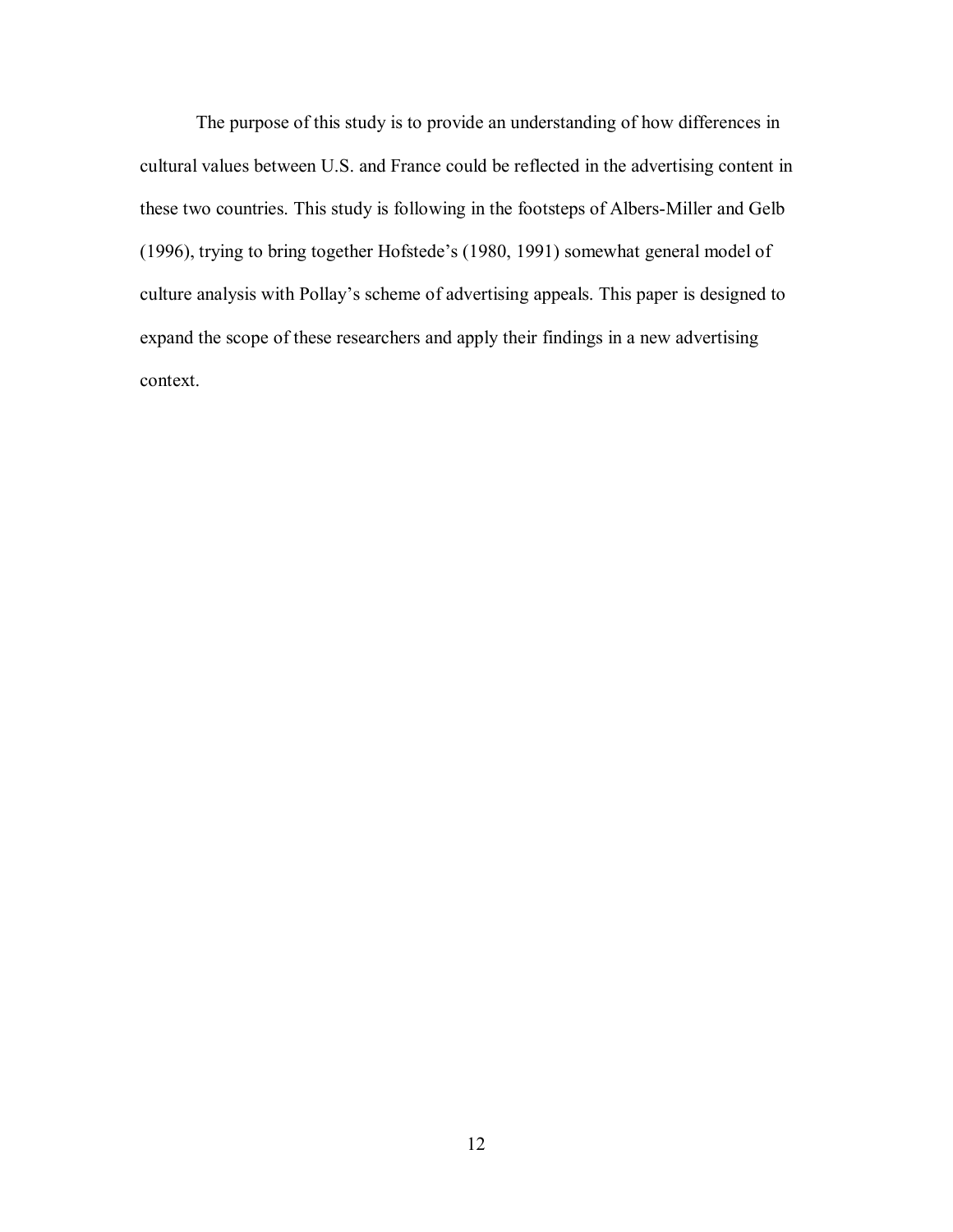The purpose of this study is to provide an understanding of how differences in cultural values between U.S. and France could be reflected in the advertising content in these two countries. This study is following in the footsteps of Albers-Miller and Gelb (1996), trying to bring together Hofstede's (1980, 1991) somewhat general model of culture analysis with Pollay's scheme of advertising appeals. This paper is designed to expand the scope of these researchers and apply their findings in a new advertising context.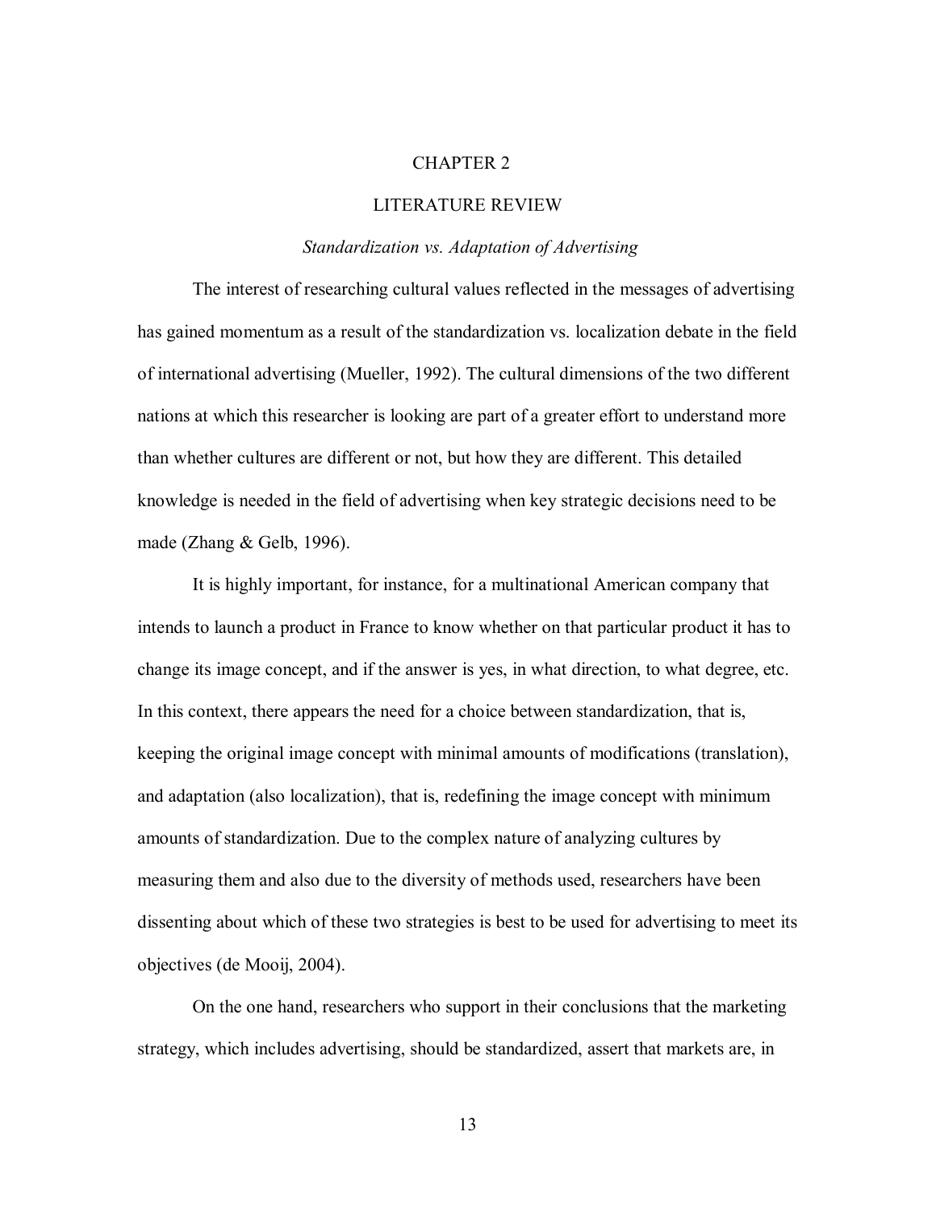# CHAPTER 2

# LITERATURE REVIEW

### *Standardization vs. Adaptation of Advertising*

The interest of researching cultural values reflected in the messages of advertising has gained momentum as a result of the standardization vs. localization debate in the field of international advertising (Mueller, 1992). The cultural dimensions of the two different nations at which this researcher is looking are part of a greater effort to understand more than whether cultures are different or not, but how they are different. This detailed knowledge is needed in the field of advertising when key strategic decisions need to be made (Zhang & Gelb, 1996).

It is highly important, for instance, for a multinational American company that intends to launch a product in France to know whether on that particular product it has to change its image concept, and if the answer is yes, in what direction, to what degree, etc. In this context, there appears the need for a choice between standardization, that is, keeping the original image concept with minimal amounts of modifications (translation), and adaptation (also localization), that is, redefining the image concept with minimum amounts of standardization. Due to the complex nature of analyzing cultures by measuring them and also due to the diversity of methods used, researchers have been dissenting about which of these two strategies is best to be used for advertising to meet its objectives (de Mooij, 2004).

On the one hand, researchers who support in their conclusions that the marketing strategy, which includes advertising, should be standardized, assert that markets are, in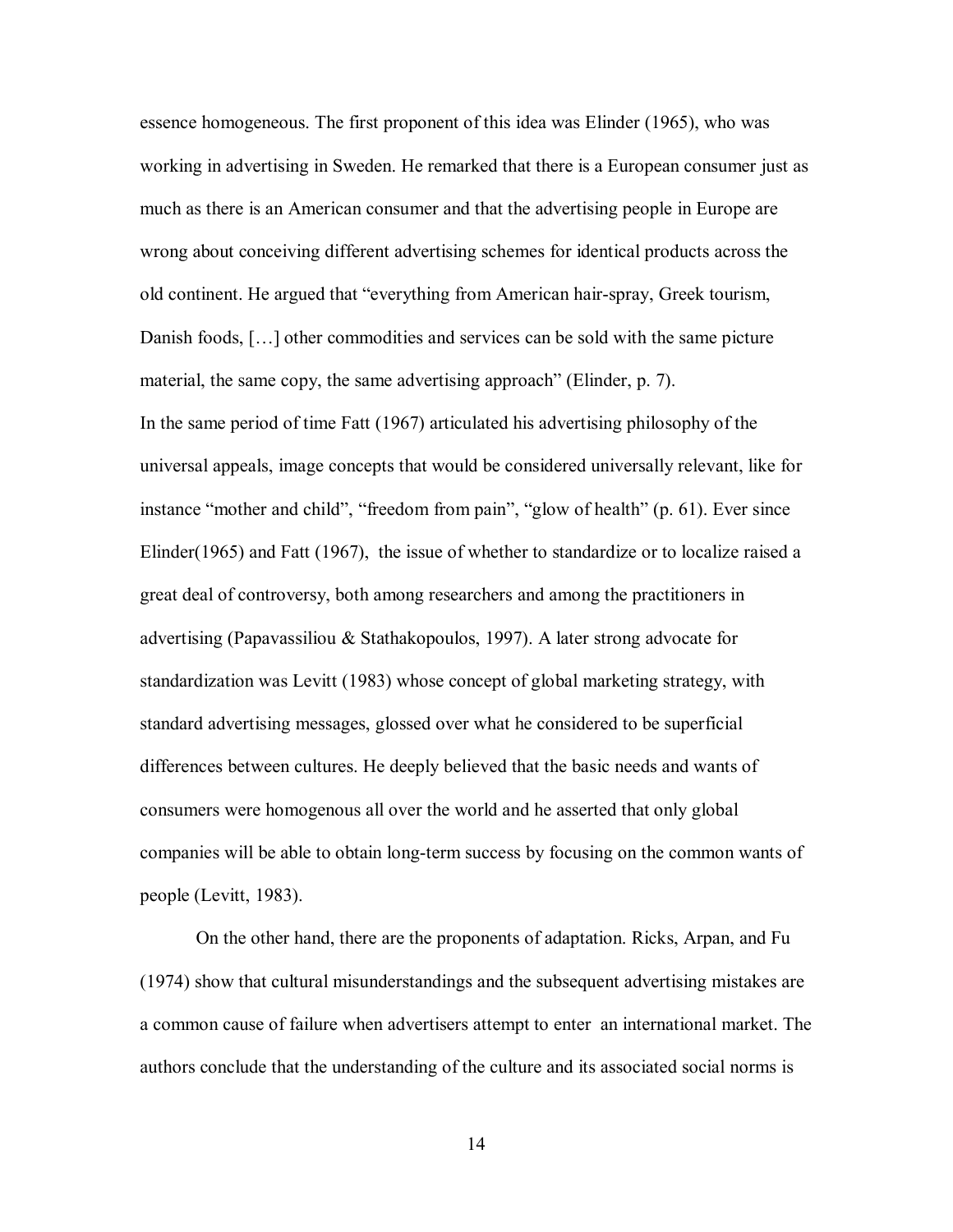essence homogeneous. The first proponent of this idea was Elinder (1965), who was working in advertising in Sweden. He remarked that there is a European consumer just as much as there is an American consumer and that the advertising people in Europe are wrong about conceiving different advertising schemes for identical products across the old continent. He argued that "everything from American hair-spray, Greek tourism, Danish foods, […] other commodities and services can be sold with the same picture material, the same copy, the same advertising approach" (Elinder, p. 7).

In the same period of time Fatt (1967) articulated his advertising philosophy of the universal appeals, image concepts that would be considered universally relevant, like for instance "mother and child", "freedom from pain", "glow of health" (p. 61). Ever since Elinder(1965) and Fatt (1967), the issue of whether to standardize or to localize raised a great deal of controversy, both among researchers and among the practitioners in advertising (Papavassiliou & Stathakopoulos, 1997). A later strong advocate for standardization was Levitt (1983) whose concept of global marketing strategy, with standard advertising messages, glossed over what he considered to be superficial differences between cultures. He deeply believed that the basic needs and wants of consumers were homogenous all over the world and he asserted that only global companies will be able to obtain long-term success by focusing on the common wants of people (Levitt, 1983).

On the other hand, there are the proponents of adaptation. Ricks, Arpan, and Fu (1974) show that cultural misunderstandings and the subsequent advertising mistakes are a common cause of failure when advertisers attempt to enter an international market. The authors conclude that the understanding of the culture and its associated social norms is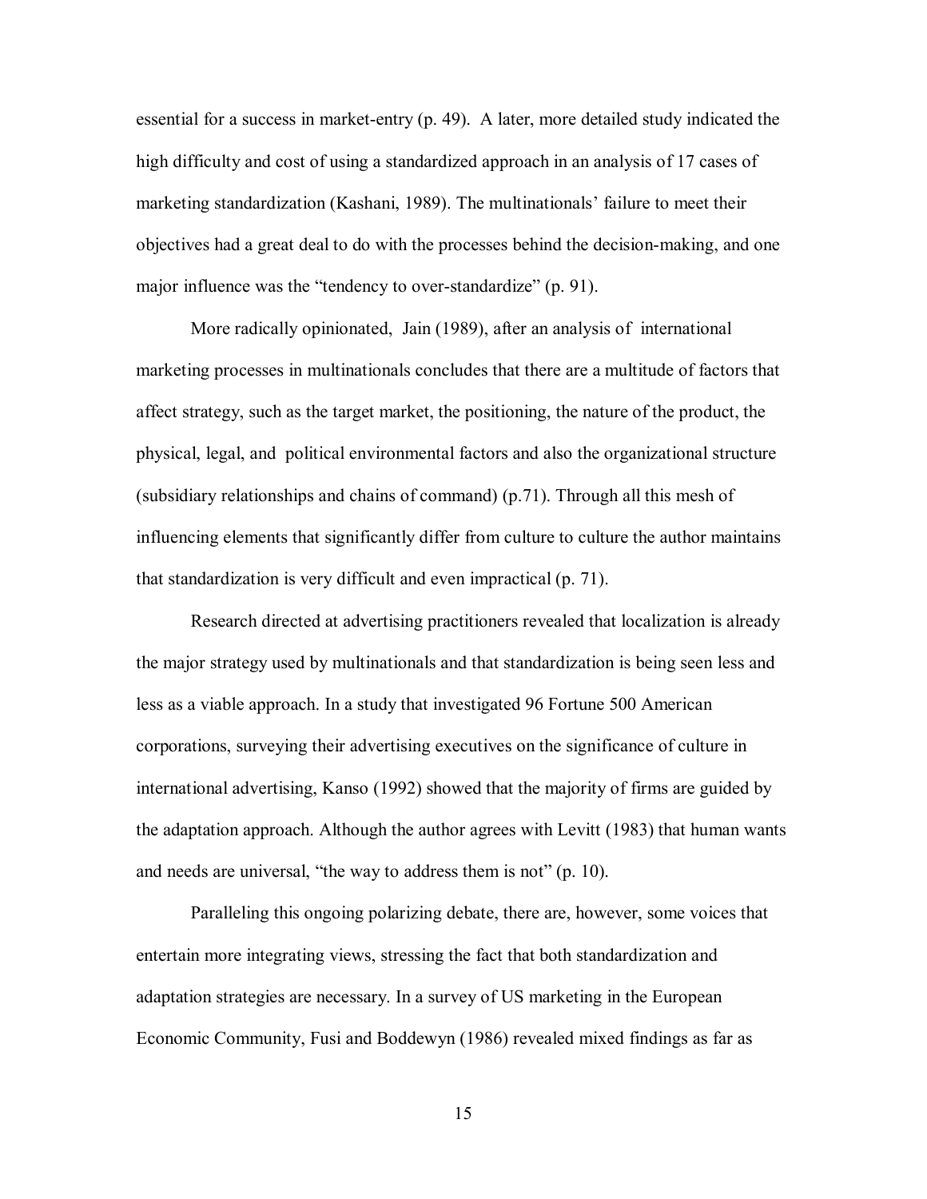essential for a success in market-entry (p. 49). A later, more detailed study indicated the high difficulty and cost of using a standardized approach in an analysis of 17 cases of marketing standardization (Kashani, 1989). The multinationals' failure to meet their objectives had a great deal to do with the processes behind the decision-making, and one major influence was the "tendency to over-standardize" (p. 91).

More radically opinionated, Jain (1989), after an analysis of international marketing processes in multinationals concludes that there are a multitude of factors that affect strategy, such as the target market, the positioning, the nature of the product, the physical, legal, and political environmental factors and also the organizational structure (subsidiary relationships and chains of command) (p.71). Through all this mesh of influencing elements that significantly differ from culture to culture the author maintains that standardization is very difficult and even impractical (p. 71).

Research directed at advertising practitioners revealed that localization is already the major strategy used by multinationals and that standardization is being seen less and less as a viable approach. In a study that investigated 96 Fortune 500 American corporations, surveying their advertising executives on the significance of culture in international advertising, Kanso (1992) showed that the majority of firms are guided by the adaptation approach. Although the author agrees with Levitt (1983) that human wants and needs are universal, "the way to address them is not" (p. 10).

Paralleling this ongoing polarizing debate, there are, however, some voices that entertain more integrating views, stressing the fact that both standardization and adaptation strategies are necessary. In a survey of US marketing in the European Economic Community, Fusi and Boddewyn (1986) revealed mixed findings as far as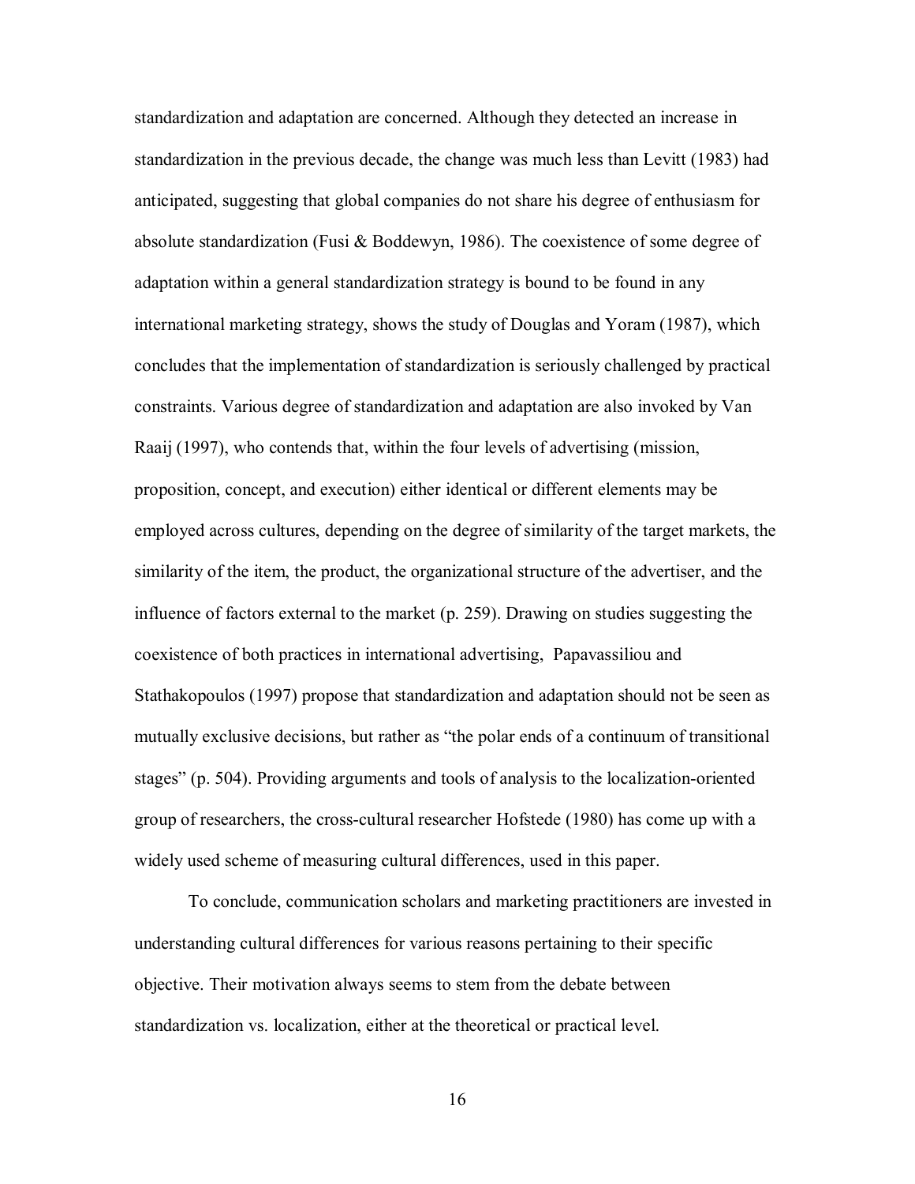standardization and adaptation are concerned. Although they detected an increase in standardization in the previous decade, the change was much less than Levitt (1983) had anticipated, suggesting that global companies do not share his degree of enthusiasm for absolute standardization (Fusi & Boddewyn, 1986). The coexistence of some degree of adaptation within a general standardization strategy is bound to be found in any international marketing strategy, shows the study of Douglas and Yoram (1987), which concludes that the implementation of standardization is seriously challenged by practical constraints. Various degree of standardization and adaptation are also invoked by Van Raaij (1997), who contends that, within the four levels of advertising (mission, proposition, concept, and execution) either identical or different elements may be employed across cultures, depending on the degree of similarity of the target markets, the similarity of the item, the product, the organizational structure of the advertiser, and the influence of factors external to the market (p. 259). Drawing on studies suggesting the coexistence of both practices in international advertising, Papavassiliou and Stathakopoulos (1997) propose that standardization and adaptation should not be seen as mutually exclusive decisions, but rather as "the polar ends of a continuum of transitional stages" (p. 504). Providing arguments and tools of analysis to the localization-oriented group of researchers, the cross-cultural researcher Hofstede (1980) has come up with a widely used scheme of measuring cultural differences, used in this paper.

To conclude, communication scholars and marketing practitioners are invested in understanding cultural differences for various reasons pertaining to their specific objective. Their motivation always seems to stem from the debate between standardization vs. localization, either at the theoretical or practical level.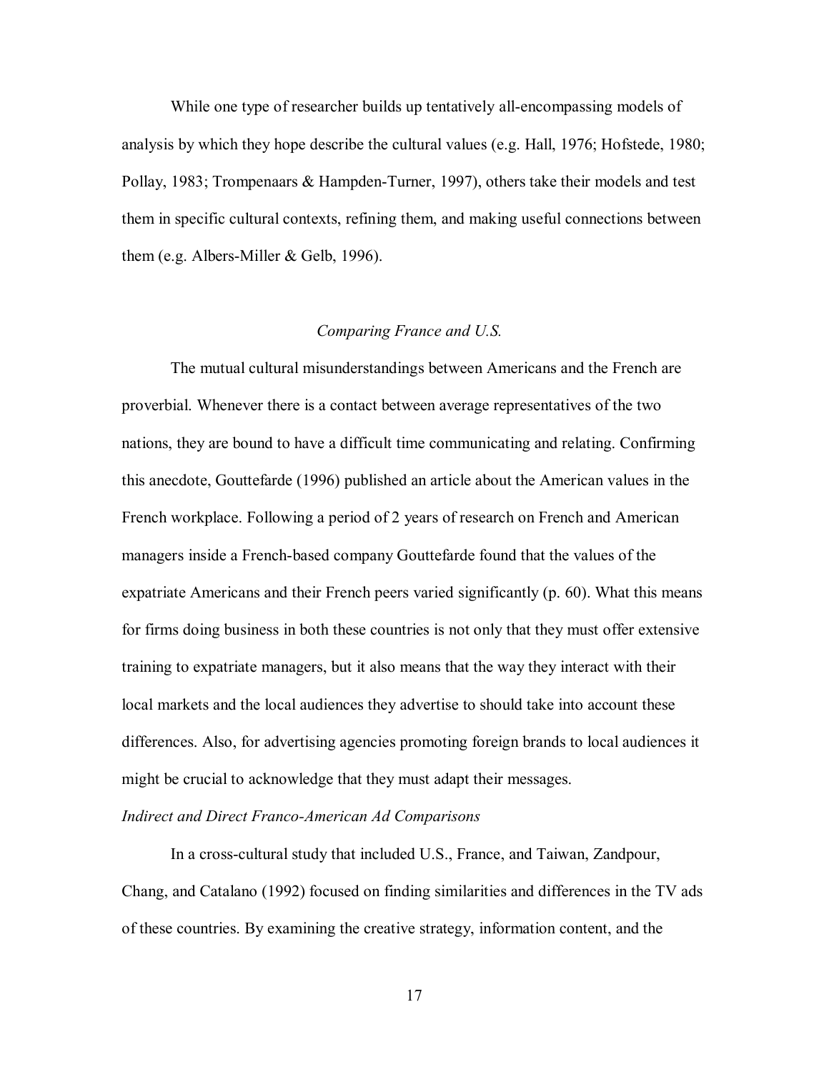While one type of researcher builds up tentatively all-encompassing models of analysis by which they hope describe the cultural values (e.g. Hall, 1976; Hofstede, 1980; Pollay, 1983; Trompenaars & Hampden-Turner, 1997), others take their models and test them in specific cultural contexts, refining them, and making useful connections between them (e.g. Albers-Miller & Gelb, 1996).

## *Comparing France and U.S.*

The mutual cultural misunderstandings between Americans and the French are proverbial. Whenever there is a contact between average representatives of the two nations, they are bound to have a difficult time communicating and relating. Confirming this anecdote, Gouttefarde (1996) published an article about the American values in the French workplace. Following a period of 2 years of research on French and American managers inside a French-based company Gouttefarde found that the values of the expatriate Americans and their French peers varied significantly (p. 60). What this means for firms doing business in both these countries is not only that they must offer extensive training to expatriate managers, but it also means that the way they interact with their local markets and the local audiences they advertise to should take into account these differences. Also, for advertising agencies promoting foreign brands to local audiences it might be crucial to acknowledge that they must adapt their messages.

### *Indirect and Direct Franco-American Ad Comparisons*

In a cross-cultural study that included U.S., France, and Taiwan, Zandpour, Chang, and Catalano (1992) focused on finding similarities and differences in the TV ads of these countries. By examining the creative strategy, information content, and the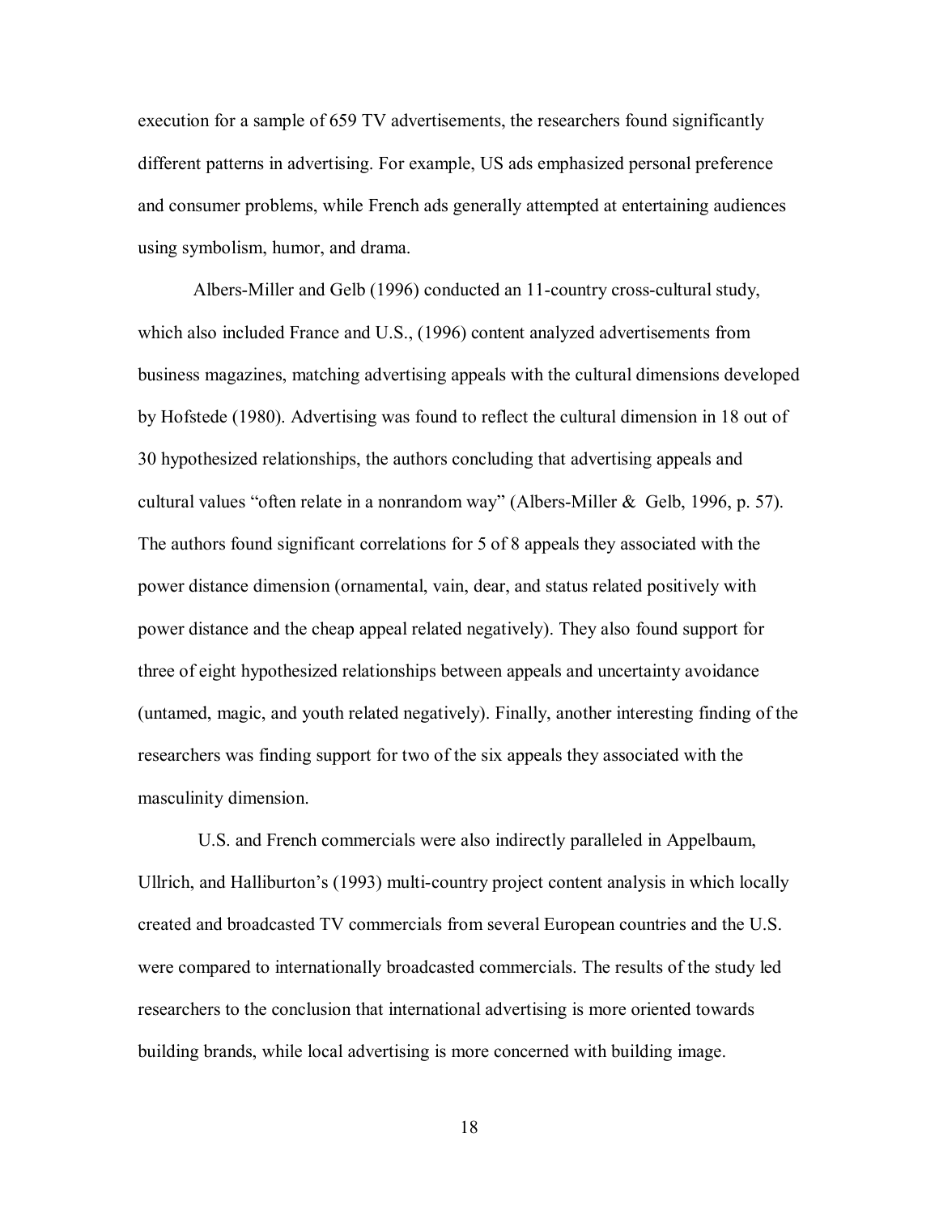execution for a sample of 659 TV advertisements, the researchers found significantly different patterns in advertising. For example, US ads emphasized personal preference and consumer problems, while French ads generally attempted at entertaining audiences using symbolism, humor, and drama.

Albers-Miller and Gelb (1996) conducted an 11-country cross-cultural study, which also included France and U.S., (1996) content analyzed advertisements from business magazines, matching advertising appeals with the cultural dimensions developed by Hofstede (1980). Advertising was found to reflect the cultural dimension in 18 out of 30 hypothesized relationships, the authors concluding that advertising appeals and cultural values "often relate in a nonrandom way" (Albers-Miller & Gelb, 1996, p. 57). The authors found significant correlations for 5 of 8 appeals they associated with the power distance dimension (ornamental, vain, dear, and status related positively with power distance and the cheap appeal related negatively). They also found support for three of eight hypothesized relationships between appeals and uncertainty avoidance (untamed, magic, and youth related negatively). Finally, another interesting finding of the researchers was finding support for two of the six appeals they associated with the masculinity dimension.

U.S. and French commercials were also indirectly paralleled in Appelbaum, Ullrich, and Halliburton's (1993) multi-country project content analysis in which locally created and broadcasted TV commercials from several European countries and the U.S. were compared to internationally broadcasted commercials. The results of the study led researchers to the conclusion that international advertising is more oriented towards building brands, while local advertising is more concerned with building image.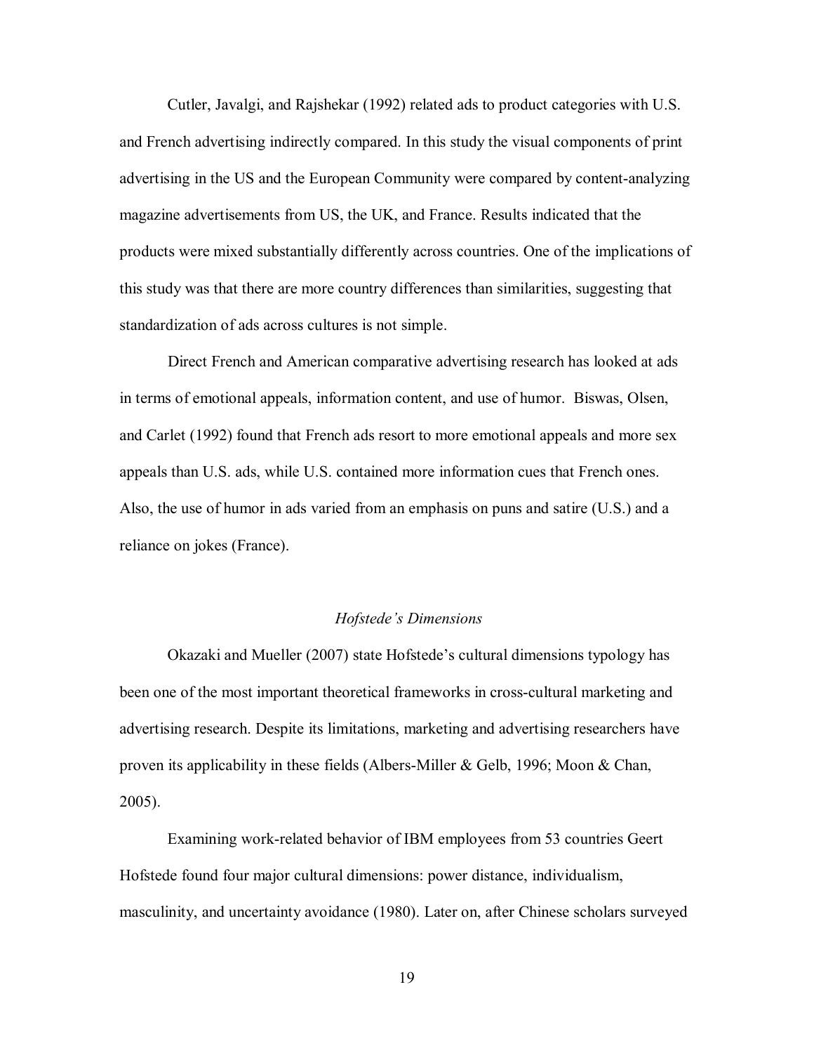Cutler, Javalgi, and Rajshekar (1992) related ads to product categories with U.S. and French advertising indirectly compared. In this study the visual components of print advertising in the US and the European Community were compared by content-analyzing magazine advertisements from US, the UK, and France. Results indicated that the products were mixed substantially differently across countries. One of the implications of this study was that there are more country differences than similarities, suggesting that standardization of ads across cultures is not simple.

Direct French and American comparative advertising research has looked at ads in terms of emotional appeals, information content, and use of humor. Biswas, Olsen, and Carlet (1992) found that French ads resort to more emotional appeals and more sex appeals than U.S. ads, while U.S. contained more information cues that French ones. Also, the use of humor in ads varied from an emphasis on puns and satire (U.S.) and a reliance on jokes (France).

### *Hofstede's Dimensions*

Okazaki and Mueller (2007) state Hofstede's cultural dimensions typology has been one of the most important theoretical frameworks in cross-cultural marketing and advertising research. Despite its limitations, marketing and advertising researchers have proven its applicability in these fields (Albers-Miller & Gelb, 1996; Moon & Chan, 2005).

Examining work-related behavior of IBM employees from 53 countries Geert Hofstede found four major cultural dimensions: power distance, individualism, masculinity, and uncertainty avoidance (1980). Later on, after Chinese scholars surveyed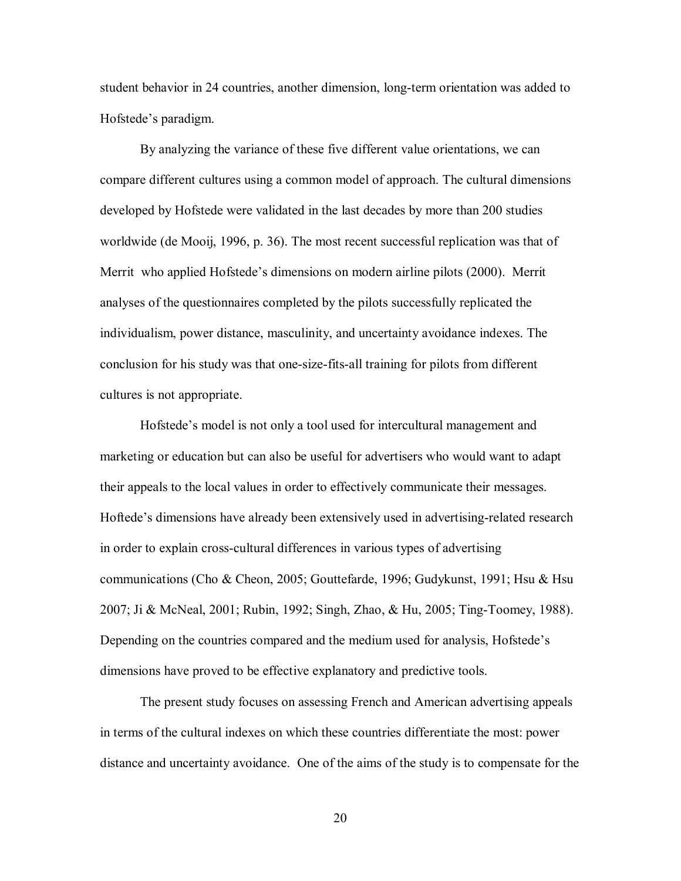student behavior in 24 countries, another dimension, long-term orientation was added to Hofstede's paradigm.

By analyzing the variance of these five different value orientations, we can compare different cultures using a common model of approach. The cultural dimensions developed by Hofstede were validated in the last decades by more than 200 studies worldwide (de Mooij, 1996, p. 36). The most recent successful replication was that of Merrit who applied Hofstede's dimensions on modern airline pilots (2000). Merrit analyses of the questionnaires completed by the pilots successfully replicated the individualism, power distance, masculinity, and uncertainty avoidance indexes. The conclusion for his study was that one-size-fits-all training for pilots from different cultures is not appropriate.

Hofstede's model is not only a tool used for intercultural management and marketing or education but can also be useful for advertisers who would want to adapt their appeals to the local values in order to effectively communicate their messages. Hoftede's dimensions have already been extensively used in advertising-related research in order to explain cross-cultural differences in various types of advertising communications (Cho & Cheon, 2005; Gouttefarde, 1996; Gudykunst, 1991; Hsu & Hsu 2007; Ji & McNeal, 2001; Rubin, 1992; Singh, Zhao, & Hu, 2005; Ting-Toomey, 1988). Depending on the countries compared and the medium used for analysis, Hofstede's dimensions have proved to be effective explanatory and predictive tools.

The present study focuses on assessing French and American advertising appeals in terms of the cultural indexes on which these countries differentiate the most: power distance and uncertainty avoidance. One of the aims of the study is to compensate for the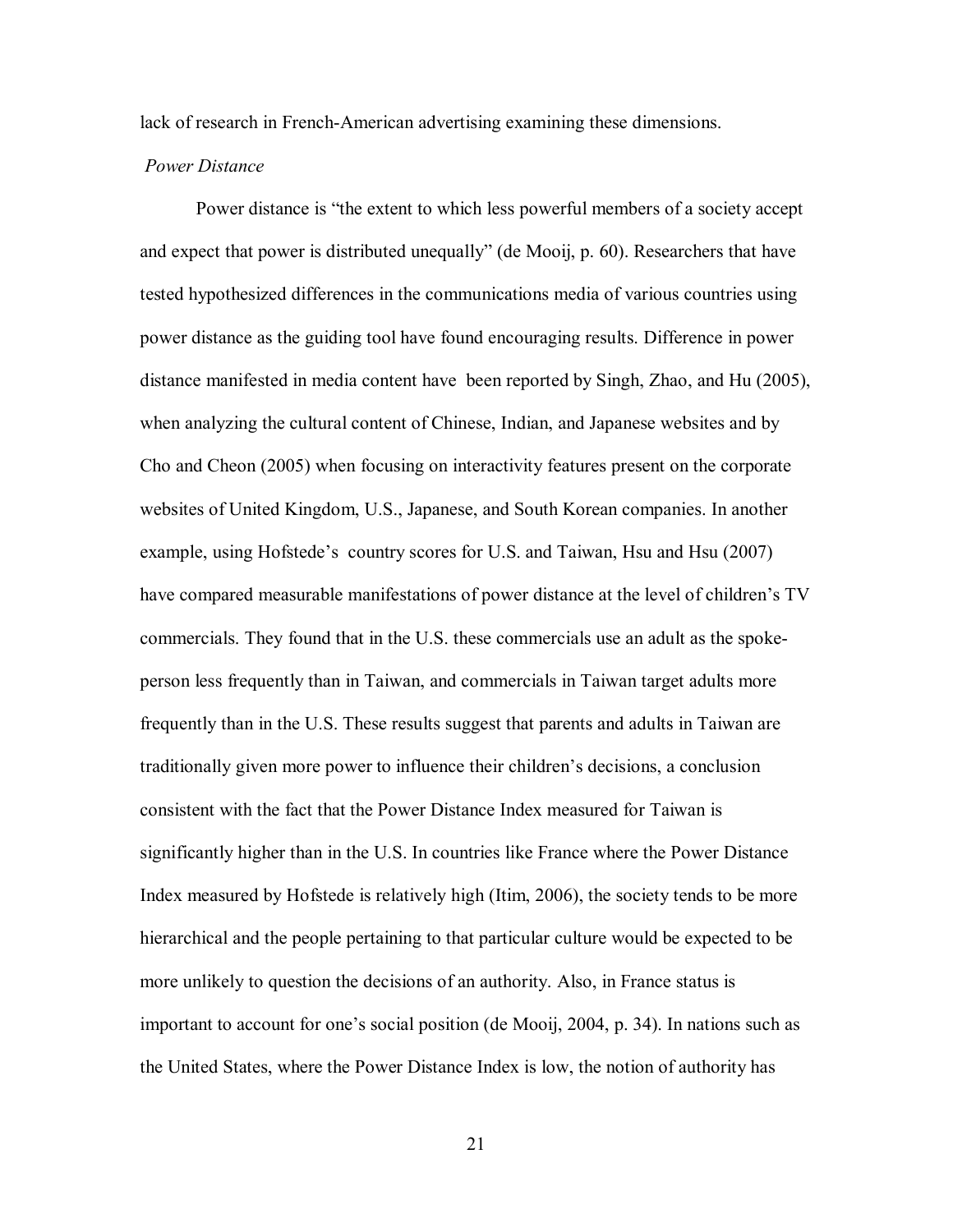lack of research in French-American advertising examining these dimensions.

*Power Distance*

Power distance is "the extent to which less powerful members of a society accept and expect that power is distributed unequally" (de Mooij, p. 60). Researchers that have tested hypothesized differences in the communications media of various countries using power distance as the guiding tool have found encouraging results. Difference in power distance manifested in media content have been reported by Singh, Zhao, and Hu (2005), when analyzing the cultural content of Chinese, Indian, and Japanese websites and by Cho and Cheon (2005) when focusing on interactivity features present on the corporate websites of United Kingdom, U.S., Japanese, and South Korean companies. In another example, using Hofstede's country scores for U.S. and Taiwan, Hsu and Hsu (2007) have compared measurable manifestations of power distance at the level of children's TV commercials. They found that in the U.S. these commercials use an adult as the spoke-person less frequently than in Taiwan, and commercials in Taiwan target adults more frequently than in the U.S. These results suggest that parents and adults in Taiwan are traditionally given more power to influence their children's decisions, a conclusion consistent with the fact that the Power Distance Index measured for Taiwan is significantly higher than in the U.S. In countries like France where the Power Distance Index measured by Hofstede is relatively high (Itim, 2006), the society tends to be more hierarchical and the people pertaining to that particular culture would be expected to be more unlikely to question the decisions of an authority. Also, in France status is important to account for one's social position (de Mooij, 2004, p. 34). In nations such as the United States, where the Power Distance Index is low, the notion of authority has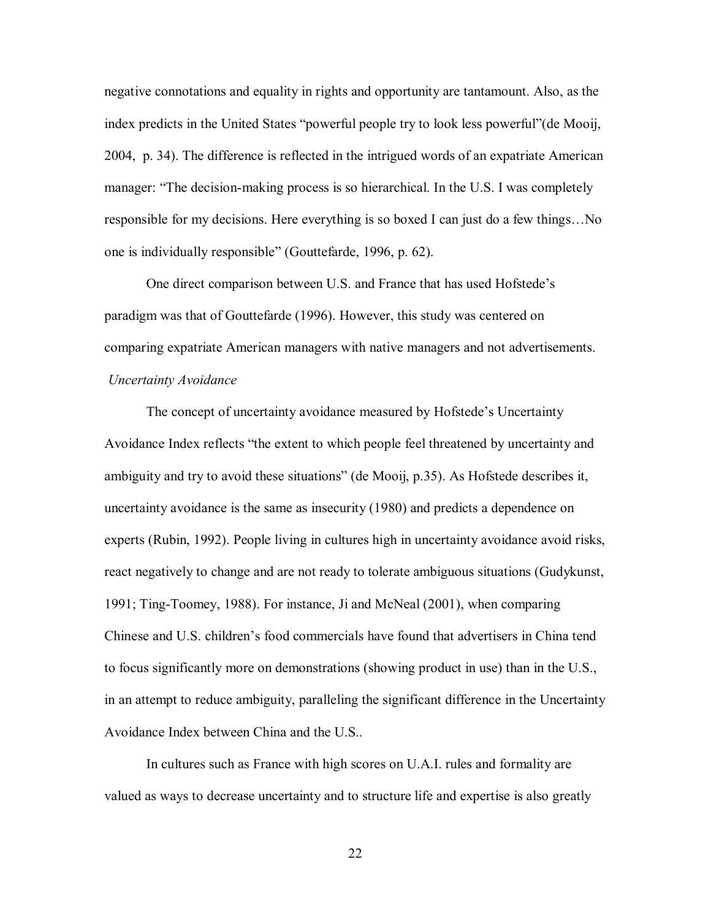negative connotations and equality in rights and opportunity are tantamount. Also, as the index predicts in the United States "powerful people try to look less powerful"(de Mooij, 2004, p. 34). The difference is reflected in the intrigued words of an expatriate American manager: "The decision-making process is so hierarchical. In the U.S. I was completely responsible for my decisions. Here everything is so boxed I can just do a few things…No one is individually responsible" (Gouttefarde, 1996, p. 62).

One direct comparison between U.S. and France that has used Hofstede's paradigm was that of Gouttefarde (1996). However, this study was centered on comparing expatriate American managers with native managers and not advertisements.

*Uncertainty Avoidance*

The concept of uncertainty avoidance measured by Hofstede's Uncertainty Avoidance Index reflects "the extent to which people feel threatened by uncertainty and ambiguity and try to avoid these situations" (de Mooij, p.35). As Hofstede describes it, uncertainty avoidance is the same as insecurity (1980) and predicts a dependence on experts (Rubin, 1992). People living in cultures high in uncertainty avoidance avoid risks, react negatively to change and are not ready to tolerate ambiguous situations (Gudykunst, 1991; Ting-Toomey, 1988). For instance, Ji and McNeal (2001), when comparing Chinese and U.S. children's food commercials have found that advertisers in China tend to focus significantly more on demonstrations (showing product in use) than in the U.S., in an attempt to reduce ambiguity, paralleling the significant difference in the Uncertainty Avoidance Index between China and the U.S..

In cultures such as France with high scores on U.A.I. rules and formality are valued as ways to decrease uncertainty and to structure life and expertise is also greatly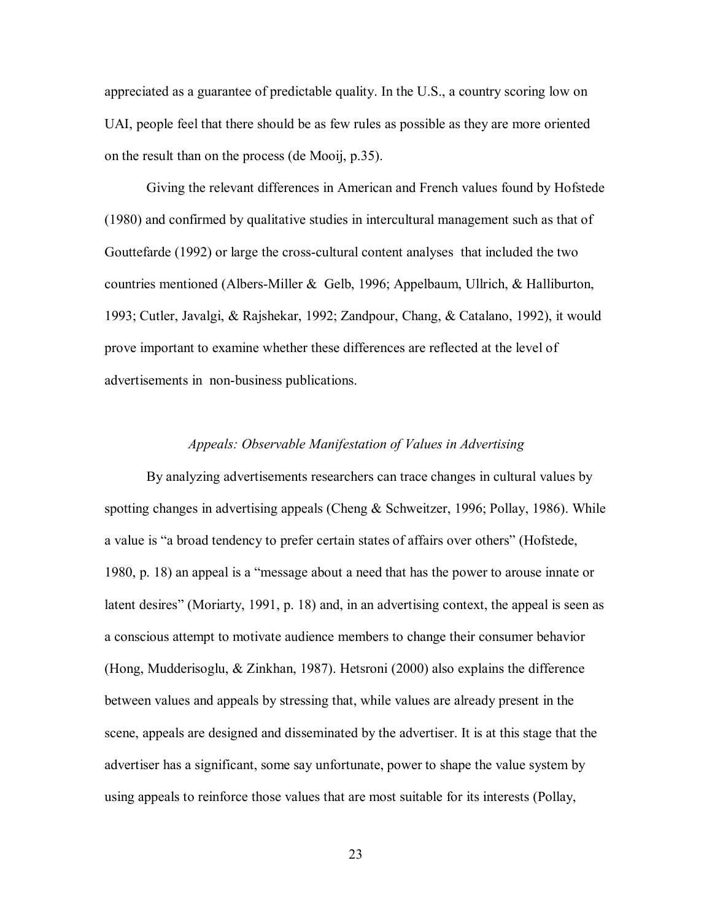appreciated as a guarantee of predictable quality. In the U.S., a country scoring low on UAI, people feel that there should be as few rules as possible as they are more oriented on the result than on the process (de Mooij, p.35).

Giving the relevant differences in American and French values found by Hofstede (1980) and confirmed by qualitative studies in intercultural management such as that of Gouttefarde (1992) or large the cross-cultural content analyses that included the two countries mentioned (Albers-Miller & Gelb, 1996; Appelbaum, Ullrich, & Halliburton, 1993; Cutler, Javalgi, & Rajshekar, 1992; Zandpour, Chang, & Catalano, 1992), it would prove important to examine whether these differences are reflected at the level of advertisements in non-business publications.

### *Appeals: Observable Manifestation of Values in Advertising*

By analyzing advertisements researchers can trace changes in cultural values by spotting changes in advertising appeals (Cheng & Schweitzer, 1996; Pollay, 1986). While a value is "a broad tendency to prefer certain states of affairs over others" (Hofstede, 1980, p. 18) an appeal is a "message about a need that has the power to arouse innate or latent desires" (Moriarty, 1991, p. 18) and, in an advertising context, the appeal is seen as a conscious attempt to motivate audience members to change their consumer behavior (Hong, Mudderisoglu, & Zinkhan, 1987). Hetsroni (2000) also explains the difference between values and appeals by stressing that, while values are already present in the scene, appeals are designed and disseminated by the advertiser. It is at this stage that the advertiser has a significant, some say unfortunate, power to shape the value system by using appeals to reinforce those values that are most suitable for its interests (Pollay,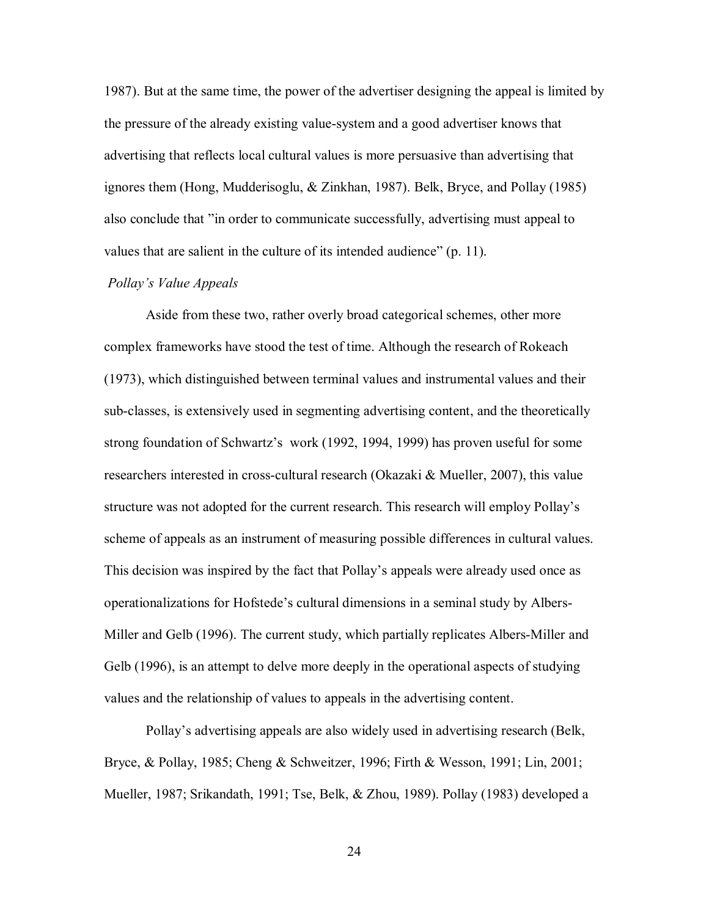1987). But at the same time, the power of the advertiser designing the appeal is limited by the pressure of the already existing value-system and a good advertiser knows that advertising that reflects local cultural values is more persuasive than advertising that ignores them (Hong, Mudderisoglu, & Zinkhan, 1987). Belk, Bryce, and Pollay (1985) also conclude that "in order to communicate successfully, advertising must appeal to values that are salient in the culture of its intended audience" (p. 11).

*Pollay's Value Appeals*

Aside from these two, rather overly broad categorical schemes, other more complex frameworks have stood the test of time. Although the research of Rokeach (1973), which distinguished between terminal values and instrumental values and their sub-classes, is extensively used in segmenting advertising content, and the theoretically strong foundation of Schwartz's work (1992, 1994, 1999) has proven useful for some researchers interested in cross-cultural research (Okazaki & Mueller, 2007), this value structure was not adopted for the current research. This research will employ Pollay's scheme of appeals as an instrument of measuring possible differences in cultural values. This decision was inspired by the fact that Pollay's appeals were already used once as operationalizations for Hofstede's cultural dimensions in a seminal study by Albers-Miller and Gelb (1996). The current study, which partially replicates Albers-Miller and Gelb (1996), is an attempt to delve more deeply in the operational aspects of studying values and the relationship of values to appeals in the advertising content.

Pollay's advertising appeals are also widely used in advertising research (Belk, Bryce, & Pollay, 1985; Cheng & Schweitzer, 1996; Firth & Wesson, 1991; Lin, 2001; Mueller, 1987; Srikandath, 1991; Tse, Belk, & Zhou, 1989). Pollay (1983) developed a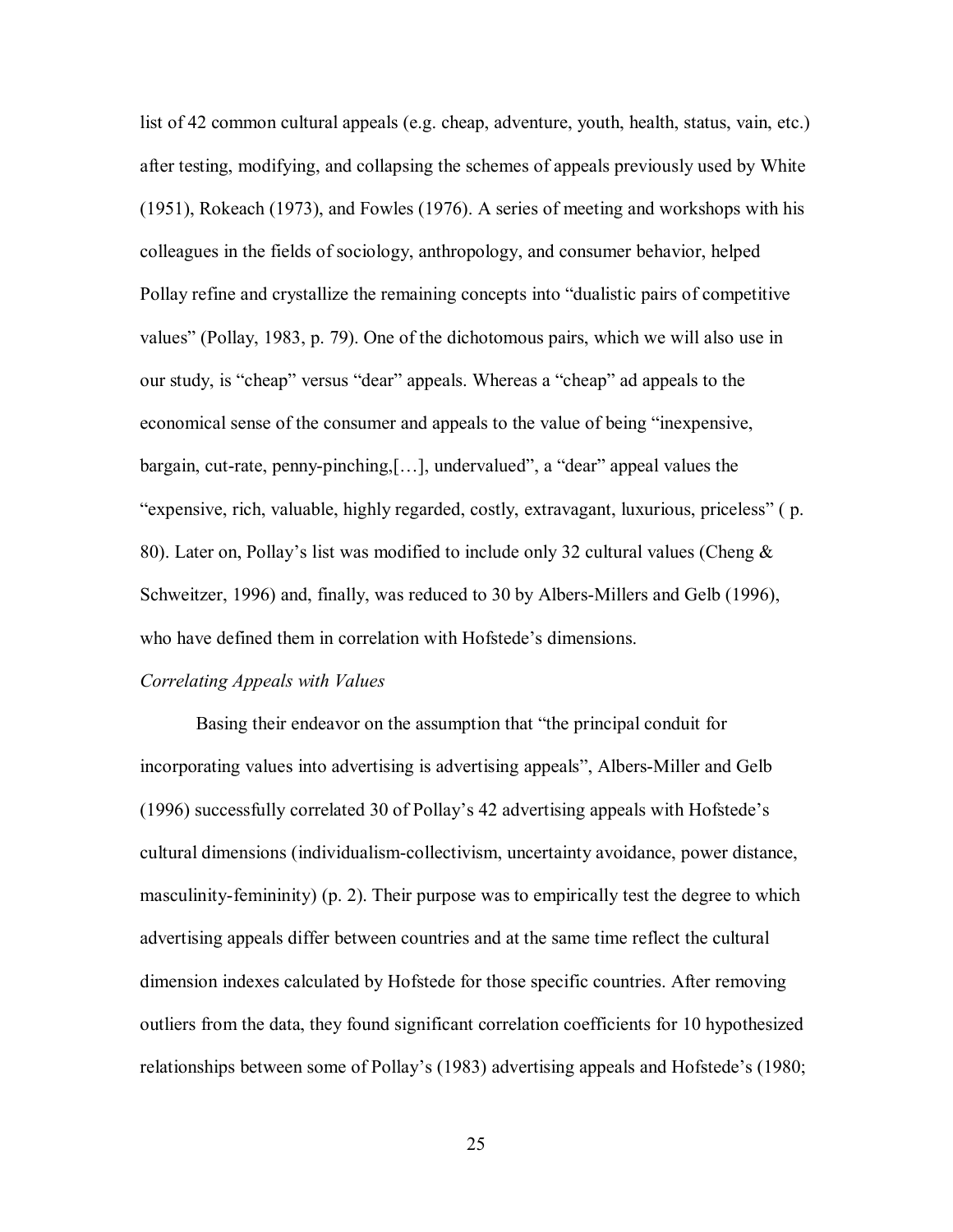list of 42 common cultural appeals (e.g. cheap, adventure, youth, health, status, vain, etc.) after testing, modifying, and collapsing the schemes of appeals previously used by White (1951), Rokeach (1973), and Fowles (1976). A series of meeting and workshops with his colleagues in the fields of sociology, anthropology, and consumer behavior, helped Pollay refine and crystallize the remaining concepts into "dualistic pairs of competitive values" (Pollay, 1983, p. 79). One of the dichotomous pairs, which we will also use in our study, is "cheap" versus "dear" appeals. Whereas a "cheap" ad appeals to the economical sense of the consumer and appeals to the value of being "inexpensive, bargain, cut-rate, penny-pinching,[…], undervalued", a "dear" appeal values the "expensive, rich, valuable, highly regarded, costly, extravagant, luxurious, priceless" ( p. 80). Later on, Pollay's list was modified to include only 32 cultural values (Cheng & Schweitzer, 1996) and, finally, was reduced to 30 by Albers-Millers and Gelb (1996), who have defined them in correlation with Hofstede's dimensions.

*Correlating Appeals with Values*

Basing their endeavor on the assumption that "the principal conduit for incorporating values into advertising is advertising appeals", Albers-Miller and Gelb (1996) successfully correlated 30 of Pollay's 42 advertising appeals with Hofstede's cultural dimensions (individualism-collectivism, uncertainty avoidance, power distance, masculinity-femininity) (p. 2). Their purpose was to empirically test the degree to which advertising appeals differ between countries and at the same time reflect the cultural dimension indexes calculated by Hofstede for those specific countries. After removing outliers from the data, they found significant correlation coefficients for 10 hypothesized relationships between some of Pollay's (1983) advertising appeals and Hofstede's (1980;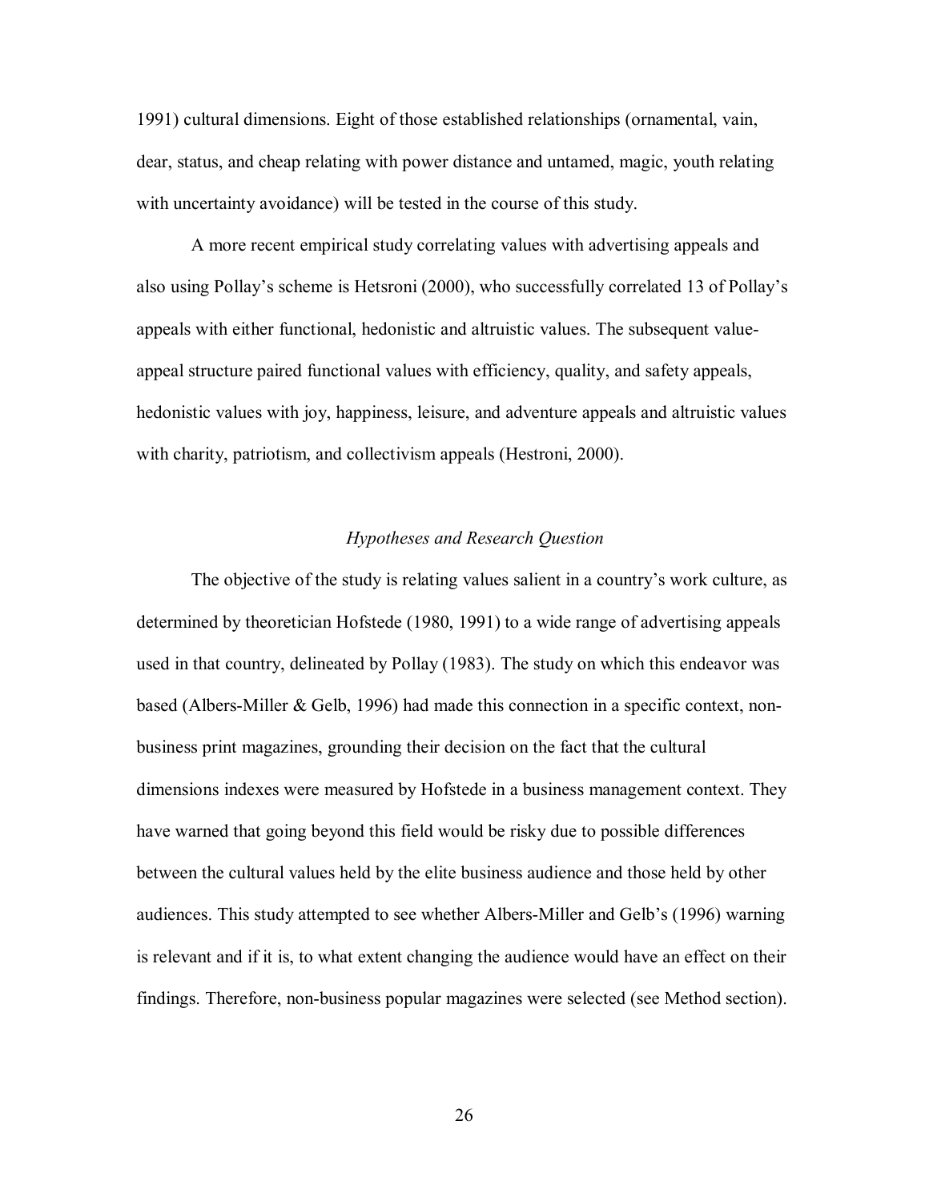1991) cultural dimensions. Eight of those established relationships (ornamental, vain, dear, status, and cheap relating with power distance and untamed, magic, youth relating with uncertainty avoidance) will be tested in the course of this study.

A more recent empirical study correlating values with advertising appeals and also using Pollay's scheme is Hetsroni (2000), who successfully correlated 13 of Pollay's appeals with either functional, hedonistic and altruistic values. The subsequent value-appeal structure paired functional values with efficiency, quality, and safety appeals, hedonistic values with joy, happiness, leisure, and adventure appeals and altruistic values with charity, patriotism, and collectivism appeals (Hestroni, 2000).

### *Hypotheses and Research Question*

The objective of the study is relating values salient in a country's work culture, as determined by theoretician Hofstede (1980, 1991) to a wide range of advertising appeals used in that country, delineated by Pollay (1983). The study on which this endeavor was based (Albers-Miller & Gelb, 1996) had made this connection in a specific context, non-business print magazines, grounding their decision on the fact that the cultural dimensions indexes were measured by Hofstede in a business management context. They have warned that going beyond this field would be risky due to possible differences between the cultural values held by the elite business audience and those held by other audiences. This study attempted to see whether Albers-Miller and Gelb's (1996) warning is relevant and if it is, to what extent changing the audience would have an effect on their findings. Therefore, non-business popular magazines were selected (see Method section).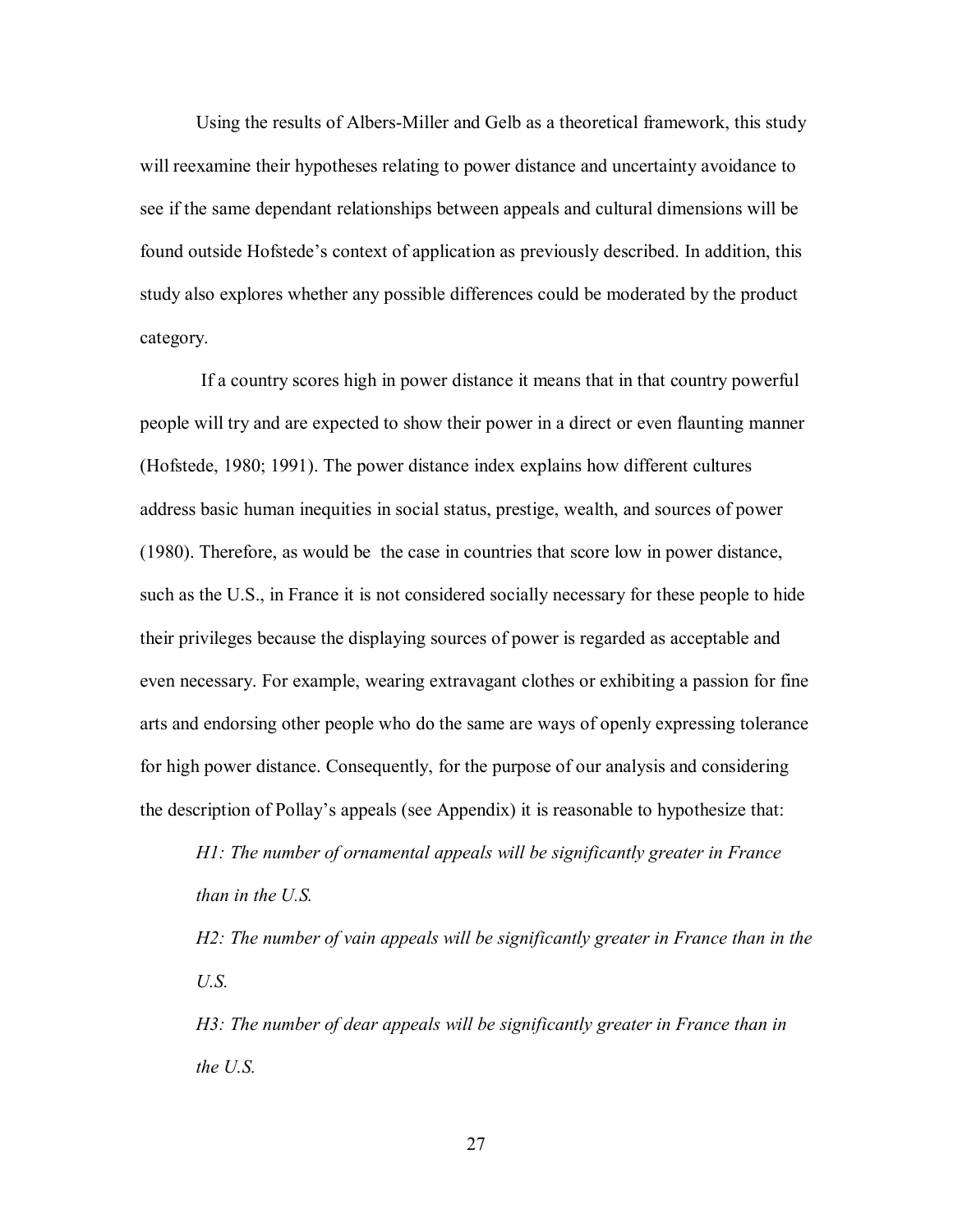Using the results of Albers-Miller and Gelb as a theoretical framework, this study will reexamine their hypotheses relating to power distance and uncertainty avoidance to see if the same dependant relationships between appeals and cultural dimensions will be found outside Hofstede's context of application as previously described. In addition, this study also explores whether any possible differences could be moderated by the product category.

If a country scores high in power distance it means that in that country powerful people will try and are expected to show their power in a direct or even flaunting manner (Hofstede, 1980; 1991). The power distance index explains how different cultures address basic human inequities in social status, prestige, wealth, and sources of power (1980). Therefore, as would be the case in countries that score low in power distance, such as the U.S., in France it is not considered socially necessary for these people to hide their privileges because the displaying sources of power is regarded as acceptable and even necessary. For example, wearing extravagant clothes or exhibiting a passion for fine arts and endorsing other people who do the same are ways of openly expressing tolerance for high power distance. Consequently, for the purpose of our analysis and considering the description of Pollay's appeals (see Appendix) it is reasonable to hypothesize that:

*H1: The number of ornamental appeals will be significantly greater in France than in the U.S.*

*H2: The number of vain appeals will be significantly greater in France than in the U.S.*

*H3: The number of dear appeals will be significantly greater in France than in the U.S.*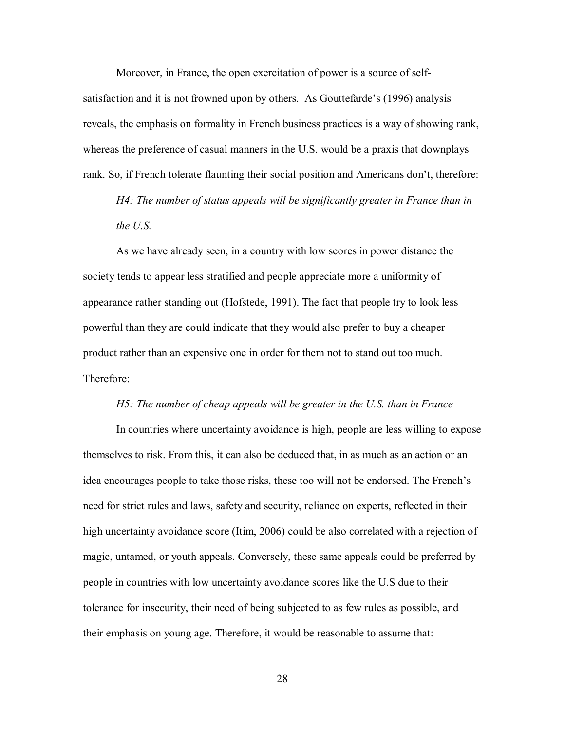Moreover, in France, the open exercitation of power is a source of self-satisfaction and it is not frowned upon by others. As Gouttefarde's (1996) analysis reveals, the emphasis on formality in French business practices is a way of showing rank, whereas the preference of casual manners in the U.S. would be a praxis that downplays rank. So, if French tolerate flaunting their social position and Americans don't, therefore:

*H4: The number of status appeals will be significantly greater in France than in the U.S.*

As we have already seen, in a country with low scores in power distance the society tends to appear less stratified and people appreciate more a uniformity of appearance rather standing out (Hofstede, 1991). The fact that people try to look less powerful than they are could indicate that they would also prefer to buy a cheaper product rather than an expensive one in order for them not to stand out too much. Therefore:

*H5: The number of cheap appeals will be greater in the U.S. than in France*

In countries where uncertainty avoidance is high, people are less willing to expose themselves to risk. From this, it can also be deduced that, in as much as an action or an idea encourages people to take those risks, these too will not be endorsed. The French's need for strict rules and laws, safety and security, reliance on experts, reflected in their high uncertainty avoidance score (Itim, 2006) could be also correlated with a rejection of magic, untamed, or youth appeals. Conversely, these same appeals could be preferred by people in countries with low uncertainty avoidance scores like the U.S due to their tolerance for insecurity, their need of being subjected to as few rules as possible, and their emphasis on young age. Therefore, it would be reasonable to assume that: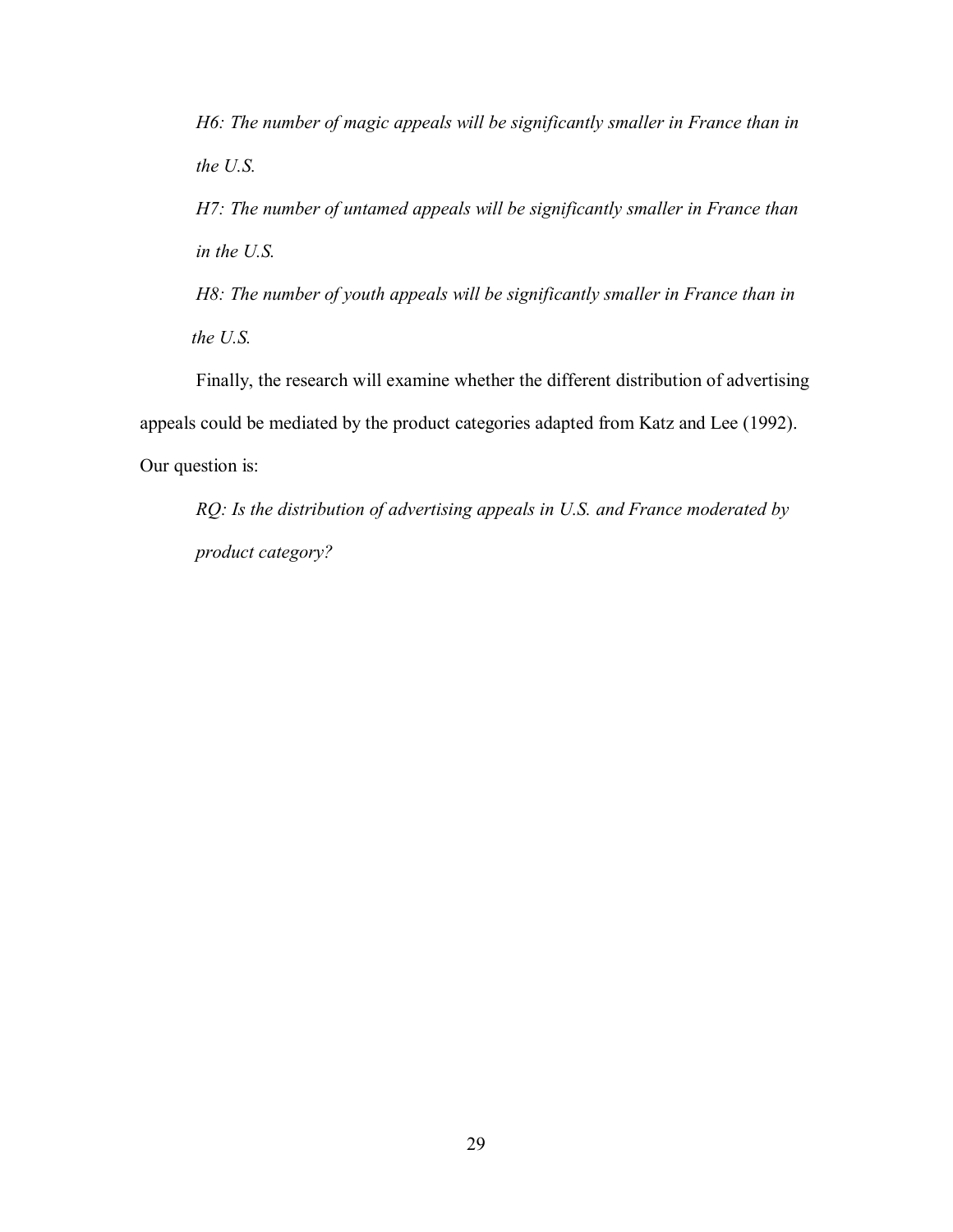*H6: The number of magic appeals will be significantly smaller in France than in the U.S.*

*H7: The number of untamed appeals will be significantly smaller in France than in the U.S.*

*H8: The number of youth appeals will be significantly smaller in France than in the U.S.*

Finally, the research will examine whether the different distribution of advertising appeals could be mediated by the product categories adapted from Katz and Lee (1992). Our question is:

*RQ: Is the distribution of advertising appeals in U.S. and France moderated by product category?*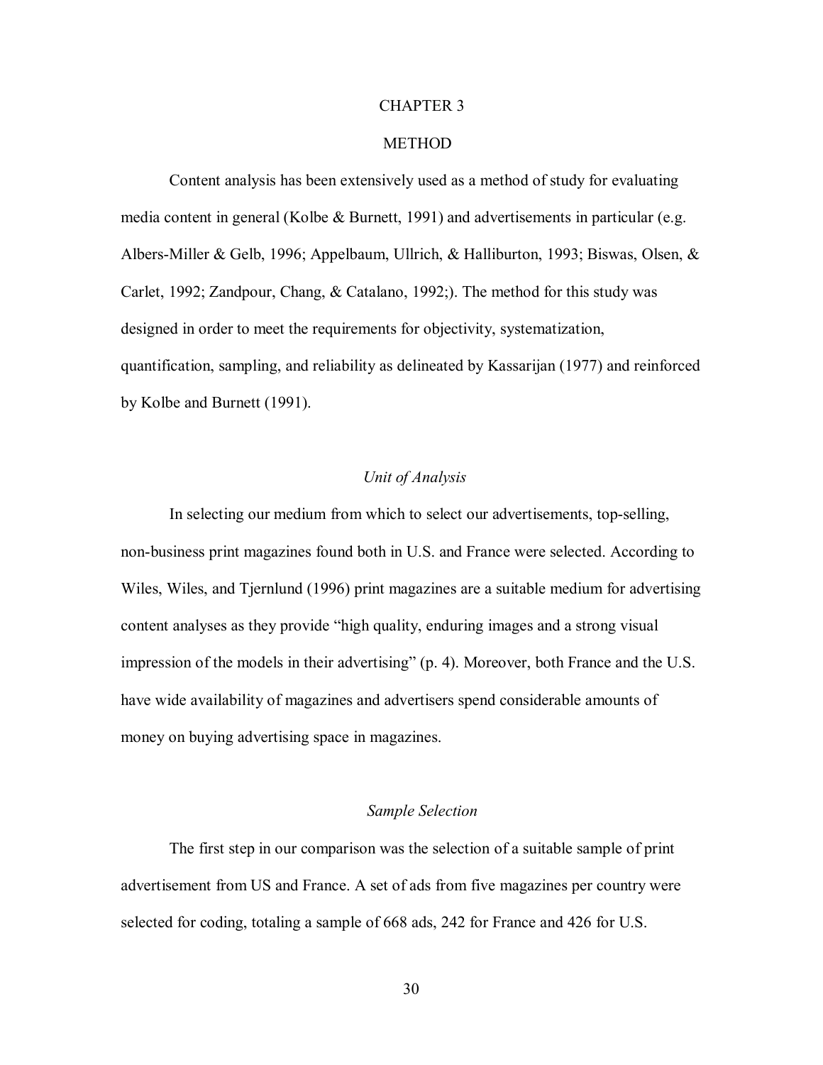# CHAPTER 3

# METHOD

Content analysis has been extensively used as a method of study for evaluating media content in general (Kolbe & Burnett, 1991) and advertisements in particular (e.g. Albers-Miller & Gelb, 1996; Appelbaum, Ullrich, & Halliburton, 1993; Biswas, Olsen, & Carlet, 1992; Zandpour, Chang, & Catalano, 1992;). The method for this study was designed in order to meet the requirements for objectivity, systematization, quantification, sampling, and reliability as delineated by Kassarijan (1977) and reinforced by Kolbe and Burnett (1991).

## *Unit of Analysis*

In selecting our medium from which to select our advertisements, top-selling, non-business print magazines found both in U.S. and France were selected. According to Wiles, Wiles, and Tjernlund (1996) print magazines are a suitable medium for advertising content analyses as they provide "high quality, enduring images and a strong visual impression of the models in their advertising" (p. 4). Moreover, both France and the U.S. have wide availability of magazines and advertisers spend considerable amounts of money on buying advertising space in magazines.

## *Sample Selection*

The first step in our comparison was the selection of a suitable sample of print advertisement from US and France. A set of ads from five magazines per country were selected for coding, totaling a sample of 668 ads, 242 for France and 426 for U.S.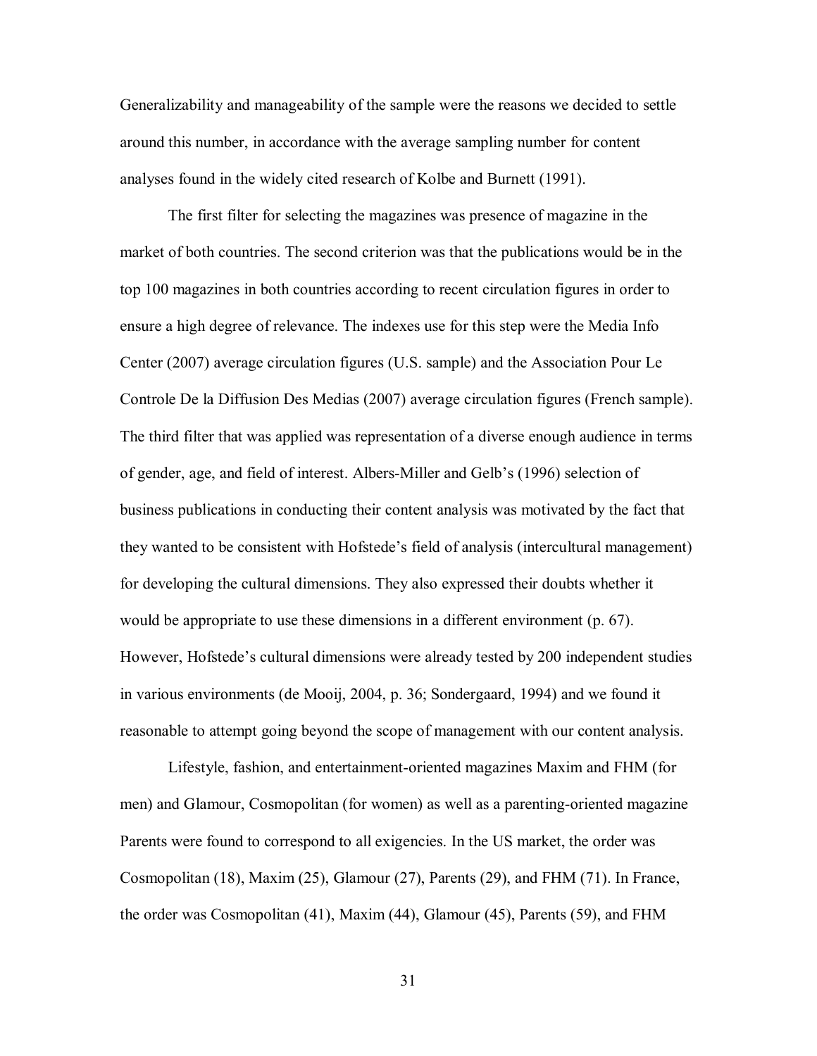Generalizability and manageability of the sample were the reasons we decided to settle around this number, in accordance with the average sampling number for content analyses found in the widely cited research of Kolbe and Burnett (1991).

The first filter for selecting the magazines was presence of magazine in the market of both countries. The second criterion was that the publications would be in the top 100 magazines in both countries according to recent circulation figures in order to ensure a high degree of relevance. The indexes use for this step were the Media Info Center (2007) average circulation figures (U.S. sample) and the Association Pour Le Controle De la Diffusion Des Medias (2007) average circulation figures (French sample). The third filter that was applied was representation of a diverse enough audience in terms of gender, age, and field of interest. Albers-Miller and Gelb's (1996) selection of business publications in conducting their content analysis was motivated by the fact that they wanted to be consistent with Hofstede's field of analysis (intercultural management) for developing the cultural dimensions. They also expressed their doubts whether it would be appropriate to use these dimensions in a different environment (p. 67). However, Hofstede's cultural dimensions were already tested by 200 independent studies in various environments (de Mooij, 2004, p. 36; Sondergaard, 1994) and we found it reasonable to attempt going beyond the scope of management with our content analysis.

Lifestyle, fashion, and entertainment-oriented magazines Maxim and FHM (for men) and Glamour, Cosmopolitan (for women) as well as a parenting-oriented magazine Parents were found to correspond to all exigencies. In the US market, the order was Cosmopolitan (18), Maxim (25), Glamour (27), Parents (29), and FHM (71). In France, the order was Cosmopolitan (41), Maxim (44), Glamour (45), Parents (59), and FHM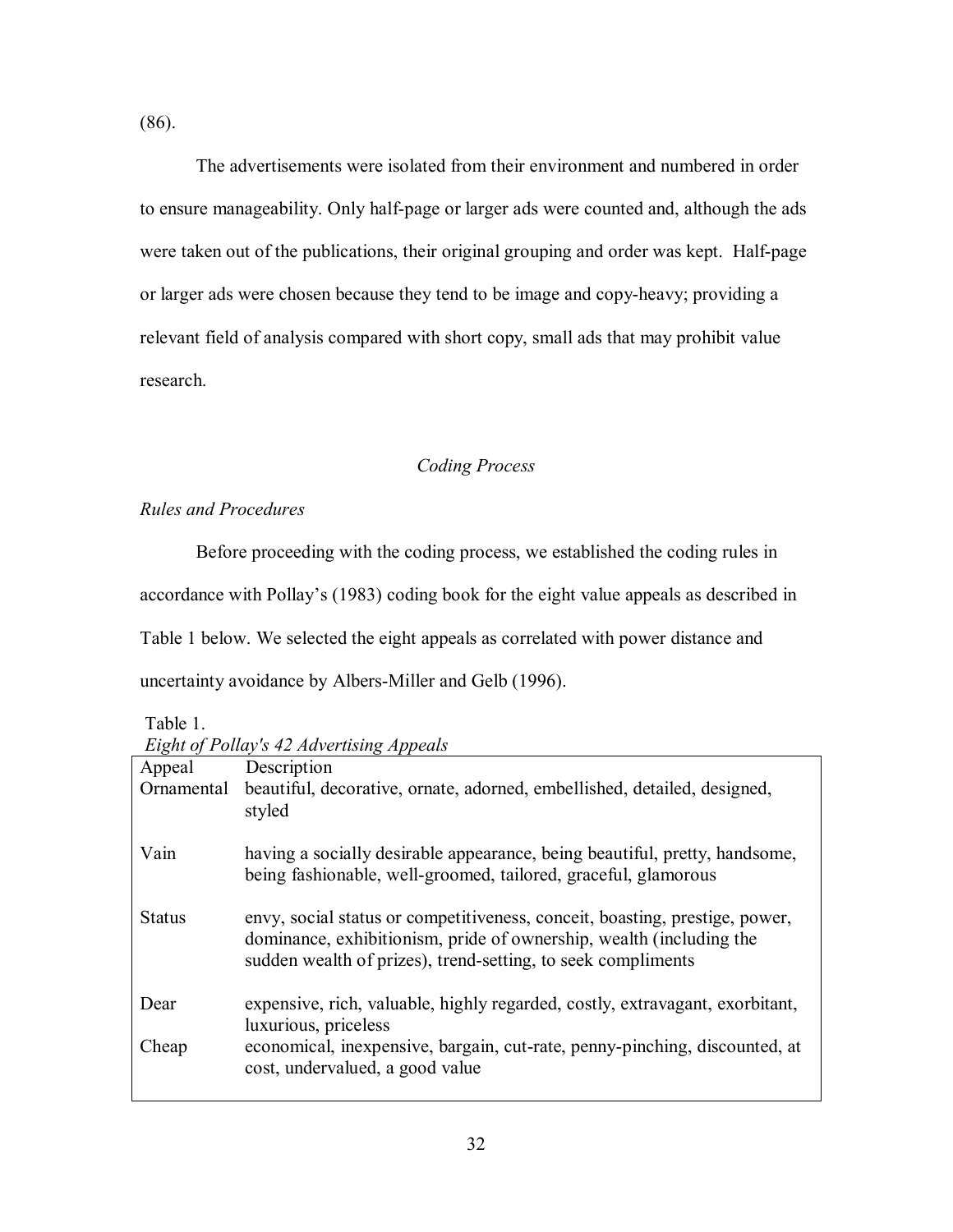(86).

The advertisements were isolated from their environment and numbered in order to ensure manageability. Only half-page or larger ads were counted and, although the ads were taken out of the publications, their original grouping and order was kept. Half-page or larger ads were chosen because they tend to be image and copy-heavy; providing a relevant field of analysis compared with short copy, small ads that may prohibit value research.

*Coding Process*

*Rules and Procedures*

Before proceeding with the coding process, we established the coding rules in accordance with Pollay's (1983) coding book for the eight value appeals as described in Table 1 below. We selected the eight appeals as correlated with power distance and uncertainty avoidance by Albers-Miller and Gelb (1996).

Table 1.
*Eight of Pollay's 42 Advertising Appeals*

| Appeal | Description |
|---|---|
| Ornamental | beautiful, decorative, ornate, adorned, embellished, detailed, designed, styled |
| Vain | having a socially desirable appearance, being beautiful, pretty, handsome, being fashionable, well-groomed, tailored, graceful, glamorous |
| Status | envy, social status or competitiveness, conceit, boasting, prestige, power, dominance, exhibitionism, pride of ownership, wealth (including the sudden wealth of prizes), trend-setting, to seek compliments |
| Dear | expensive, rich, valuable, highly regarded, costly, extravagant, exorbitant, luxurious, priceless |
| Cheap | economical, inexpensive, bargain, cut-rate, penny-pinching, discounted, at cost, undervalued, a good value |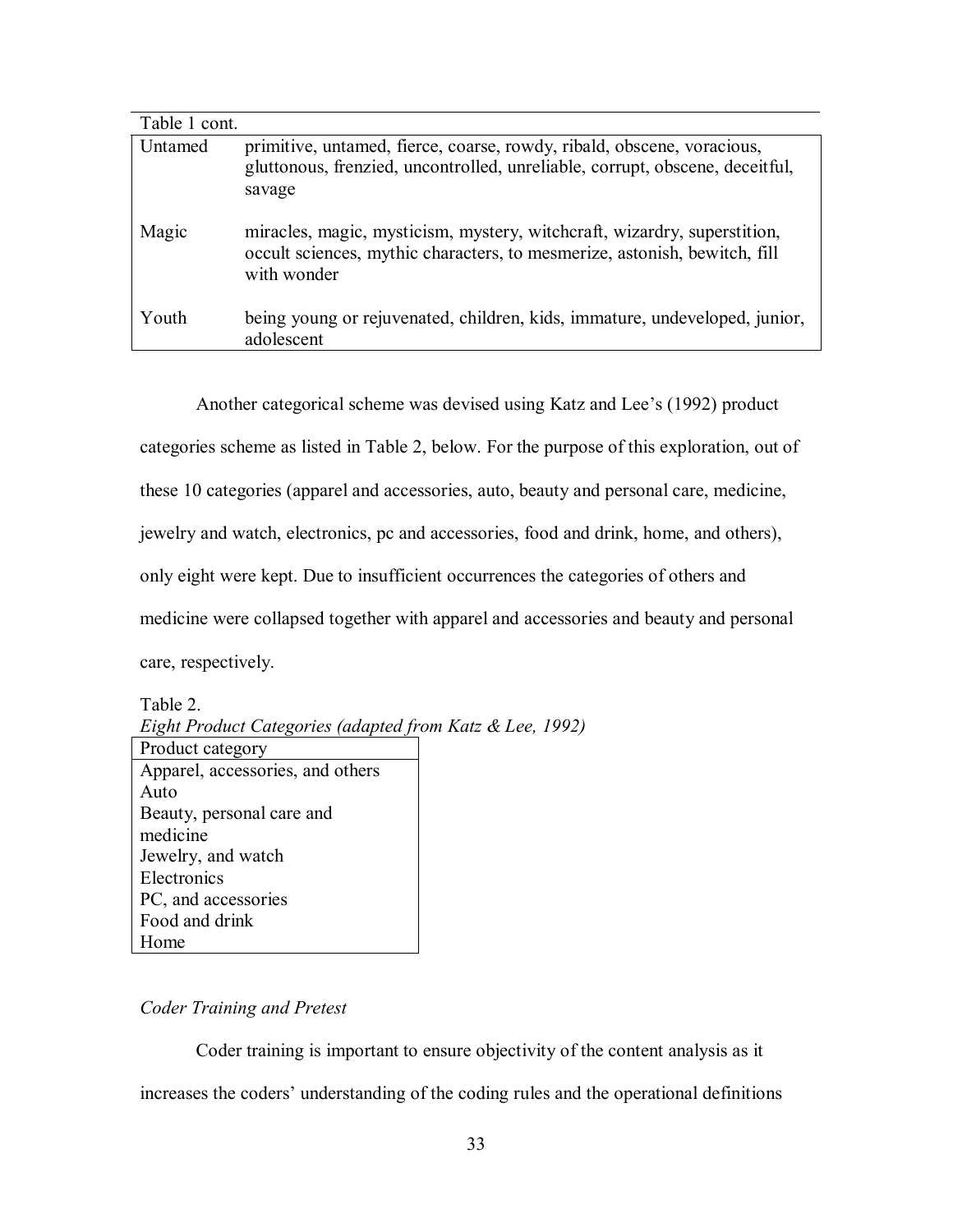Table 1 cont.

| | |
|---|---|
| Untamed | primitive, untamed, fierce, coarse, rowdy, ribald, obscene, voracious, gluttonous, frenzied, uncontrolled, unreliable, corrupt, obscene, deceitful, savage |
| Magic | miracles, magic, mysticism, mystery, witchcraft, wizardry, superstition, occult sciences, mythic characters, to mesmerize, astonish, bewitch, fill with wonder |
| Youth | being young or rejuvenated, children, kids, immature, undeveloped, junior, adolescent |

Another categorical scheme was devised using Katz and Lee's (1992) product categories scheme as listed in Table 2, below. For the purpose of this exploration, out of these 10 categories (apparel and accessories, auto, beauty and personal care, medicine, jewelry and watch, electronics, pc and accessories, food and drink, home, and others), only eight were kept. Due to insufficient occurrences the categories of others and medicine were collapsed together with apparel and accessories and beauty and personal care, respectively.

Table 2.
*Eight Product Categories (adapted from Katz & Lee, 1992)*

| Product category |
|---|
| Apparel, accessories, and others |
| Auto |
| Beauty, personal care and medicine |
| Jewelry, and watch |
| Electronics |
| PC, and accessories |
| Food and drink |
| Home |

*Coder Training and Pretest*

Coder training is important to ensure objectivity of the content analysis as it increases the coders' understanding of the coding rules and the operational definitions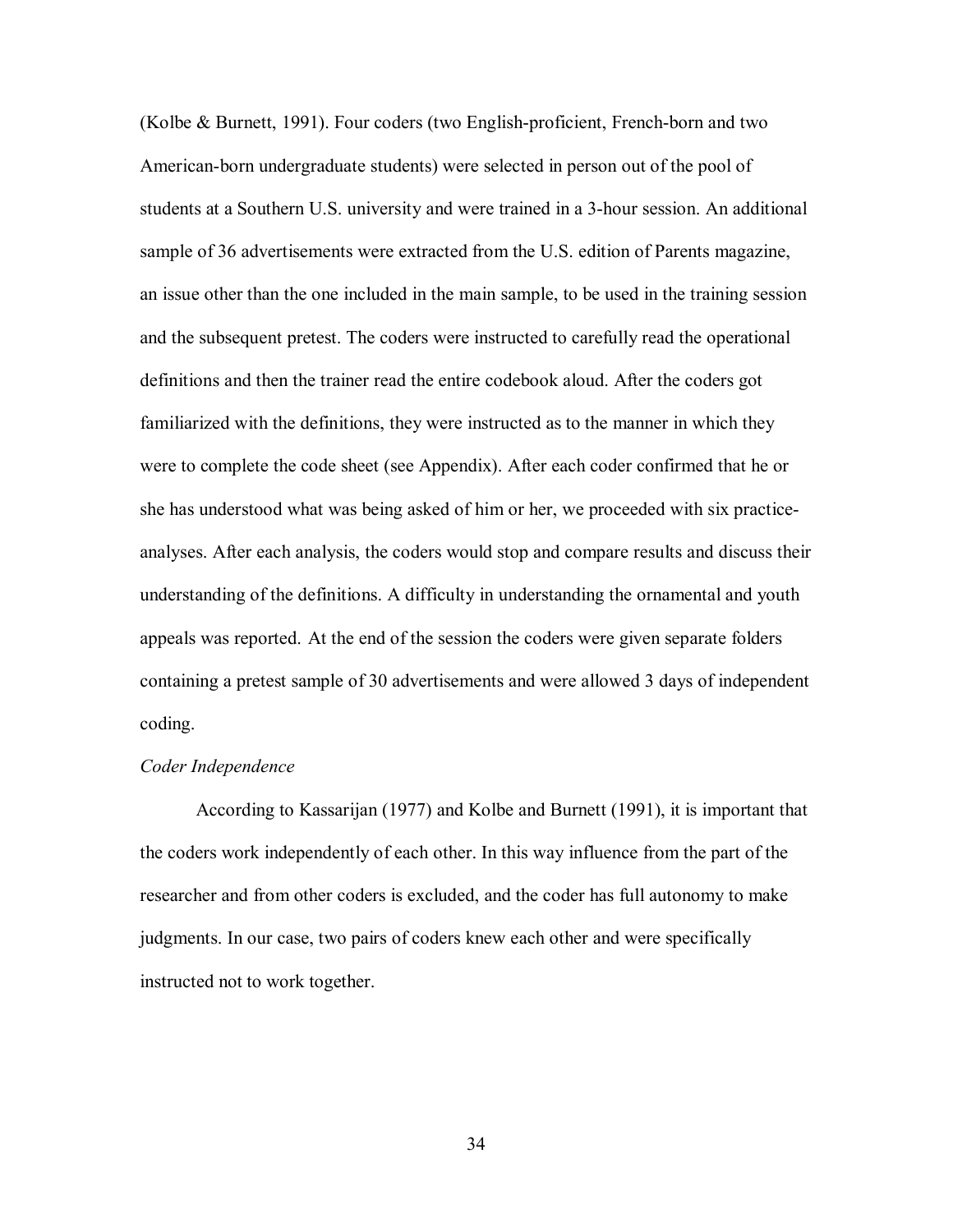(Kolbe & Burnett, 1991). Four coders (two English-proficient, French-born and two American-born undergraduate students) were selected in person out of the pool of students at a Southern U.S. university and were trained in a 3-hour session. An additional sample of 36 advertisements were extracted from the U.S. edition of Parents magazine, an issue other than the one included in the main sample, to be used in the training session and the subsequent pretest. The coders were instructed to carefully read the operational definitions and then the trainer read the entire codebook aloud. After the coders got familiarized with the definitions, they were instructed as to the manner in which they were to complete the code sheet (see Appendix). After each coder confirmed that he or she has understood what was being asked of him or her, we proceeded with six practice-analyses. After each analysis, the coders would stop and compare results and discuss their understanding of the definitions. A difficulty in understanding the ornamental and youth appeals was reported. At the end of the session the coders were given separate folders containing a pretest sample of 30 advertisements and were allowed 3 days of independent coding.

*Coder Independence*

According to Kassarijan (1977) and Kolbe and Burnett (1991), it is important that the coders work independently of each other. In this way influence from the part of the researcher and from other coders is excluded, and the coder has full autonomy to make judgments. In our case, two pairs of coders knew each other and were specifically instructed not to work together.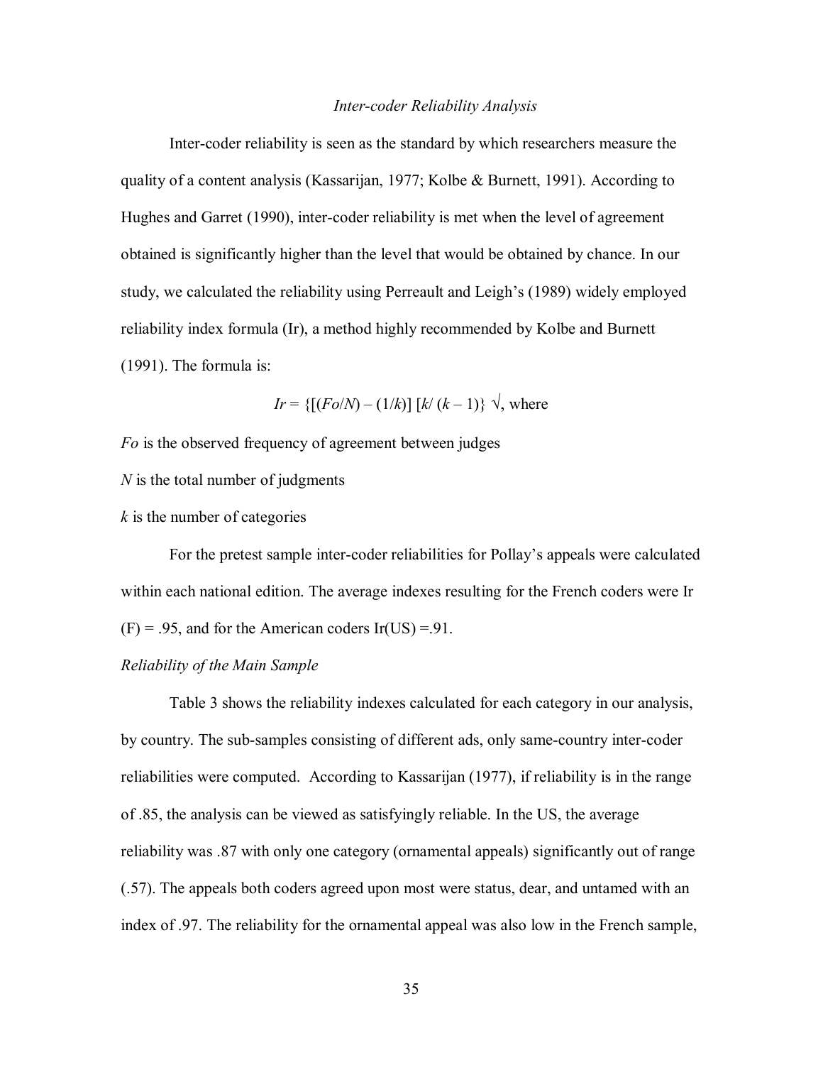### *Inter-coder Reliability Analysis*

Inter-coder reliability is seen as the standard by which researchers measure the quality of a content analysis (Kassarijan, 1977; Kolbe & Burnett, 1991). According to Hughes and Garret (1990), inter-coder reliability is met when the level of agreement obtained is significantly higher than the level that would be obtained by chance. In our study, we calculated the reliability using Perreault and Leigh's (1989) widely employed reliability index formula (Ir), a method highly recommended by Kolbe and Burnett (1991). The formula is:

$$Ir = \{[(Fo/N) - (1/k)]\ [k/\ (k - 1)\}\ \surd, \text{ where}$$

*Fo* is the observed frequency of agreement between judges

*N* is the total number of judgments

*k* is the number of categories

For the pretest sample inter-coder reliabilities for Pollay's appeals were calculated within each national edition. The average indexes resulting for the French coders were Ir (F) = .95, and for the American coders Ir(US) =.91.

#### *Reliability of the Main Sample*

Table 3 shows the reliability indexes calculated for each category in our analysis, by country. The sub-samples consisting of different ads, only same-country inter-coder reliabilities were computed. According to Kassarijan (1977), if reliability is in the range of .85, the analysis can be viewed as satisfyingly reliable. In the US, the average reliability was .87 with only one category (ornamental appeals) significantly out of range (.57). The appeals both coders agreed upon most were status, dear, and untamed with an index of .97. The reliability for the ornamental appeal was also low in the French sample,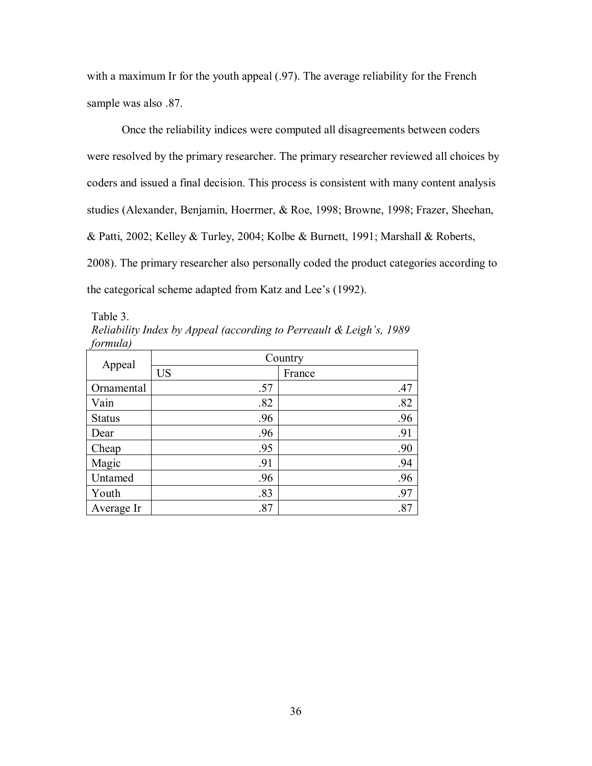with a maximum Ir for the youth appeal (.97). The average reliability for the French sample was also .87.

Once the reliability indices were computed all disagreements between coders were resolved by the primary researcher. The primary researcher reviewed all choices by coders and issued a final decision. This process is consistent with many content analysis studies (Alexander, Benjamin, Hoerrner, & Roe, 1998; Browne, 1998; Frazer, Sheehan, & Patti, 2002; Kelley & Turley, 2004; Kolbe & Burnett, 1991; Marshall & Roberts, 2008). The primary researcher also personally coded the product categories according to the categorical scheme adapted from Katz and Lee's (1992).

Table 3.
*Reliability Index by Appeal (according to Perreault & Leigh's, 1989 formula)*

| Appeal | Country | |
|---|---|---|
| | US | France |
| Ornamental | .57 | .47 |
| Vain | .82 | .82 |
| Status | .96 | .96 |
| Dear | .96 | .91 |
| Cheap | .95 | .90 |
| Magic | .91 | .94 |
| Untamed | .96 | .96 |
| Youth | .83 | .97 |
| Average Ir | .87 | .87 |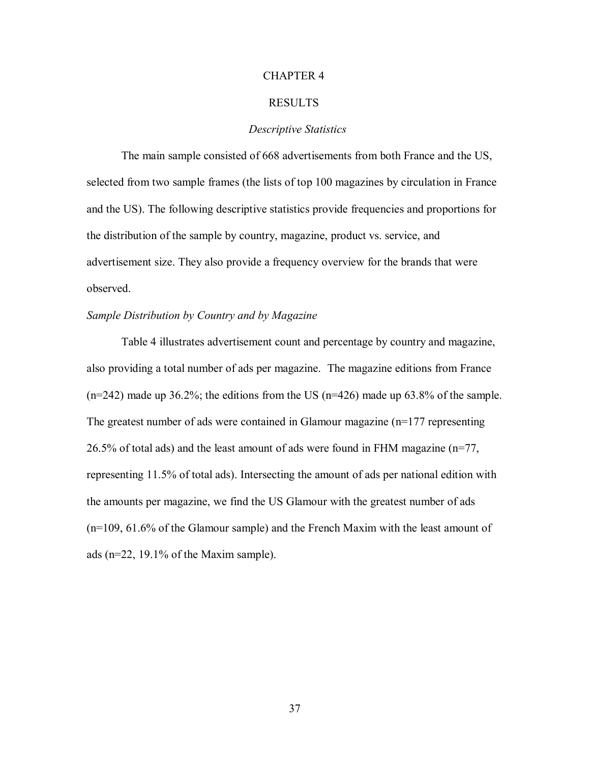# CHAPTER 4

# RESULTS

### *Descriptive Statistics*

The main sample consisted of 668 advertisements from both France and the US, selected from two sample frames (the lists of top 100 magazines by circulation in France and the US). The following descriptive statistics provide frequencies and proportions for the distribution of the sample by country, magazine, product vs. service, and advertisement size. They also provide a frequency overview for the brands that were observed.

### *Sample Distribution by Country and by Magazine*

Table 4 illustrates advertisement count and percentage by country and magazine, also providing a total number of ads per magazine. The magazine editions from France (n=242) made up 36.2%; the editions from the US (n=426) made up 63.8% of the sample. The greatest number of ads were contained in Glamour magazine (n=177 representing 26.5% of total ads) and the least amount of ads were found in FHM magazine (n=77, representing 11.5% of total ads). Intersecting the amount of ads per national edition with the amounts per magazine, we find the US Glamour with the greatest number of ads (n=109, 61.6% of the Glamour sample) and the French Maxim with the least amount of ads (n=22, 19.1% of the Maxim sample).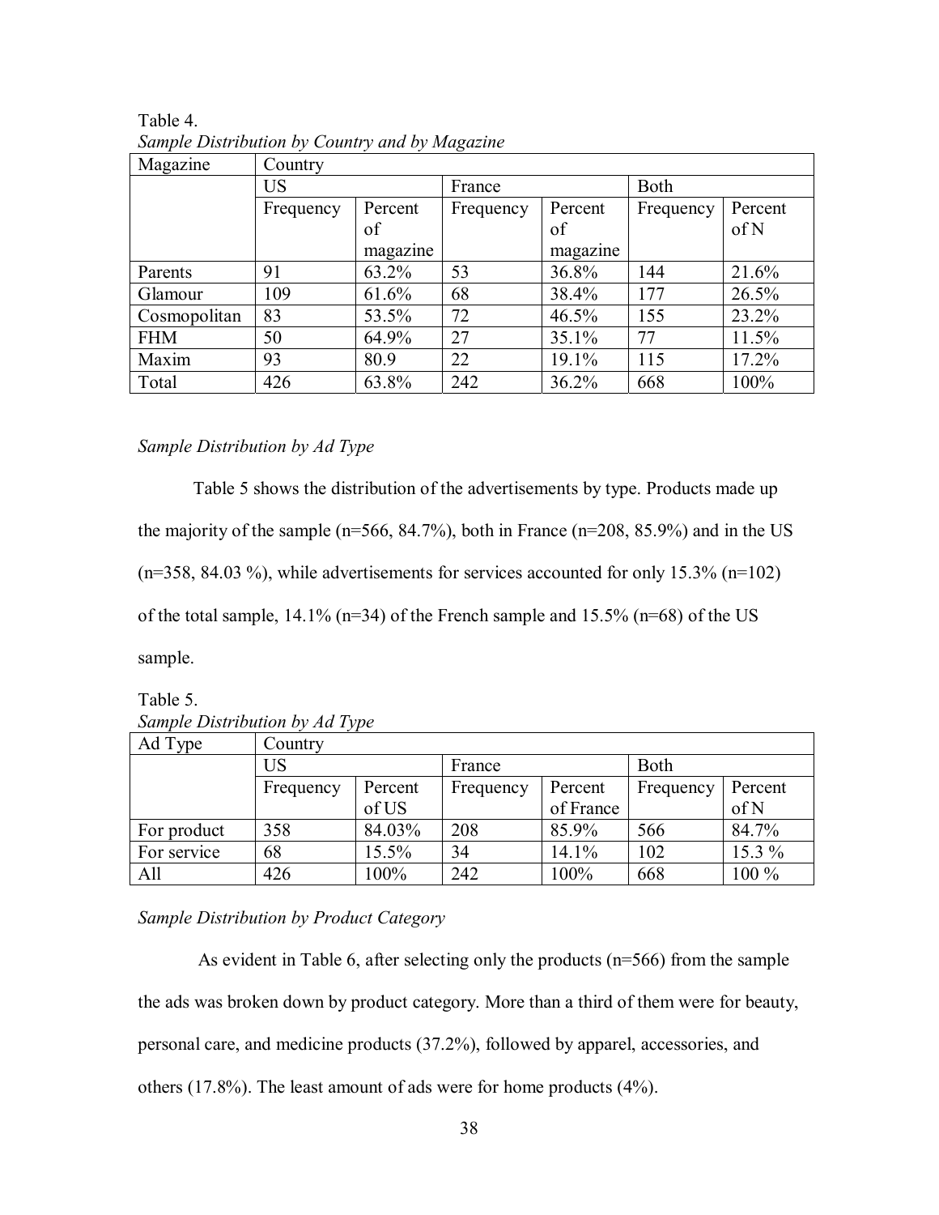Table 4.
*Sample Distribution by Country and by Magazine*

| Magazine | Country | | | | | |
|---|---|---|---|---|---|---|
| | US | | France | | Both | |
| | Frequency | Percent of magazine | Frequency | Percent of magazine | Frequency | Percent of N |
| Parents | 91 | 63.2% | 53 | 36.8% | 144 | 21.6% |
| Glamour | 109 | 61.6% | 68 | 38.4% | 177 | 26.5% |
| Cosmopolitan | 83 | 53.5% | 72 | 46.5% | 155 | 23.2% |
| FHM | 50 | 64.9% | 27 | 35.1% | 77 | 11.5% |
| Maxim | 93 | 80.9 | 22 | 19.1% | 115 | 17.2% |
| Total | 426 | 63.8% | 242 | 36.2% | 668 | 100% |

*Sample Distribution by Ad Type*

Table 5 shows the distribution of the advertisements by type. Products made up the majority of the sample (n=566, 84.7%), both in France (n=208, 85.9%) and in the US (n=358, 84.03 %), while advertisements for services accounted for only 15.3% (n=102) of the total sample, 14.1% (n=34) of the French sample and 15.5% (n=68) of the US sample.

Table 5.
*Sample Distribution by Ad Type*

| Ad Type | Country | | | | | |
|---|---|---|---|---|---|---|
| | US | | France | | Both | |
| | Frequency | Percent of US | Frequency | Percent of France | Frequency | Percent of N |
| For product | 358 | 84.03% | 208 | 85.9% | 566 | 84.7% |
| For service | 68 | 15.5% | 34 | 14.1% | 102 | 15.3 % |
| All | 426 | 100% | 242 | 100% | 668 | 100 % |

*Sample Distribution by Product Category*

As evident in Table 6, after selecting only the products (n=566) from the sample the ads was broken down by product category. More than a third of them were for beauty, personal care, and medicine products (37.2%), followed by apparel, accessories, and others (17.8%). The least amount of ads were for home products (4%).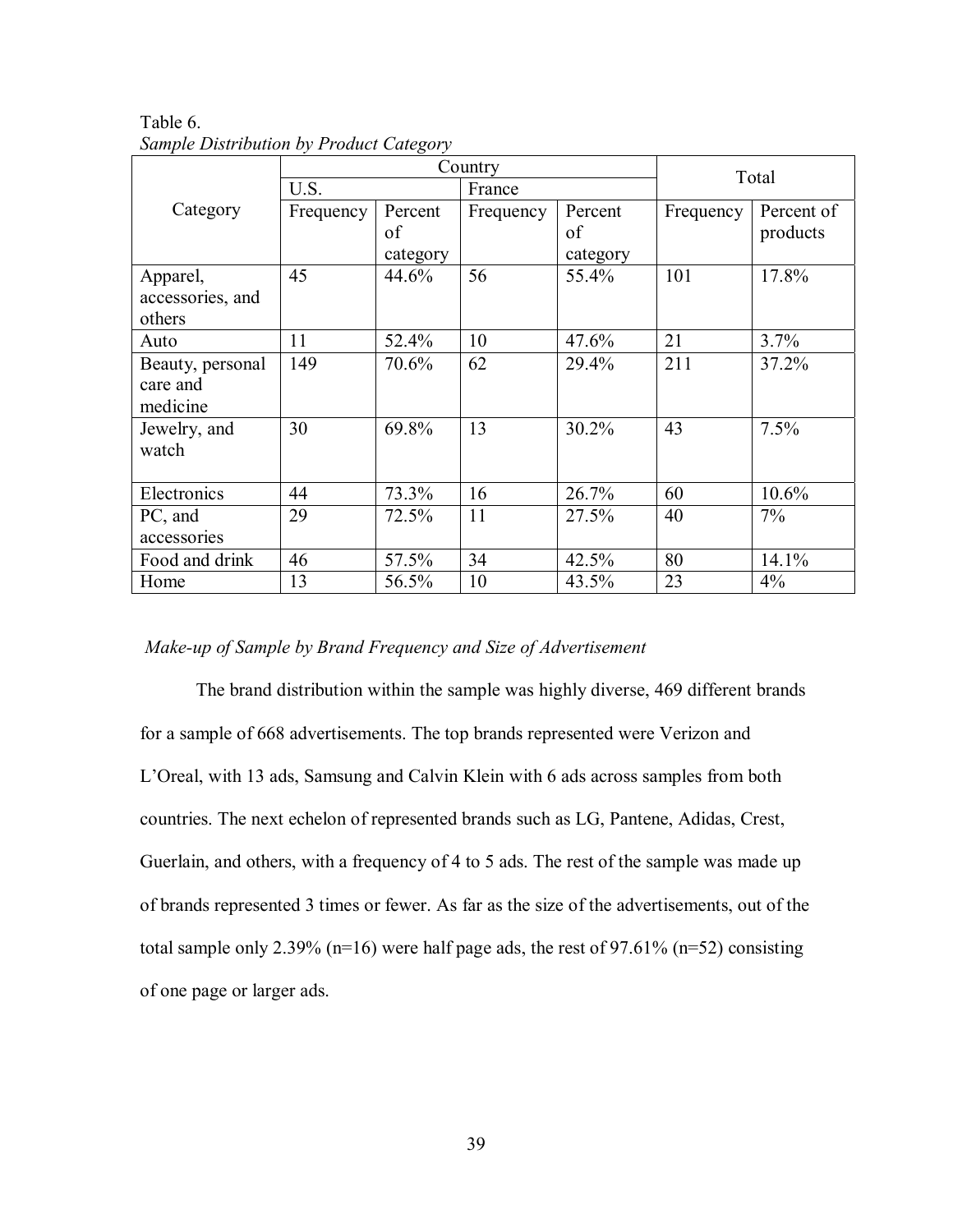Table 6.
*Sample Distribution by Product Category*

| Category | Country | | | | Total | |
|---|---|---|---|---|---|---|
| | U.S. | | France | | | |
| | Frequency | Percent of category | Frequency | Percent of category | Frequency | Percent of products |
| Apparel, accessories, and others | 45 | 44.6% | 56 | 55.4% | 101 | 17.8% |
| Auto | 11 | 52.4% | 10 | 47.6% | 21 | 3.7% |
| Beauty, personal care and medicine | 149 | 70.6% | 62 | 29.4% | 211 | 37.2% |
| Jewelry, and watch | 30 | 69.8% | 13 | 30.2% | 43 | 7.5% |
| Electronics | 44 | 73.3% | 16 | 26.7% | 60 | 10.6% |
| PC, and accessories | 29 | 72.5% | 11 | 27.5% | 40 | 7% |
| Food and drink | 46 | 57.5% | 34 | 42.5% | 80 | 14.1% |
| Home | 13 | 56.5% | 10 | 43.5% | 23 | 4% |

*Make-up of Sample by Brand Frequency and Size of Advertisement*

The brand distribution within the sample was highly diverse, 469 different brands for a sample of 668 advertisements. The top brands represented were Verizon and L'Oreal, with 13 ads, Samsung and Calvin Klein with 6 ads across samples from both countries. The next echelon of represented brands such as LG, Pantene, Adidas, Crest, Guerlain, and others, with a frequency of 4 to 5 ads. The rest of the sample was made up of brands represented 3 times or fewer. As far as the size of the advertisements, out of the total sample only 2.39% (n=16) were half page ads, the rest of 97.61% (n=52) consisting of one page or larger ads.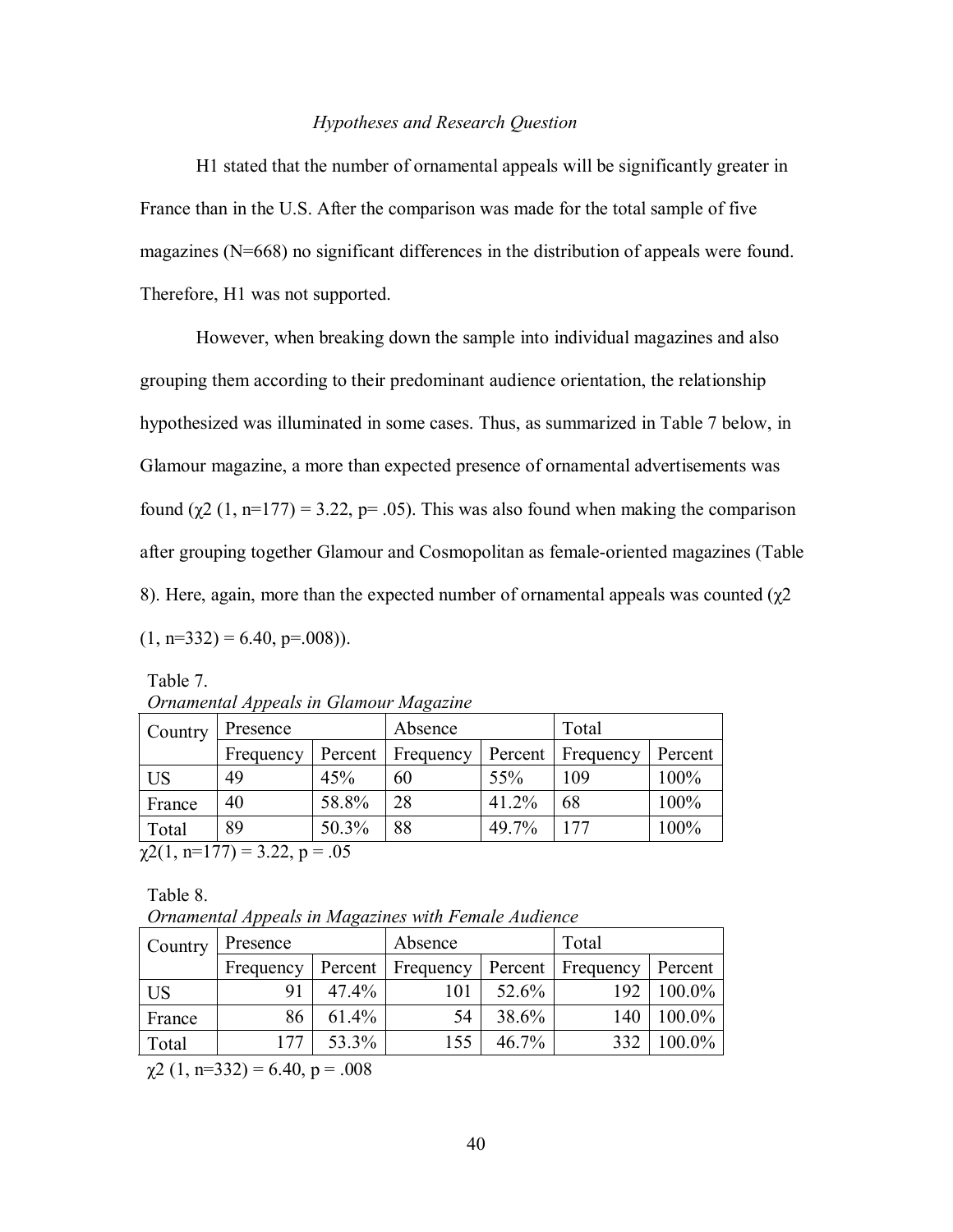### *Hypotheses and Research Question*

H1 stated that the number of ornamental appeals will be significantly greater in France than in the U.S. After the comparison was made for the total sample of five magazines (N=668) no significant differences in the distribution of appeals were found. Therefore, H1 was not supported.

However, when breaking down the sample into individual magazines and also grouping them according to their predominant audience orientation, the relationship hypothesized was illuminated in some cases. Thus, as summarized in Table 7 below, in Glamour magazine, a more than expected presence of ornamental advertisements was found ($\chi^2$ (1, n=177) = 3.22, p= .05). This was also found when making the comparison after grouping together Glamour and Cosmopolitan as female-oriented magazines (Table 8). Here, again, more than the expected number of ornamental appeals was counted ($\chi^2$ (1, n=332) = 6.40, p=.008)).

Table 7.
*Ornamental Appeals in Glamour Magazine*

| Country | Presence | | Absence | | Total | |
|---|---|---|---|---|---|---|
| | Frequency | Percent | Frequency | Percent | Frequency | Percent |
| US | 49 | 45% | 60 | 55% | 109 | 100% |
| France | 40 | 58.8% | 28 | 41.2% | 68 | 100% |
| Total | 89 | 50.3% | 88 | 49.7% | 177 | 100% |

$\chi^2$(1, n=177) = 3.22, p = .05

Table 8.
*Ornamental Appeals in Magazines with Female Audience*

| Country | Presence | | Absence | | Total | |
|---|---|---|---|---|---|---|
| | Frequency | Percent | Frequency | Percent | Frequency | Percent |
| US | 91 | 47.4% | 101 | 52.6% | 192 | 100.0% |
| France | 86 | 61.4% | 54 | 38.6% | 140 | 100.0% |
| Total | 177 | 53.3% | 155 | 46.7% | 332 | 100.0% |

$\chi^2$ (1, n=332) = 6.40, p = .008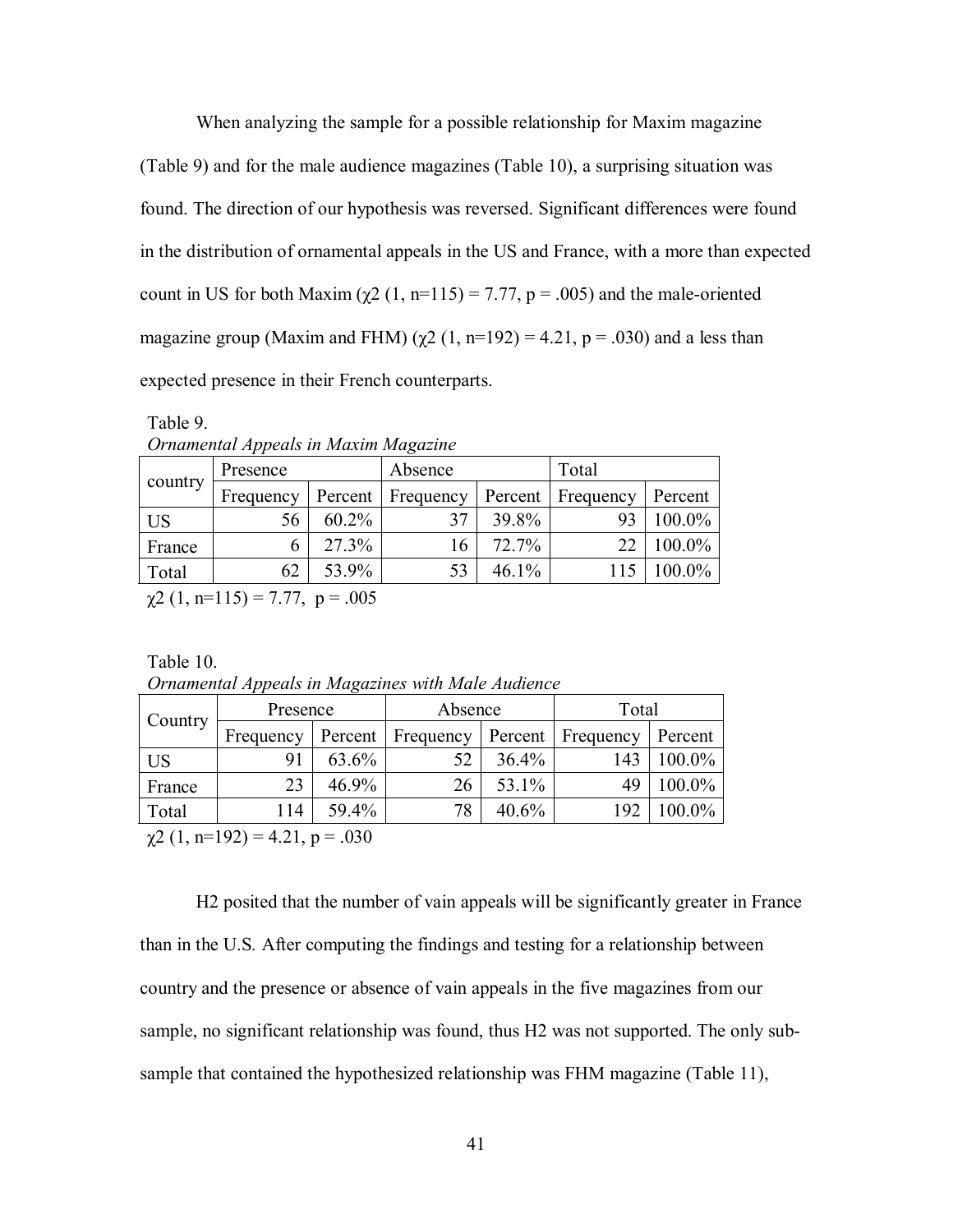When analyzing the sample for a possible relationship for Maxim magazine (Table 9) and for the male audience magazines (Table 10), a surprising situation was found. The direction of our hypothesis was reversed. Significant differences were found in the distribution of ornamental appeals in the US and France, with a more than expected count in US for both Maxim ($\chi2$ (1, n=115) = 7.77, p = .005) and the male-oriented magazine group (Maxim and FHM) ($\chi2$ (1, n=192) = 4.21, p = .030) and a less than expected presence in their French counterparts.

Table 9.
*Ornamental Appeals in Maxim Magazine*

| country | Presence | | Absence | | Total | |
|---|---|---|---|---|---|---|
| | Frequency | Percent | Frequency | Percent | Frequency | Percent |
| US | 56 | 60.2% | 37 | 39.8% | 93 | 100.0% |
| France | 6 | 27.3% | 16 | 72.7% | 22 | 100.0% |
| Total | 62 | 53.9% | 53 | 46.1% | 115 | 100.0% |

$\chi2$ (1, n=115) = 7.77, p = .005

Table 10.
*Ornamental Appeals in Magazines with Male Audience*

| Country | Presence | | Absence | | Total | |
|---|---|---|---|---|---|---|
| | Frequency | Percent | Frequency | Percent | Frequency | Percent |
| US | 91 | 63.6% | 52 | 36.4% | 143 | 100.0% |
| France | 23 | 46.9% | 26 | 53.1% | 49 | 100.0% |
| Total | 114 | 59.4% | 78 | 40.6% | 192 | 100.0% |

$\chi2$ (1, n=192) = 4.21, p = .030

H2 posited that the number of vain appeals will be significantly greater in France than in the U.S. After computing the findings and testing for a relationship between country and the presence or absence of vain appeals in the five magazines from our sample, no significant relationship was found, thus H2 was not supported. The only sub-sample that contained the hypothesized relationship was FHM magazine (Table 11),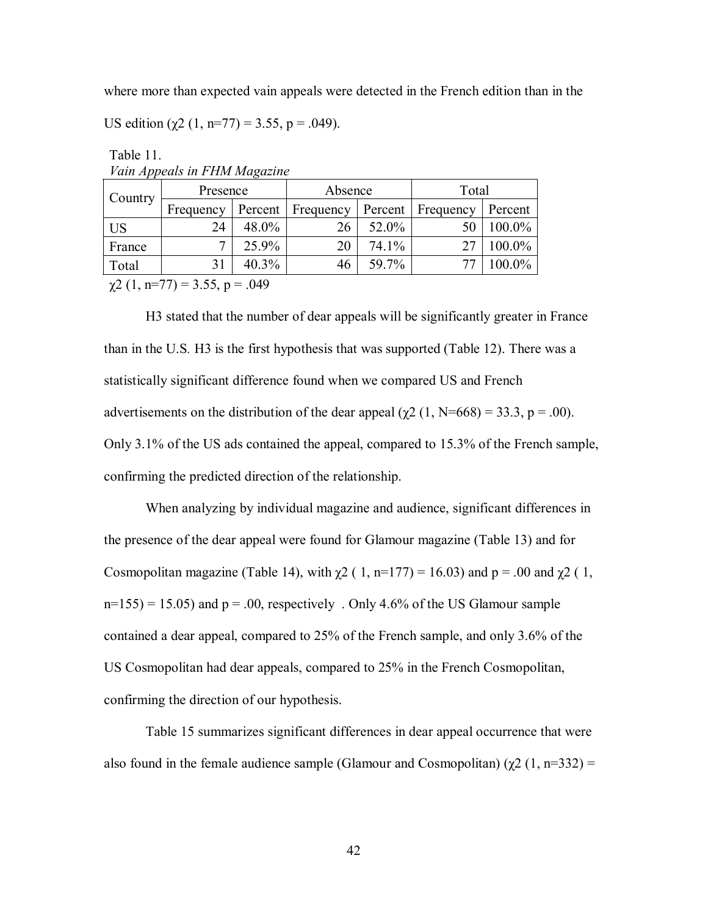where more than expected vain appeals were detected in the French edition than in the US edition ($\chi2$ (1, n=77) = 3.55, p = .049).

Table 11.
*Vain Appeals in FHM Magazine*

| Country | Presence | | Absence | | Total | |
|---|---|---|---|---|---|---|
| | Frequency | Percent | Frequency | Percent | Frequency | Percent |
| US | 24 | 48.0% | 26 | 52.0% | 50 | 100.0% |
| France | 7 | 25.9% | 20 | 74.1% | 27 | 100.0% |
| Total | 31 | 40.3% | 46 | 59.7% | 77 | 100.0% |

$\chi2$ (1, n=77) = 3.55, p = .049

H3 stated that the number of dear appeals will be significantly greater in France than in the U.S. H3 is the first hypothesis that was supported (Table 12). There was a statistically significant difference found when we compared US and French advertisements on the distribution of the dear appeal ($\chi2$ (1, N=668) = 33.3, p = .00). Only 3.1% of the US ads contained the appeal, compared to 15.3% of the French sample, confirming the predicted direction of the relationship.

When analyzing by individual magazine and audience, significant differences in the presence of the dear appeal were found for Glamour magazine (Table 13) and for Cosmopolitan magazine (Table 14), with $\chi2$ ( 1, n=177) = 16.03) and p = .00 and $\chi2$ ( 1, n=155) = 15.05) and p = .00, respectively . Only 4.6% of the US Glamour sample contained a dear appeal, compared to 25% of the French sample, and only 3.6% of the US Cosmopolitan had dear appeals, compared to 25% in the French Cosmopolitan, confirming the direction of our hypothesis.

Table 15 summarizes significant differences in dear appeal occurrence that were also found in the female audience sample (Glamour and Cosmopolitan) ($\chi2$ (1, n=332) =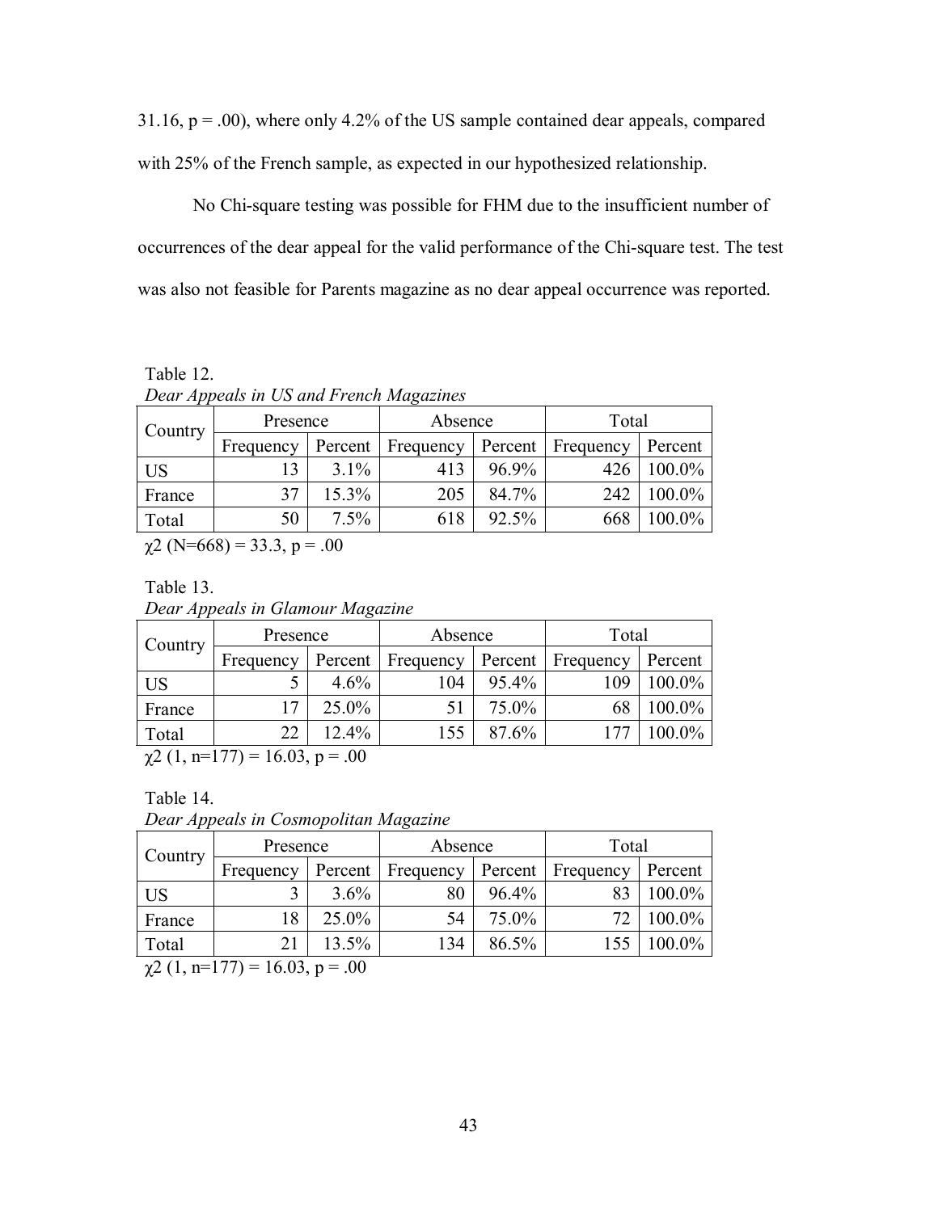31.16, $p = .00$), where only 4.2% of the US sample contained dear appeals, compared with 25% of the French sample, as expected in our hypothesized relationship.

No Chi-square testing was possible for FHM due to the insufficient number of occurrences of the dear appeal for the valid performance of the Chi-square test. The test was also not feasible for Parents magazine as no dear appeal occurrence was reported.

Table 12.
*Dear Appeals in US and French Magazines*

| Country | Presence | | Absence | | Total | |
|---|---|---|---|---|---|---|
| | Frequency | Percent | Frequency | Percent | Frequency | Percent |
| US | 13 | 3.1% | 413 | 96.9% | 426 | 100.0% |
| France | 37 | 15.3% | 205 | 84.7% | 242 | 100.0% |
| Total | 50 | 7.5% | 618 | 92.5% | 668 | 100.0% |

$\chi 2$ (N=668) = 33.3, $p = .00$

Table 13.
*Dear Appeals in Glamour Magazine*

| Country | Presence | | Absence | | Total | |
|---|---|---|---|---|---|---|
| | Frequency | Percent | Frequency | Percent | Frequency | Percent |
| US | 5 | 4.6% | 104 | 95.4% | 109 | 100.0% |
| France | 17 | 25.0% | 51 | 75.0% | 68 | 100.0% |
| Total | 22 | 12.4% | 155 | 87.6% | 177 | 100.0% |

$\chi 2$ (1, n=177) = 16.03, $p = .00$

Table 14.
*Dear Appeals in Cosmopolitan Magazine*

| Country | Presence | | Absence | | Total | |
|---|---|---|---|---|---|---|
| | Frequency | Percent | Frequency | Percent | Frequency | Percent |
| US | 3 | 3.6% | 80 | 96.4% | 83 | 100.0% |
| France | 18 | 25.0% | 54 | 75.0% | 72 | 100.0% |
| Total | 21 | 13.5% | 134 | 86.5% | 155 | 100.0% |

$\chi 2$ (1, n=177) = 16.03, $p = .00$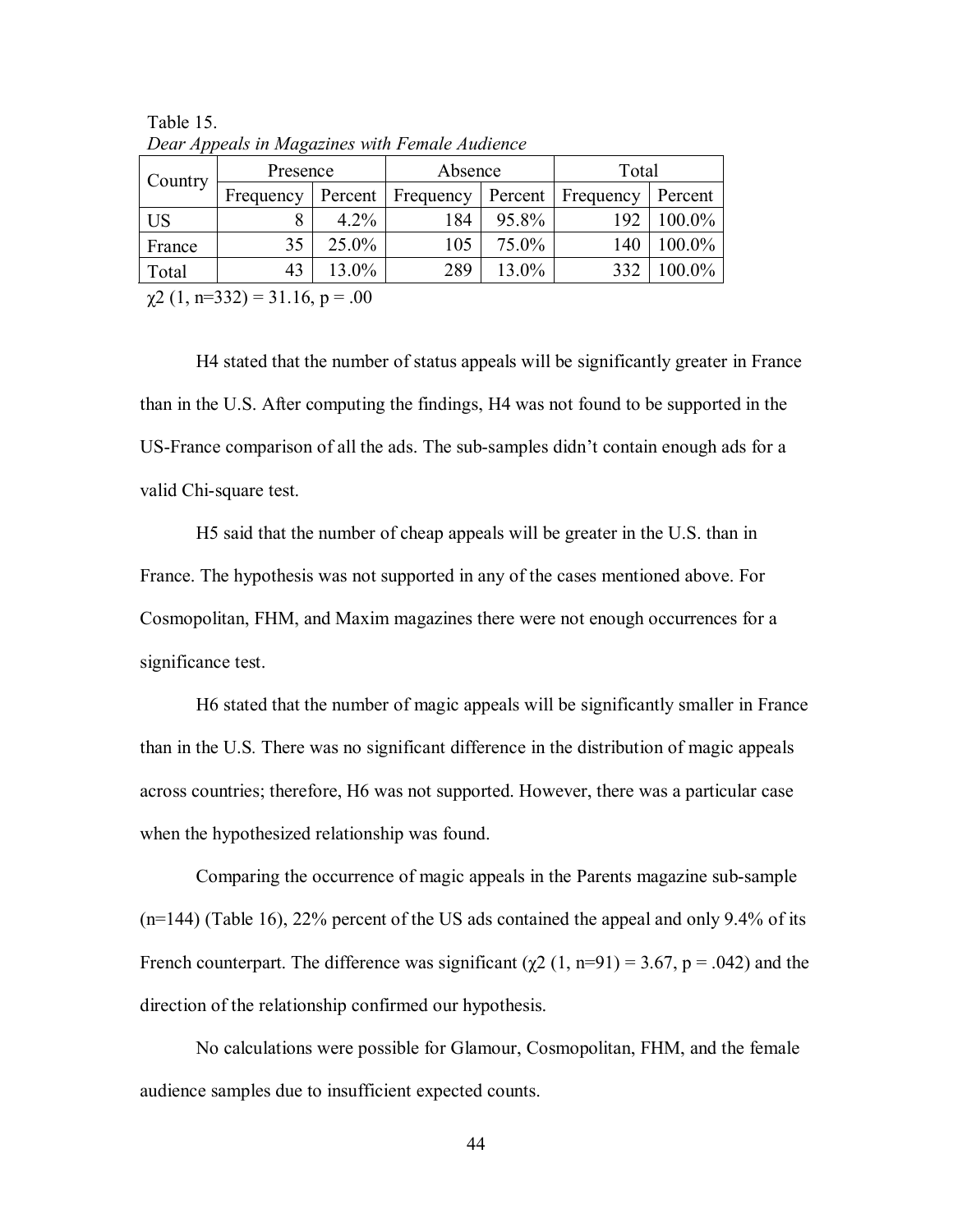Table 15.
*Dear Appeals in Magazines with Female Audience*

| Country | Presence | | Absence | | Total | |
|---|---|---|---|---|---|---|
| | Frequency | Percent | Frequency | Percent | Frequency | Percent |
| US | 8 | 4.2% | 184 | 95.8% | 192 | 100.0% |
| France | 35 | 25.0% | 105 | 75.0% | 140 | 100.0% |
| Total | 43 | 13.0% | 289 | 13.0% | 332 | 100.0% |

$\chi2$ (1, n=332) = 31.16, p = .00

H4 stated that the number of status appeals will be significantly greater in France than in the U.S. After computing the findings, H4 was not found to be supported in the US-France comparison of all the ads. The sub-samples didn't contain enough ads for a valid Chi-square test.

H5 said that the number of cheap appeals will be greater in the U.S. than in France. The hypothesis was not supported in any of the cases mentioned above. For Cosmopolitan, FHM, and Maxim magazines there were not enough occurrences for a significance test.

H6 stated that the number of magic appeals will be significantly smaller in France than in the U.S. There was no significant difference in the distribution of magic appeals across countries; therefore, H6 was not supported. However, there was a particular case when the hypothesized relationship was found.

Comparing the occurrence of magic appeals in the Parents magazine sub-sample (n=144) (Table 16), 22% percent of the US ads contained the appeal and only 9.4% of its French counterpart. The difference was significant ($\chi2$ (1, n=91) = 3.67, p = .042) and the direction of the relationship confirmed our hypothesis.

No calculations were possible for Glamour, Cosmopolitan, FHM, and the female audience samples due to insufficient expected counts.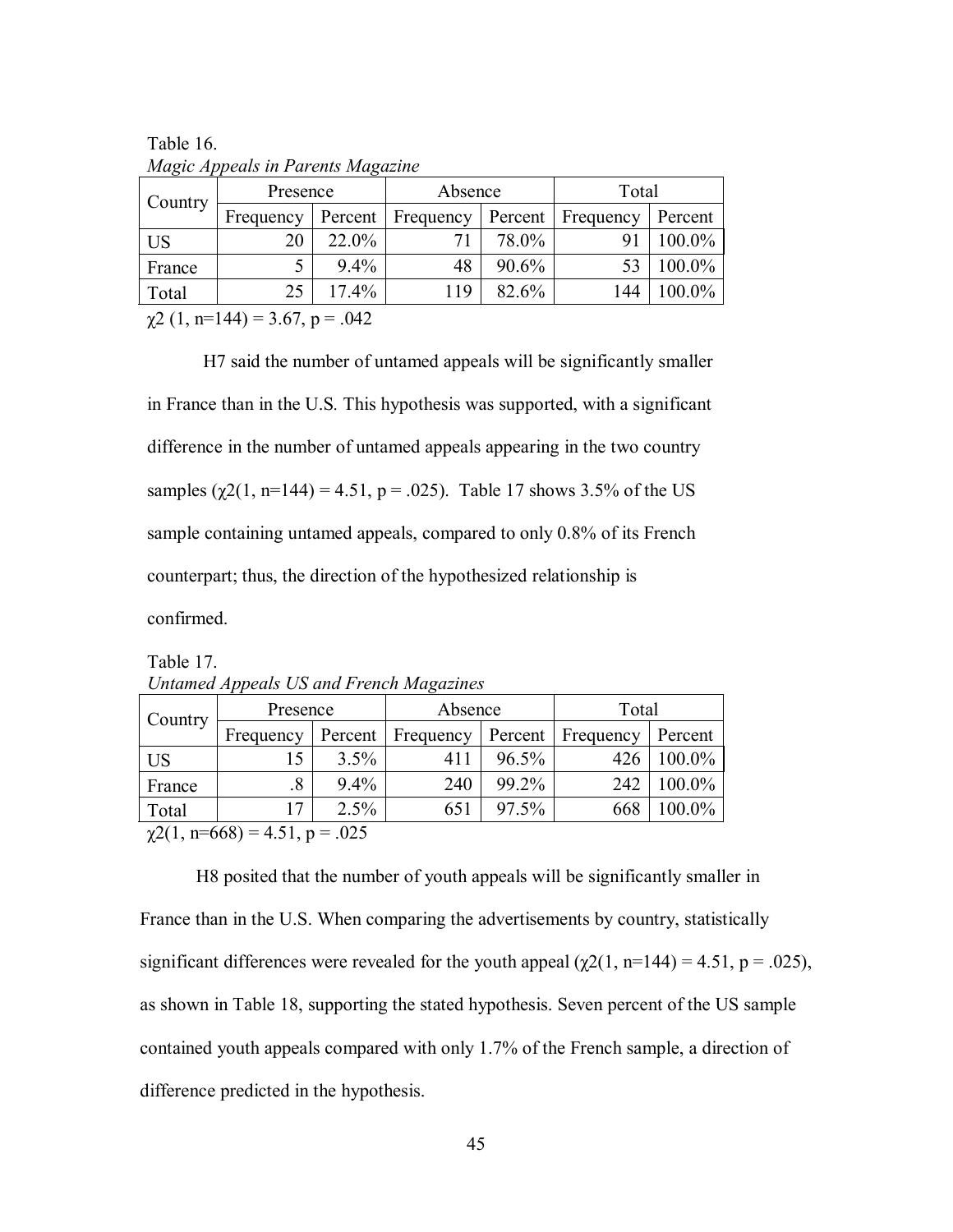Table 16.
*Magic Appeals in Parents Magazine*

| Country | Presence | | Absence | | Total | |
|---|---|---|---|---|---|---|
| | Frequency | Percent | Frequency | Percent | Frequency | Percent |
| US | 20 | 22.0% | 71 | 78.0% | 91 | 100.0% |
| France | 5 | 9.4% | 48 | 90.6% | 53 | 100.0% |
| Total | 25 | 17.4% | 119 | 82.6% | 144 | 100.0% |

$\chi2$ (1, n=144) = 3.67, p = .042

H7 said the number of untamed appeals will be significantly smaller in France than in the U.S. This hypothesis was supported, with a significant difference in the number of untamed appeals appearing in the two country samples ($\chi2$(1, n=144) = 4.51, p = .025). Table 17 shows 3.5% of the US sample containing untamed appeals, compared to only 0.8% of its French counterpart; thus, the direction of the hypothesized relationship is confirmed.

Table 17.
*Untamed Appeals US and French Magazines*

| Country | Presence | | Absence | | Total | |
|---|---|---|---|---|---|---|
| | Frequency | Percent | Frequency | Percent | Frequency | Percent |
| US | 15 | 3.5% | 411 | 96.5% | 426 | 100.0% |
| France | .8 | 9.4% | 240 | 99.2% | 242 | 100.0% |
| Total | 17 | 2.5% | 651 | 97.5% | 668 | 100.0% |

$\chi2$(1, n=668) = 4.51, p = .025

H8 posited that the number of youth appeals will be significantly smaller in France than in the U.S. When comparing the advertisements by country, statistically significant differences were revealed for the youth appeal ($\chi2$(1, n=144) = 4.51, p = .025), as shown in Table 18, supporting the stated hypothesis. Seven percent of the US sample contained youth appeals compared with only 1.7% of the French sample, a direction of difference predicted in the hypothesis.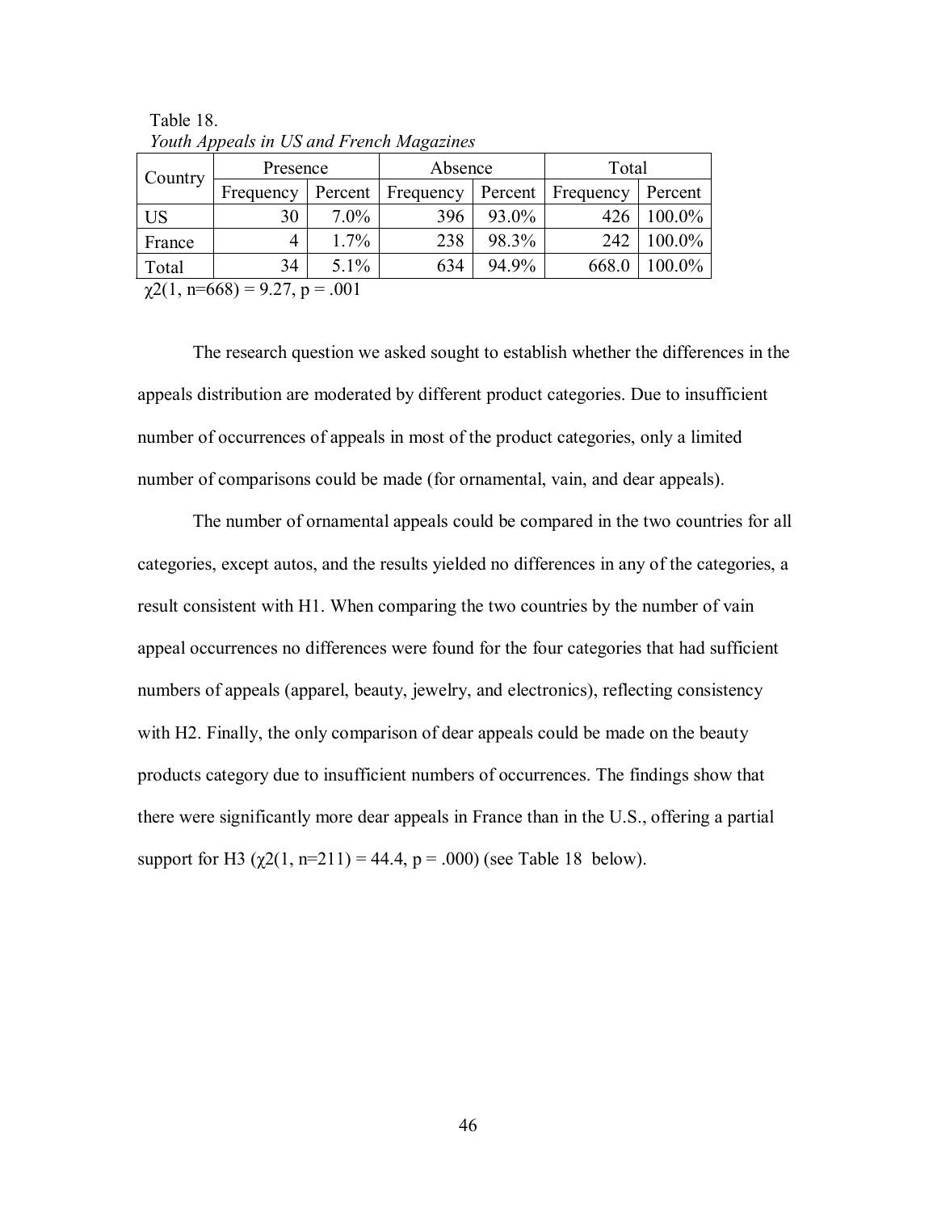Table 18.
*Youth Appeals in US and French Magazines*

| Country | Presence | | Absence | | Total | |
|---|---|---|---|---|---|---|
| | Frequency | Percent | Frequency | Percent | Frequency | Percent |
| US | 30 | 7.0% | 396 | 93.0% | 426 | 100.0% |
| France | 4 | 1.7% | 238 | 98.3% | 242 | 100.0% |
| Total | 34 | 5.1% | 634 | 94.9% | 668.0 | 100.0% |

$\chi 2(1, n=668) = 9.27, p = .001$

The research question we asked sought to establish whether the differences in the appeals distribution are moderated by different product categories. Due to insufficient number of occurrences of appeals in most of the product categories, only a limited number of comparisons could be made (for ornamental, vain, and dear appeals).

The number of ornamental appeals could be compared in the two countries for all categories, except autos, and the results yielded no differences in any of the categories, a result consistent with H1. When comparing the two countries by the number of vain appeal occurrences no differences were found for the four categories that had sufficient numbers of appeals (apparel, beauty, jewelry, and electronics), reflecting consistency with H2. Finally, the only comparison of dear appeals could be made on the beauty products category due to insufficient numbers of occurrences. The findings show that there were significantly more dear appeals in France than in the U.S., offering a partial support for H3 ($\chi 2(1, n=211) = 44.4, p = .000$) (see Table 18 below).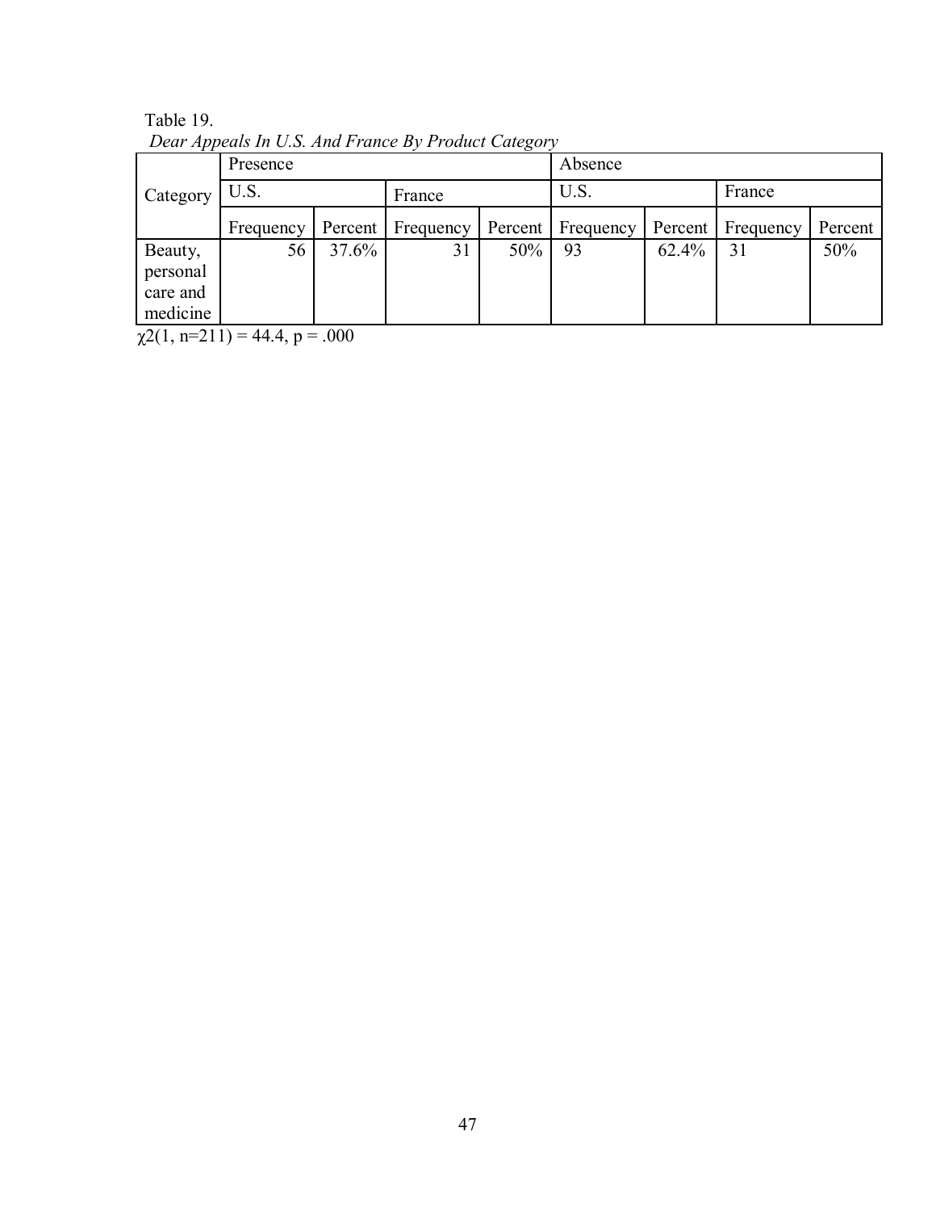Table 19.

*Dear Appeals In U.S. And France By Product Category*

| Category | Presence | | | | Absence | | | |
|---|---|---|---|---|---|---|---|---|
| | U.S. | | France | | U.S. | | France | |
| | Frequency | Percent | Frequency | Percent | Frequency | Percent | Frequency | Percent |
| Beauty, personal care and medicine | 56 | 37.6% | 31 | 50% | 93 | 62.4% | 31 | 50% |

$\chi 2(1, n=211) = 44.4$, $p = .000$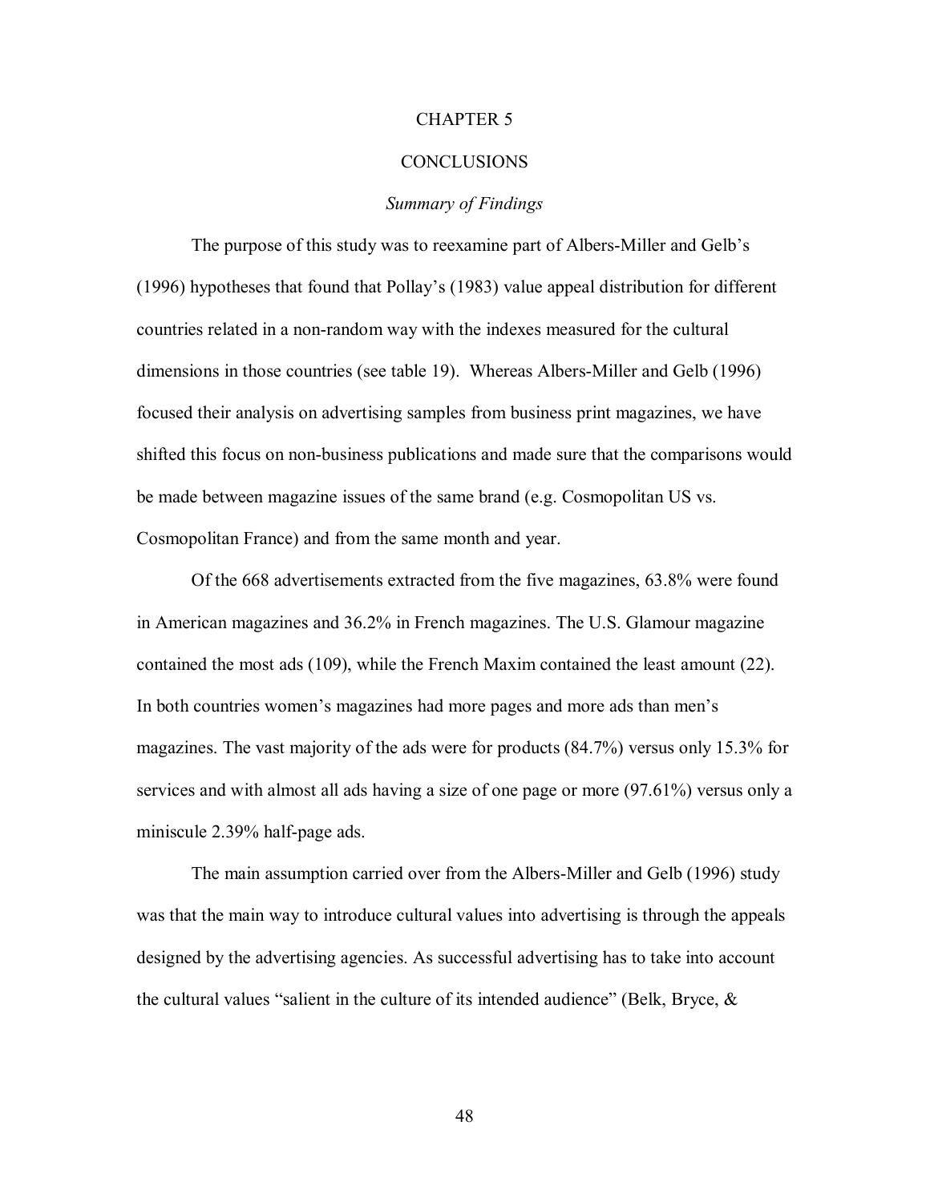# CHAPTER 5

# CONCLUSIONS

### *Summary of Findings*

The purpose of this study was to reexamine part of Albers-Miller and Gelb's (1996) hypotheses that found that Pollay's (1983) value appeal distribution for different countries related in a non-random way with the indexes measured for the cultural dimensions in those countries (see table 19). Whereas Albers-Miller and Gelb (1996) focused their analysis on advertising samples from business print magazines, we have shifted this focus on non-business publications and made sure that the comparisons would be made between magazine issues of the same brand (e.g. Cosmopolitan US vs. Cosmopolitan France) and from the same month and year.

Of the 668 advertisements extracted from the five magazines, 63.8% were found in American magazines and 36.2% in French magazines. The U.S. Glamour magazine contained the most ads (109), while the French Maxim contained the least amount (22). In both countries women's magazines had more pages and more ads than men's magazines. The vast majority of the ads were for products (84.7%) versus only 15.3% for services and with almost all ads having a size of one page or more (97.61%) versus only a miniscule 2.39% half-page ads.

The main assumption carried over from the Albers-Miller and Gelb (1996) study was that the main way to introduce cultural values into advertising is through the appeals designed by the advertising agencies. As successful advertising has to take into account the cultural values "salient in the culture of its intended audience" (Belk, Bryce, &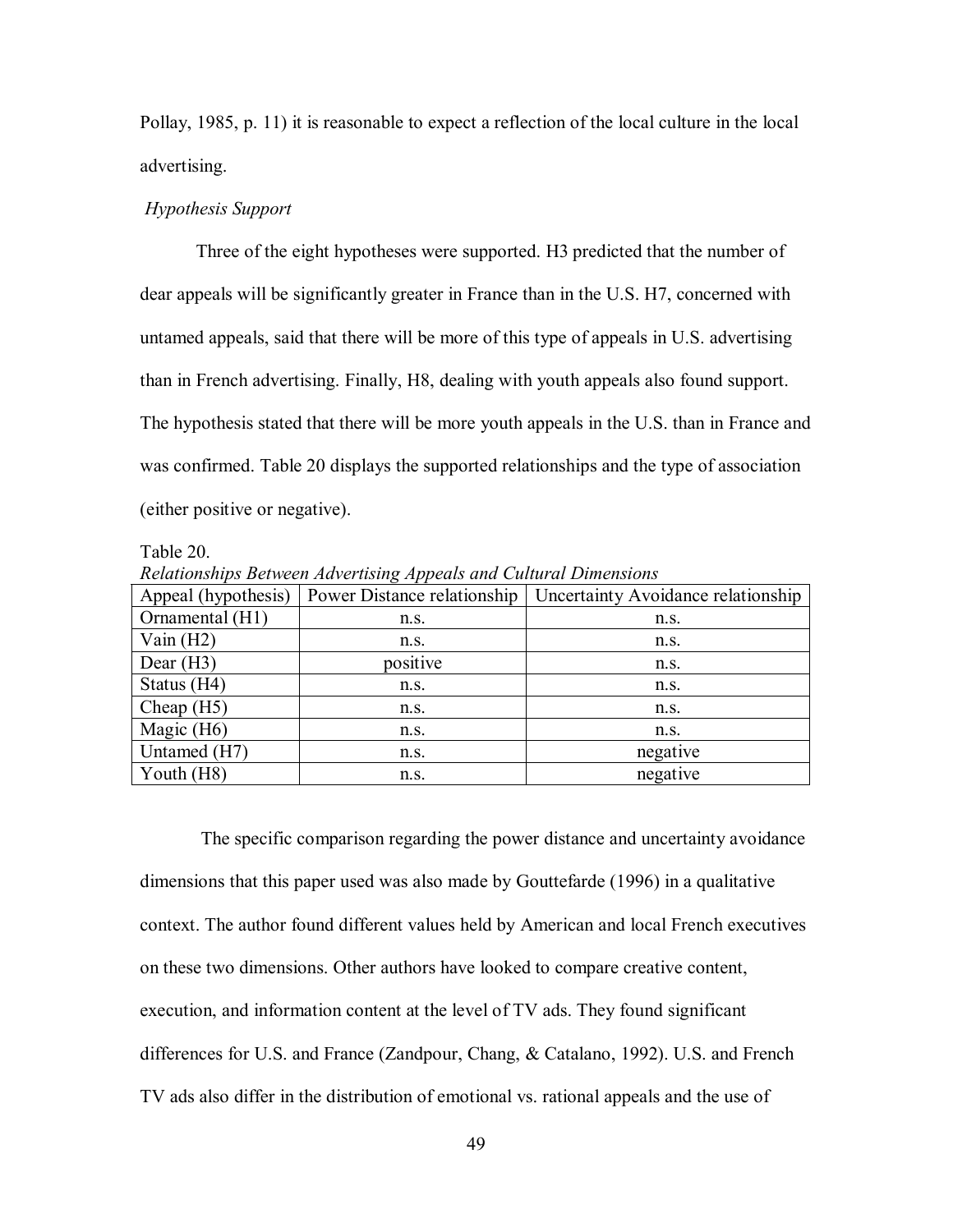Pollay, 1985, p. 11) it is reasonable to expect a reflection of the local culture in the local advertising.

*Hypothesis Support*

Three of the eight hypotheses were supported. H3 predicted that the number of dear appeals will be significantly greater in France than in the U.S. H7, concerned with untamed appeals, said that there will be more of this type of appeals in U.S. advertising than in French advertising. Finally, H8, dealing with youth appeals also found support. The hypothesis stated that there will be more youth appeals in the U.S. than in France and was confirmed. Table 20 displays the supported relationships and the type of association (either positive or negative).

Table 20.
*Relationships Between Advertising Appeals and Cultural Dimensions*

| Appeal (hypothesis) | Power Distance relationship | Uncertainty Avoidance relationship |
|---|---|---|
| Ornamental (H1) | n.s. | n.s. |
| Vain (H2) | n.s. | n.s. |
| Dear (H3) | positive | n.s. |
| Status (H4) | n.s. | n.s. |
| Cheap (H5) | n.s. | n.s. |
| Magic (H6) | n.s. | n.s. |
| Untamed (H7) | n.s. | negative |
| Youth (H8) | n.s. | negative |

The specific comparison regarding the power distance and uncertainty avoidance dimensions that this paper used was also made by Gouttefarde (1996) in a qualitative context. The author found different values held by American and local French executives on these two dimensions. Other authors have looked to compare creative content, execution, and information content at the level of TV ads. They found significant differences for U.S. and France (Zandpour, Chang, & Catalano, 1992). U.S. and French TV ads also differ in the distribution of emotional vs. rational appeals and the use of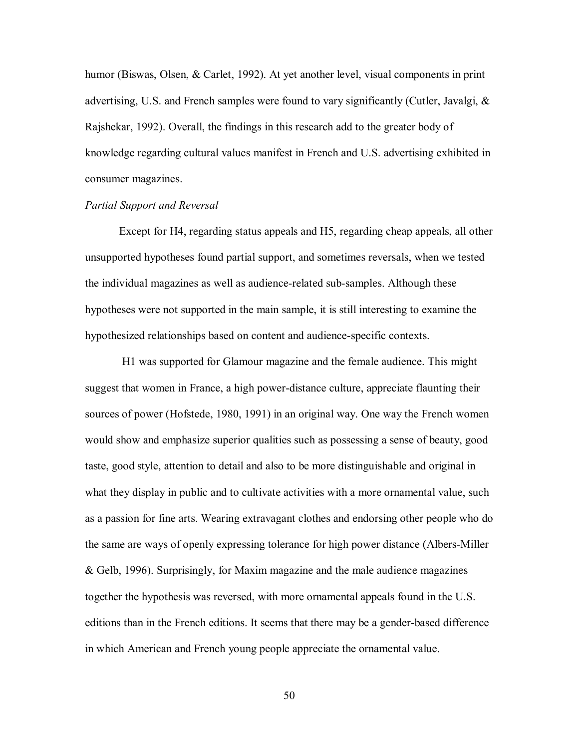humor (Biswas, Olsen, & Carlet, 1992). At yet another level, visual components in print advertising, U.S. and French samples were found to vary significantly (Cutler, Javalgi, & Rajshekar, 1992). Overall, the findings in this research add to the greater body of knowledge regarding cultural values manifest in French and U.S. advertising exhibited in consumer magazines.

*Partial Support and Reversal*

Except for H4, regarding status appeals and H5, regarding cheap appeals, all other unsupported hypotheses found partial support, and sometimes reversals, when we tested the individual magazines as well as audience-related sub-samples. Although these hypotheses were not supported in the main sample, it is still interesting to examine the hypothesized relationships based on content and audience-specific contexts.

H1 was supported for Glamour magazine and the female audience. This might suggest that women in France, a high power-distance culture, appreciate flaunting their sources of power (Hofstede, 1980, 1991) in an original way. One way the French women would show and emphasize superior qualities such as possessing a sense of beauty, good taste, good style, attention to detail and also to be more distinguishable and original in what they display in public and to cultivate activities with a more ornamental value, such as a passion for fine arts. Wearing extravagant clothes and endorsing other people who do the same are ways of openly expressing tolerance for high power distance (Albers-Miller & Gelb, 1996). Surprisingly, for Maxim magazine and the male audience magazines together the hypothesis was reversed, with more ornamental appeals found in the U.S. editions than in the French editions. It seems that there may be a gender-based difference in which American and French young people appreciate the ornamental value.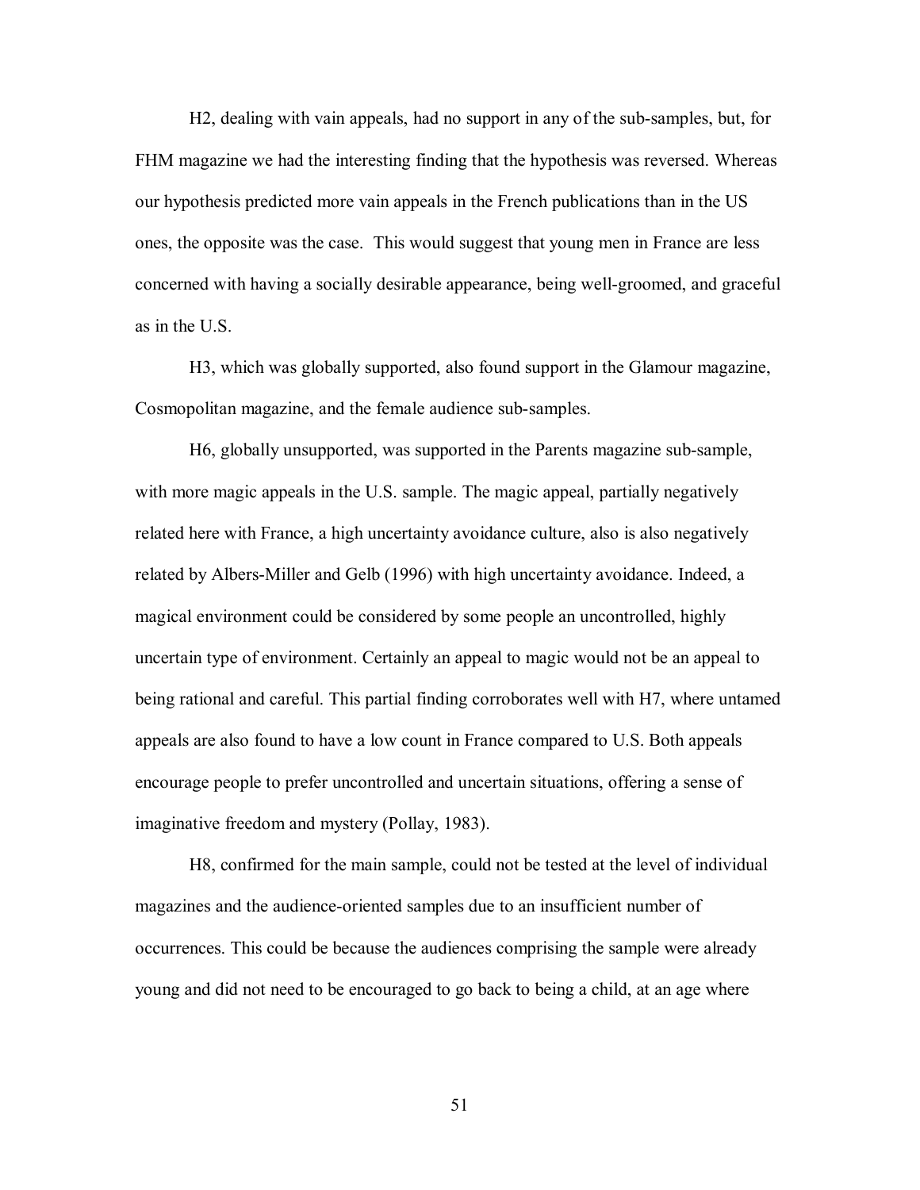H2, dealing with vain appeals, had no support in any of the sub-samples, but, for FHM magazine we had the interesting finding that the hypothesis was reversed. Whereas our hypothesis predicted more vain appeals in the French publications than in the US ones, the opposite was the case. This would suggest that young men in France are less concerned with having a socially desirable appearance, being well-groomed, and graceful as in the U.S.

H3, which was globally supported, also found support in the Glamour magazine, Cosmopolitan magazine, and the female audience sub-samples.

H6, globally unsupported, was supported in the Parents magazine sub-sample, with more magic appeals in the U.S. sample. The magic appeal, partially negatively related here with France, a high uncertainty avoidance culture, also is also negatively related by Albers-Miller and Gelb (1996) with high uncertainty avoidance. Indeed, a magical environment could be considered by some people an uncontrolled, highly uncertain type of environment. Certainly an appeal to magic would not be an appeal to being rational and careful. This partial finding corroborates well with H7, where untamed appeals are also found to have a low count in France compared to U.S. Both appeals encourage people to prefer uncontrolled and uncertain situations, offering a sense of imaginative freedom and mystery (Pollay, 1983).

H8, confirmed for the main sample, could not be tested at the level of individual magazines and the audience-oriented samples due to an insufficient number of occurrences. This could be because the audiences comprising the sample were already young and did not need to be encouraged to go back to being a child, at an age where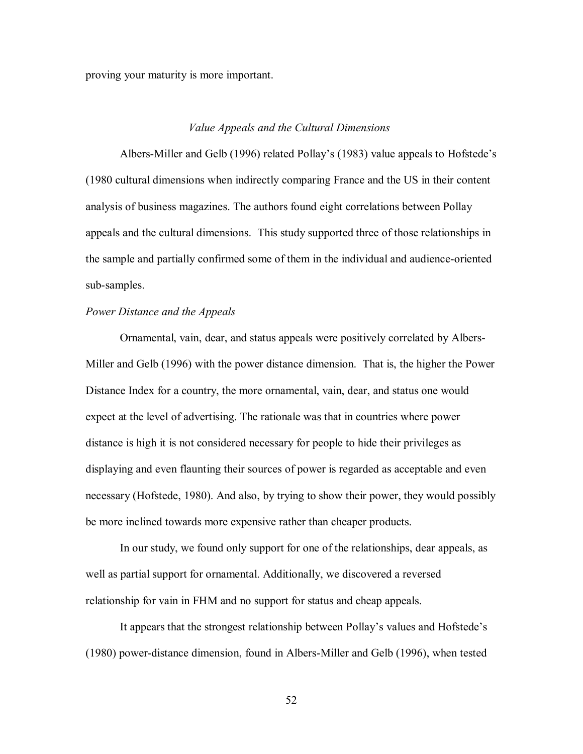proving your maturity is more important.

### *Value Appeals and the Cultural Dimensions*

Albers-Miller and Gelb (1996) related Pollay's (1983) value appeals to Hofstede's (1980 cultural dimensions when indirectly comparing France and the US in their content analysis of business magazines. The authors found eight correlations between Pollay appeals and the cultural dimensions. This study supported three of those relationships in the sample and partially confirmed some of them in the individual and audience-oriented sub-samples.

#### *Power Distance and the Appeals*

Ornamental, vain, dear, and status appeals were positively correlated by Albers-Miller and Gelb (1996) with the power distance dimension. That is, the higher the Power Distance Index for a country, the more ornamental, vain, dear, and status one would expect at the level of advertising. The rationale was that in countries where power distance is high it is not considered necessary for people to hide their privileges as displaying and even flaunting their sources of power is regarded as acceptable and even necessary (Hofstede, 1980). And also, by trying to show their power, they would possibly be more inclined towards more expensive rather than cheaper products.

In our study, we found only support for one of the relationships, dear appeals, as well as partial support for ornamental. Additionally, we discovered a reversed relationship for vain in FHM and no support for status and cheap appeals.

It appears that the strongest relationship between Pollay's values and Hofstede's (1980) power-distance dimension, found in Albers-Miller and Gelb (1996), when tested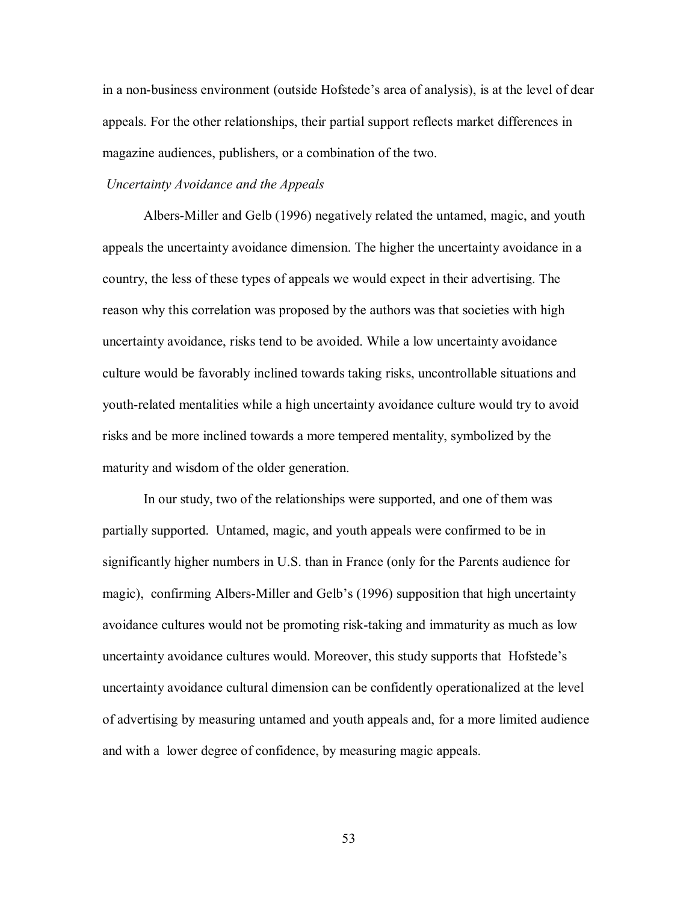in a non-business environment (outside Hofstede's area of analysis), is at the level of dear appeals. For the other relationships, their partial support reflects market differences in magazine audiences, publishers, or a combination of the two.

*Uncertainty Avoidance and the Appeals*

Albers-Miller and Gelb (1996) negatively related the untamed, magic, and youth appeals the uncertainty avoidance dimension. The higher the uncertainty avoidance in a country, the less of these types of appeals we would expect in their advertising. The reason why this correlation was proposed by the authors was that societies with high uncertainty avoidance, risks tend to be avoided. While a low uncertainty avoidance culture would be favorably inclined towards taking risks, uncontrollable situations and youth-related mentalities while a high uncertainty avoidance culture would try to avoid risks and be more inclined towards a more tempered mentality, symbolized by the maturity and wisdom of the older generation.

In our study, two of the relationships were supported, and one of them was partially supported. Untamed, magic, and youth appeals were confirmed to be in significantly higher numbers in U.S. than in France (only for the Parents audience for magic), confirming Albers-Miller and Gelb's (1996) supposition that high uncertainty avoidance cultures would not be promoting risk-taking and immaturity as much as low uncertainty avoidance cultures would. Moreover, this study supports that Hofstede's uncertainty avoidance cultural dimension can be confidently operationalized at the level of advertising by measuring untamed and youth appeals and, for a more limited audience and with a lower degree of confidence, by measuring magic appeals.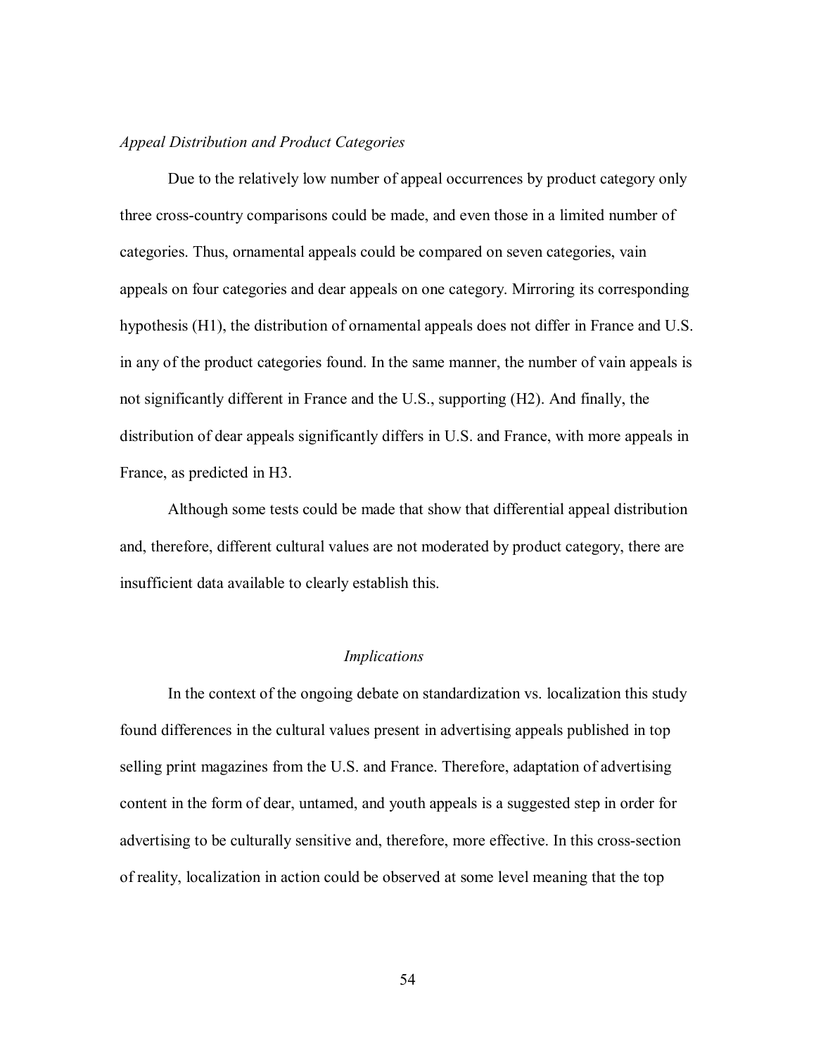*Appeal Distribution and Product Categories*

Due to the relatively low number of appeal occurrences by product category only three cross-country comparisons could be made, and even those in a limited number of categories. Thus, ornamental appeals could be compared on seven categories, vain appeals on four categories and dear appeals on one category. Mirroring its corresponding hypothesis (H1), the distribution of ornamental appeals does not differ in France and U.S. in any of the product categories found. In the same manner, the number of vain appeals is not significantly different in France and the U.S., supporting (H2). And finally, the distribution of dear appeals significantly differs in U.S. and France, with more appeals in France, as predicted in H3.

Although some tests could be made that show that differential appeal distribution and, therefore, different cultural values are not moderated by product category, there are insufficient data available to clearly establish this.

## *Implications*

In the context of the ongoing debate on standardization vs. localization this study found differences in the cultural values present in advertising appeals published in top selling print magazines from the U.S. and France. Therefore, adaptation of advertising content in the form of dear, untamed, and youth appeals is a suggested step in order for advertising to be culturally sensitive and, therefore, more effective. In this cross-section of reality, localization in action could be observed at some level meaning that the top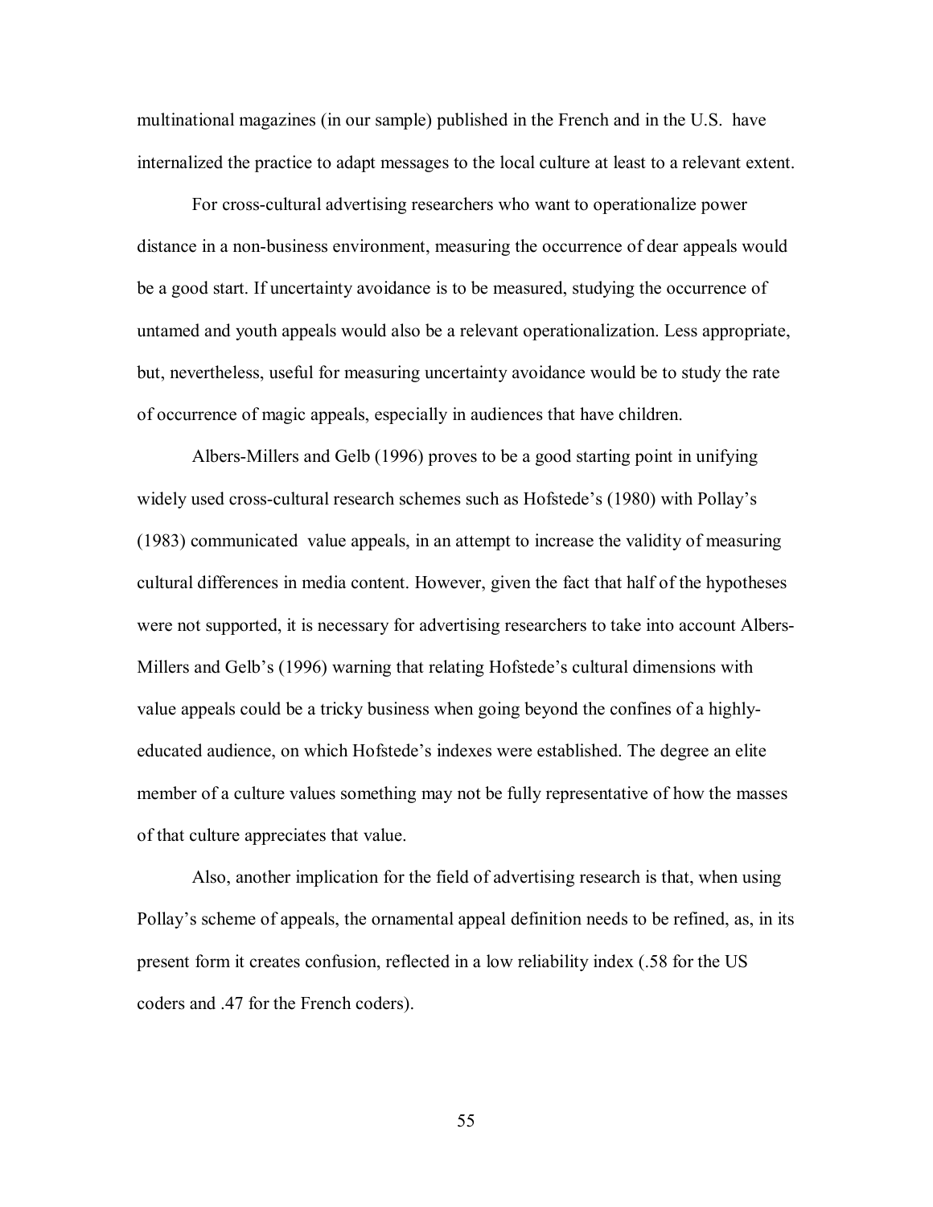multinational magazines (in our sample) published in the French and in the U.S. have internalized the practice to adapt messages to the local culture at least to a relevant extent.

For cross-cultural advertising researchers who want to operationalize power distance in a non-business environment, measuring the occurrence of dear appeals would be a good start. If uncertainty avoidance is to be measured, studying the occurrence of untamed and youth appeals would also be a relevant operationalization. Less appropriate, but, nevertheless, useful for measuring uncertainty avoidance would be to study the rate of occurrence of magic appeals, especially in audiences that have children.

Albers-Millers and Gelb (1996) proves to be a good starting point in unifying widely used cross-cultural research schemes such as Hofstede's (1980) with Pollay's (1983) communicated value appeals, in an attempt to increase the validity of measuring cultural differences in media content. However, given the fact that half of the hypotheses were not supported, it is necessary for advertising researchers to take into account Albers-Millers and Gelb's (1996) warning that relating Hofstede's cultural dimensions with value appeals could be a tricky business when going beyond the confines of a highly-educated audience, on which Hofstede's indexes were established. The degree an elite member of a culture values something may not be fully representative of how the masses of that culture appreciates that value.

Also, another implication for the field of advertising research is that, when using Pollay's scheme of appeals, the ornamental appeal definition needs to be refined, as, in its present form it creates confusion, reflected in a low reliability index (.58 for the US coders and .47 for the French coders).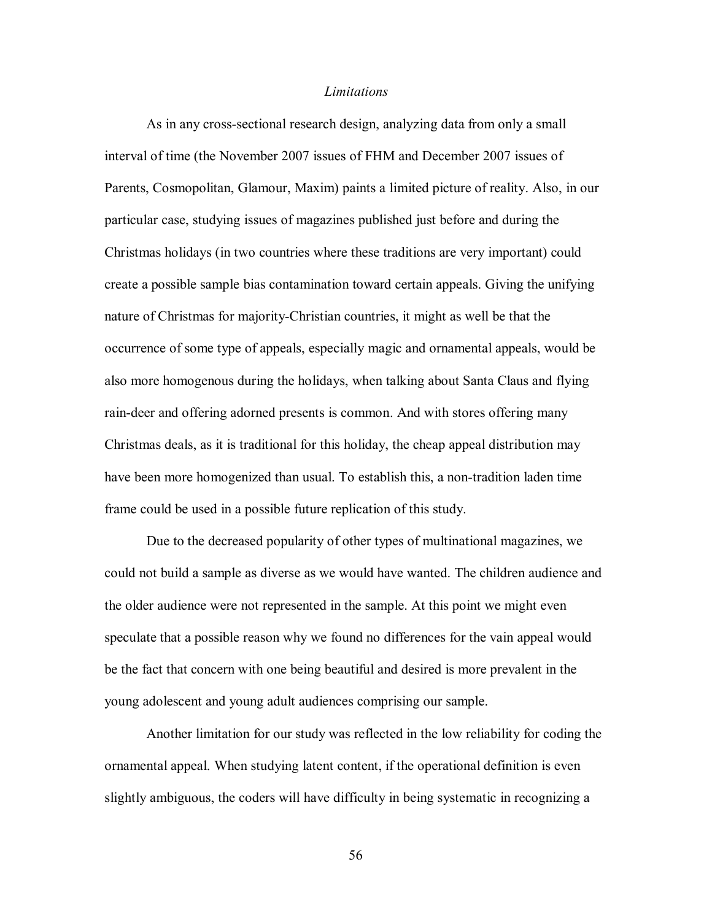*Limitations*

As in any cross-sectional research design, analyzing data from only a small interval of time (the November 2007 issues of FHM and December 2007 issues of Parents, Cosmopolitan, Glamour, Maxim) paints a limited picture of reality. Also, in our particular case, studying issues of magazines published just before and during the Christmas holidays (in two countries where these traditions are very important) could create a possible sample bias contamination toward certain appeals. Giving the unifying nature of Christmas for majority-Christian countries, it might as well be that the occurrence of some type of appeals, especially magic and ornamental appeals, would be also more homogenous during the holidays, when talking about Santa Claus and flying rain-deer and offering adorned presents is common. And with stores offering many Christmas deals, as it is traditional for this holiday, the cheap appeal distribution may have been more homogenized than usual. To establish this, a non-tradition laden time frame could be used in a possible future replication of this study.

Due to the decreased popularity of other types of multinational magazines, we could not build a sample as diverse as we would have wanted. The children audience and the older audience were not represented in the sample. At this point we might even speculate that a possible reason why we found no differences for the vain appeal would be the fact that concern with one being beautiful and desired is more prevalent in the young adolescent and young adult audiences comprising our sample.

Another limitation for our study was reflected in the low reliability for coding the ornamental appeal. When studying latent content, if the operational definition is even slightly ambiguous, the coders will have difficulty in being systematic in recognizing a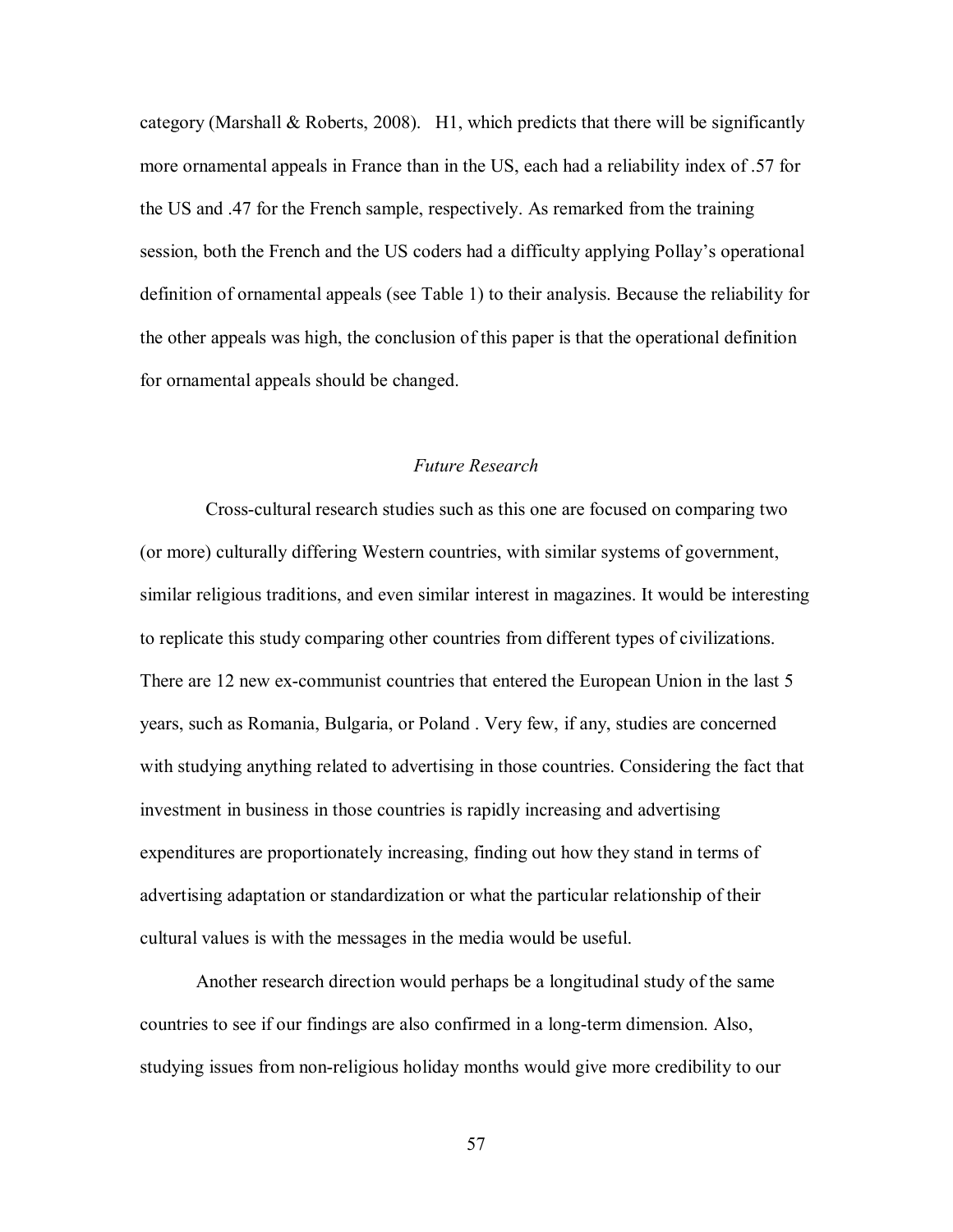category (Marshall & Roberts, 2008). H1, which predicts that there will be significantly more ornamental appeals in France than in the US, each had a reliability index of .57 for the US and .47 for the French sample, respectively. As remarked from the training session, both the French and the US coders had a difficulty applying Pollay's operational definition of ornamental appeals (see Table 1) to their analysis. Because the reliability for the other appeals was high, the conclusion of this paper is that the operational definition for ornamental appeals should be changed.

### *Future Research*

Cross-cultural research studies such as this one are focused on comparing two (or more) culturally differing Western countries, with similar systems of government, similar religious traditions, and even similar interest in magazines. It would be interesting to replicate this study comparing other countries from different types of civilizations. There are 12 new ex-communist countries that entered the European Union in the last 5 years, such as Romania, Bulgaria, or Poland . Very few, if any, studies are concerned with studying anything related to advertising in those countries. Considering the fact that investment in business in those countries is rapidly increasing and advertising expenditures are proportionately increasing, finding out how they stand in terms of advertising adaptation or standardization or what the particular relationship of their cultural values is with the messages in the media would be useful.

Another research direction would perhaps be a longitudinal study of the same countries to see if our findings are also confirmed in a long-term dimension. Also, studying issues from non-religious holiday months would give more credibility to our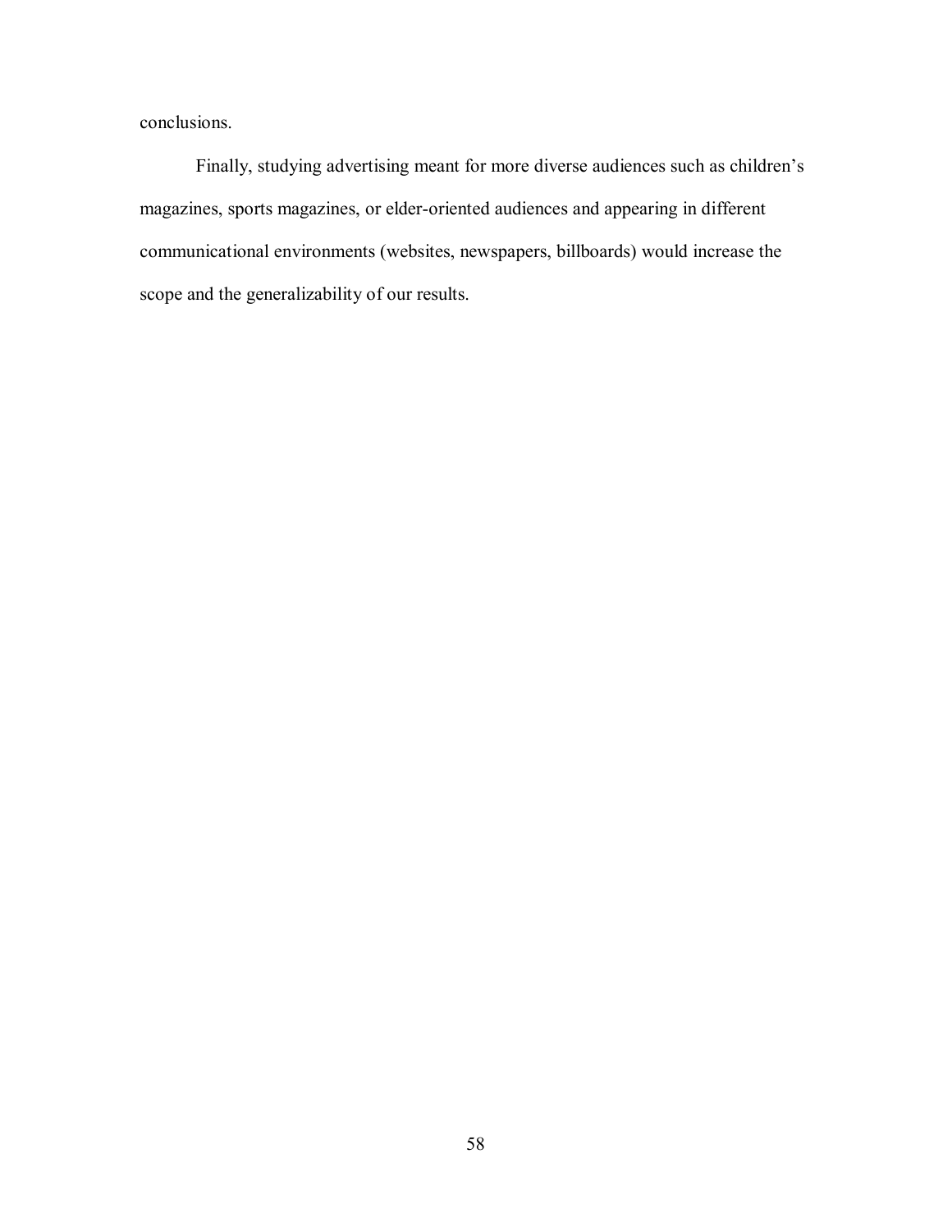conclusions.

Finally, studying advertising meant for more diverse audiences such as children's magazines, sports magazines, or elder-oriented audiences and appearing in different communicational environments (websites, newspapers, billboards) would increase the scope and the generalizability of our results.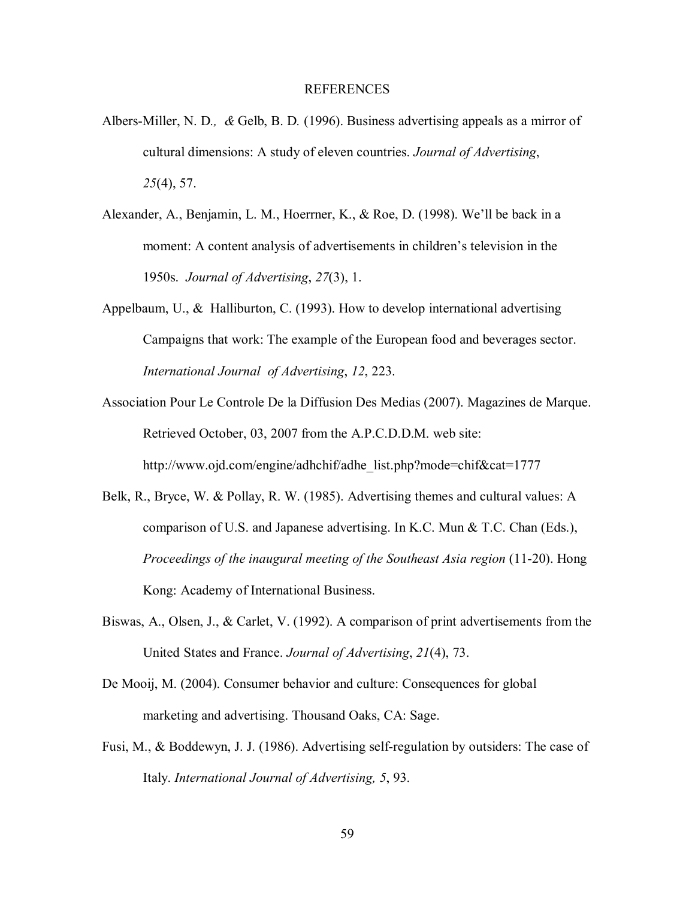# REFERENCES

Albers-Miller, N. D*.,* *&* Gelb, B. D*.* (1996). Business advertising appeals as a mirror of cultural dimensions: A study of eleven countries. *Journal of Advertising*, *25*(4), 57.

Alexander, A., Benjamin, L. M., Hoerrner, K., & Roe, D. (1998). We'll be back in a moment: A content analysis of advertisements in children's television in the 1950s. *Journal of Advertising*, *27*(3), 1.

Appelbaum, U., & Halliburton, C. (1993). How to develop international advertising Campaigns that work: The example of the European food and beverages sector. *International Journal of Advertising*, *12*, 223.

Association Pour Le Controle De la Diffusion Des Medias (2007). Magazines de Marque. Retrieved October, 03, 2007 from the A.P.C.D.D.M. web site: http://www.ojd.com/engine/adhchif/adhe_list.php?mode=chif&cat=1777

Belk, R., Bryce, W. & Pollay, R. W. (1985). Advertising themes and cultural values: A comparison of U.S. and Japanese advertising. In K.C. Mun & T.C. Chan (Eds.), *Proceedings of the inaugural meeting of the Southeast Asia region* (11-20). Hong Kong: Academy of International Business.

Biswas, A., Olsen, J., & Carlet, V. (1992). A comparison of print advertisements from the United States and France. *Journal of Advertising*, *21*(4), 73.

De Mooij, M. (2004). Consumer behavior and culture: Consequences for global marketing and advertising. Thousand Oaks, CA: Sage.

Fusi, M., & Boddewyn, J. J. (1986). Advertising self-regulation by outsiders: The case of Italy. *International Journal of Advertising, 5*, 93.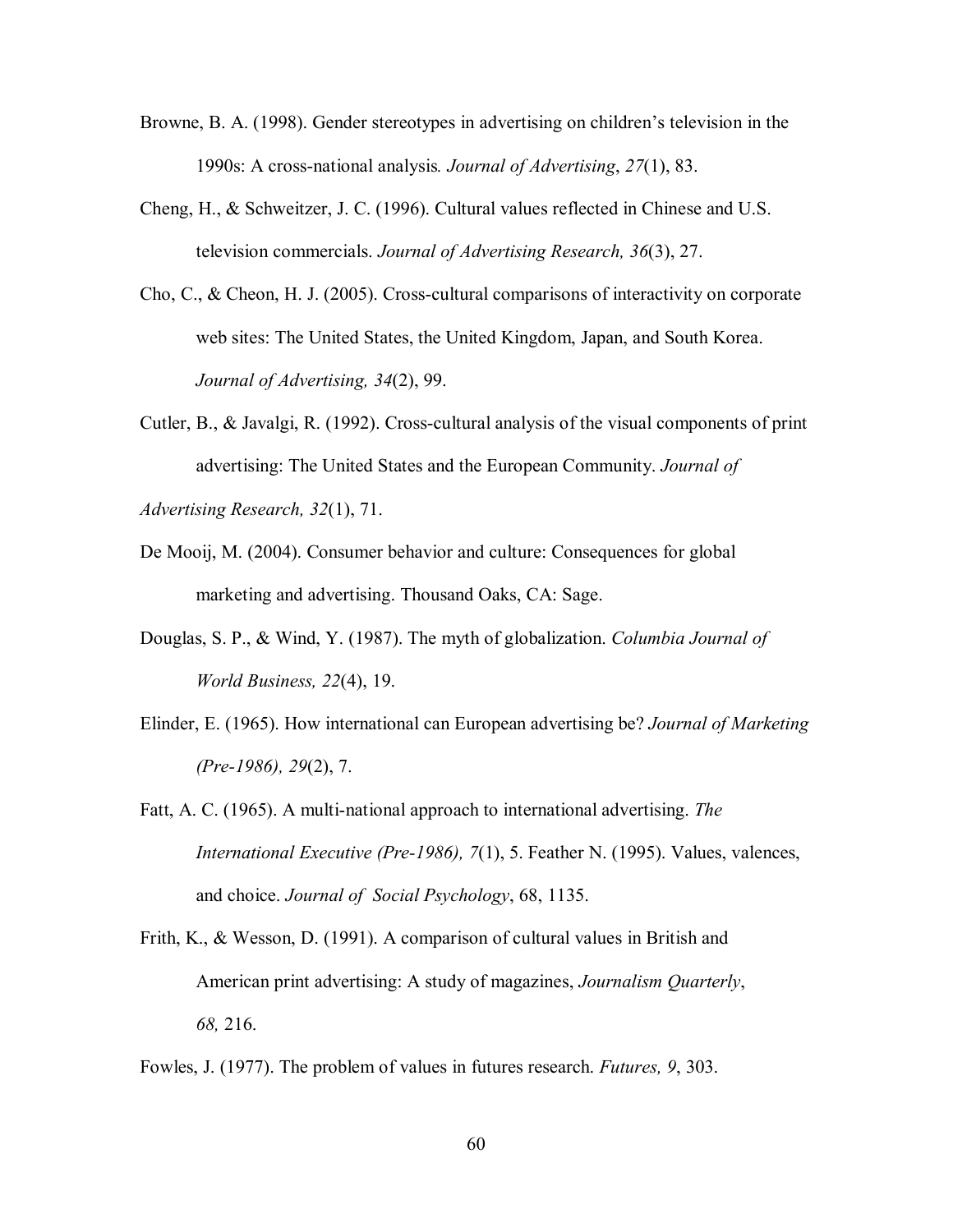Browne, B. A. (1998). Gender stereotypes in advertising on children's television in the 1990s: A cross-national analysis. *Journal of Advertising*, *27*(1), 83.

Cheng, H., & Schweitzer, J. C. (1996). Cultural values reflected in Chinese and U.S. television commercials. *Journal of Advertising Research, 36*(3), 27.

Cho, C., & Cheon, H. J. (2005). Cross-cultural comparisons of interactivity on corporate web sites: The United States, the United Kingdom, Japan, and South Korea. *Journal of Advertising, 34*(2), 99.

Cutler, B., & Javalgi, R. (1992). Cross-cultural analysis of the visual components of print advertising: The United States and the European Community. *Journal of Advertising Research, 32*(1), 71.

De Mooij, M. (2004). Consumer behavior and culture: Consequences for global marketing and advertising. Thousand Oaks, CA: Sage.

Douglas, S. P., & Wind, Y. (1987). The myth of globalization. *Columbia Journal of World Business, 22*(4), 19.

Elinder, E. (1965). How international can European advertising be? *Journal of Marketing (Pre-1986), 29*(2), 7.

Fatt, A. C. (1965). A multi-national approach to international advertising. *The International Executive (Pre-1986), 7*(1), 5. Feather N. (1995). Values, valences, and choice. *Journal of Social Psychology*, 68, 1135.

Frith, K., & Wesson, D. (1991). A comparison of cultural values in British and American print advertising: A study of magazines, *Journalism Quarterly*, *68,* 216.

Fowles, J. (1977). The problem of values in futures research. *Futures, 9*, 303.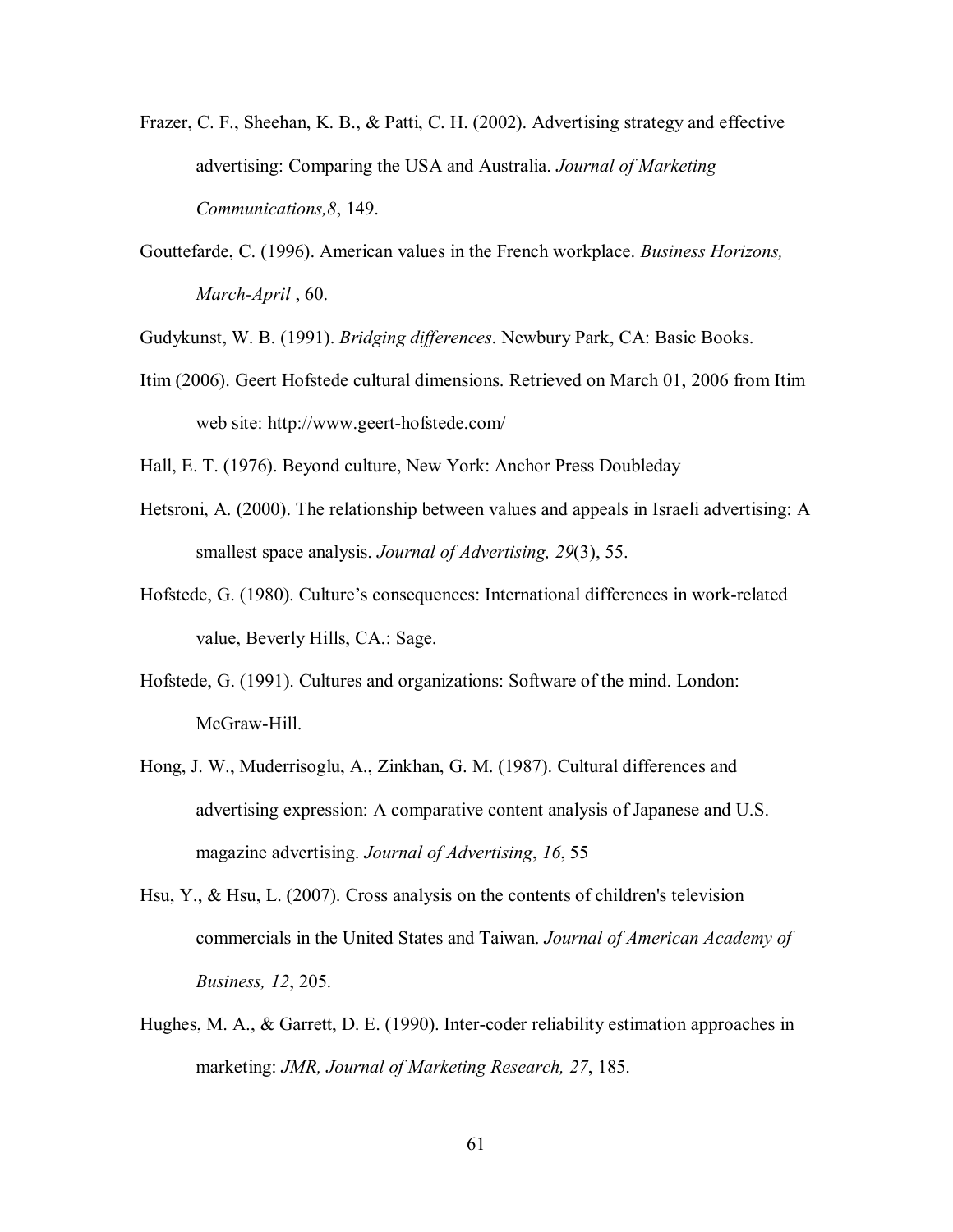Frazer, C. F., Sheehan, K. B., & Patti, C. H. (2002). Advertising strategy and effective advertising: Comparing the USA and Australia. *Journal of Marketing Communications,8*, 149.

Gouttefarde, C. (1996). American values in the French workplace. *Business Horizons, March-April* , 60.

Gudykunst, W. B. (1991). *Bridging differences*. Newbury Park, CA: Basic Books.

Itim (2006). Geert Hofstede cultural dimensions. Retrieved on March 01, 2006 from Itim web site: http://www.geert-hofstede.com/

Hall, E. T. (1976). Beyond culture, New York: Anchor Press Doubleday

Hetsroni, A. (2000). The relationship between values and appeals in Israeli advertising: A smallest space analysis. *Journal of Advertising, 29*(3), 55.

Hofstede, G. (1980). Culture's consequences: International differences in work-related value, Beverly Hills, CA.: Sage.

Hofstede, G. (1991). Cultures and organizations: Software of the mind. London: McGraw-Hill.

Hong, J. W., Muderrisoglu, A., Zinkhan, G. M. (1987). Cultural differences and advertising expression: A comparative content analysis of Japanese and U.S. magazine advertising. *Journal of Advertising*, *16*, 55

Hsu, Y., & Hsu, L. (2007). Cross analysis on the contents of children's television commercials in the United States and Taiwan. *Journal of American Academy of Business, 12*, 205.

Hughes, M. A., & Garrett, D. E. (1990). Inter-coder reliability estimation approaches in marketing: *JMR, Journal of Marketing Research, 27*, 185.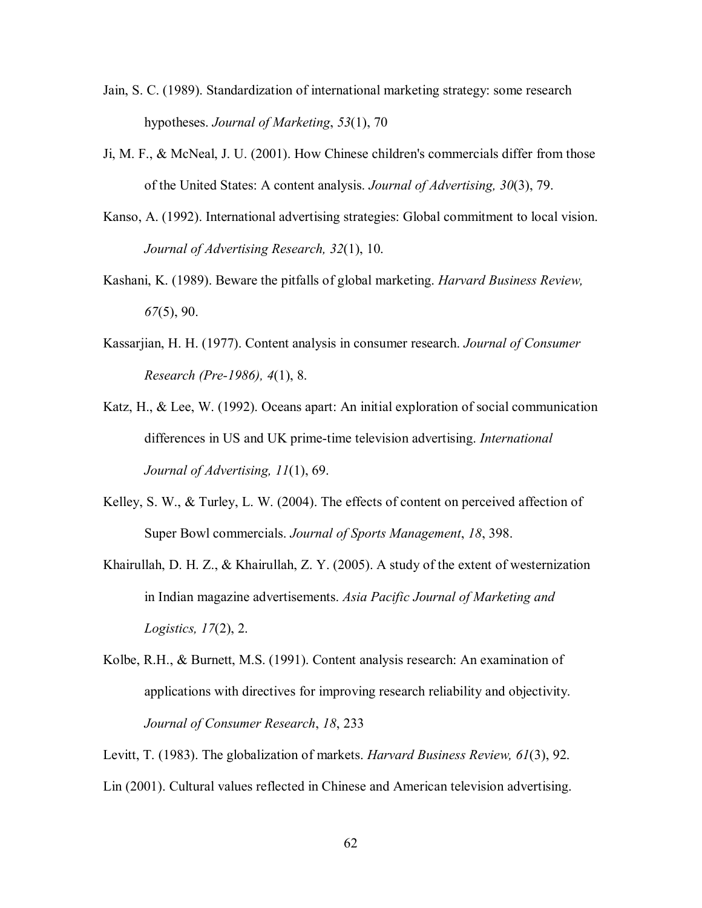Jain, S. C. (1989). Standardization of international marketing strategy: some research hypotheses. *Journal of Marketing*, *53*(1), 70

Ji, M. F., & McNeal, J. U. (2001). How Chinese children's commercials differ from those of the United States: A content analysis. *Journal of Advertising, 30*(3), 79.

Kanso, A. (1992). International advertising strategies: Global commitment to local vision. *Journal of Advertising Research, 32*(1), 10.

Kashani, K. (1989). Beware the pitfalls of global marketing. *Harvard Business Review, 67*(5), 90.

Kassarjian, H. H. (1977). Content analysis in consumer research. *Journal of Consumer Research (Pre-1986), 4*(1), 8.

Katz, H., & Lee, W. (1992). Oceans apart: An initial exploration of social communication differences in US and UK prime-time television advertising. *International Journal of Advertising, 11*(1), 69.

Kelley, S. W., & Turley, L. W. (2004). The effects of content on perceived affection of Super Bowl commercials. *Journal of Sports Management*, *18*, 398.

Khairullah, D. H. Z., & Khairullah, Z. Y. (2005). A study of the extent of westernization in Indian magazine advertisements. *Asia Pacific Journal of Marketing and Logistics, 17*(2), 2.

Kolbe, R.H., & Burnett, M.S. (1991). Content analysis research: An examination of applications with directives for improving research reliability and objectivity. *Journal of Consumer Research*, *18*, 233

Levitt, T. (1983). The globalization of markets. *Harvard Business Review, 61*(3), 92.

Lin (2001). Cultural values reflected in Chinese and American television advertising.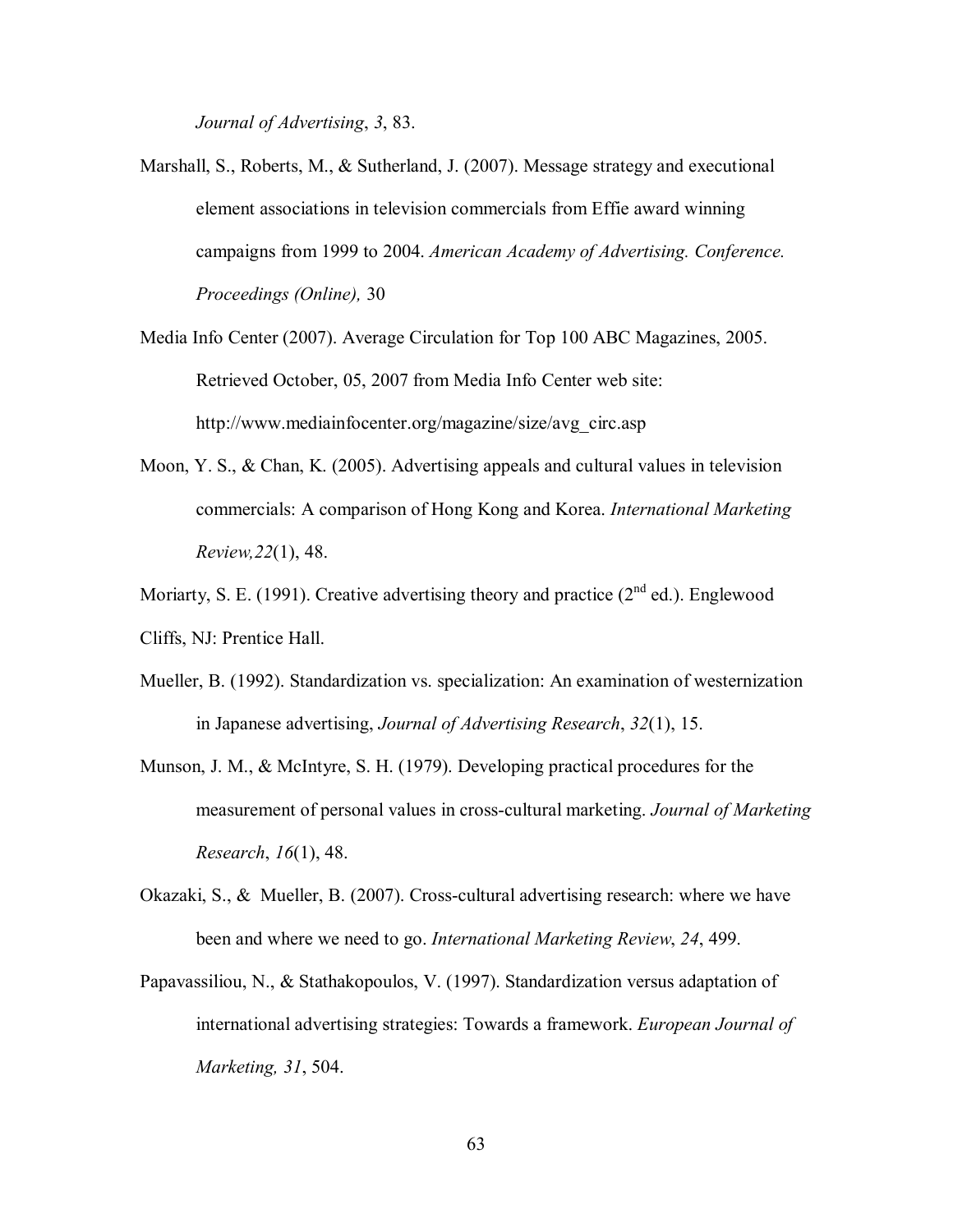*Journal of Advertising*, *3*, 83.

Marshall, S., Roberts, M., & Sutherland, J. (2007). Message strategy and executional element associations in television commercials from Effie award winning campaigns from 1999 to 2004. *American Academy of Advertising. Conference. Proceedings (Online),* 30

Media Info Center (2007). Average Circulation for Top 100 ABC Magazines, 2005. Retrieved October, 05, 2007 from Media Info Center web site: http://www.mediainfocenter.org/magazine/size/avg_circ.asp

Moon, Y. S., & Chan, K. (2005). Advertising appeals and cultural values in television commercials: A comparison of Hong Kong and Korea. *International Marketing Review,22*(1), 48.

Moriarty, S. E. (1991). Creative advertising theory and practice (2nd ed.). Englewood Cliffs, NJ: Prentice Hall.

Mueller, B. (1992). Standardization vs. specialization: An examination of westernization in Japanese advertising, *Journal of Advertising Research*, *32*(1), 15.

Munson, J. M., & McIntyre, S. H. (1979). Developing practical procedures for the measurement of personal values in cross-cultural marketing. *Journal of Marketing Research*, *16*(1), 48.

Okazaki, S., & Mueller, B. (2007). Cross-cultural advertising research: where we have been and where we need to go. *International Marketing Review*, *24*, 499.

Papavassiliou, N., & Stathakopoulos, V. (1997). Standardization versus adaptation of international advertising strategies: Towards a framework. *European Journal of Marketing, 31*, 504.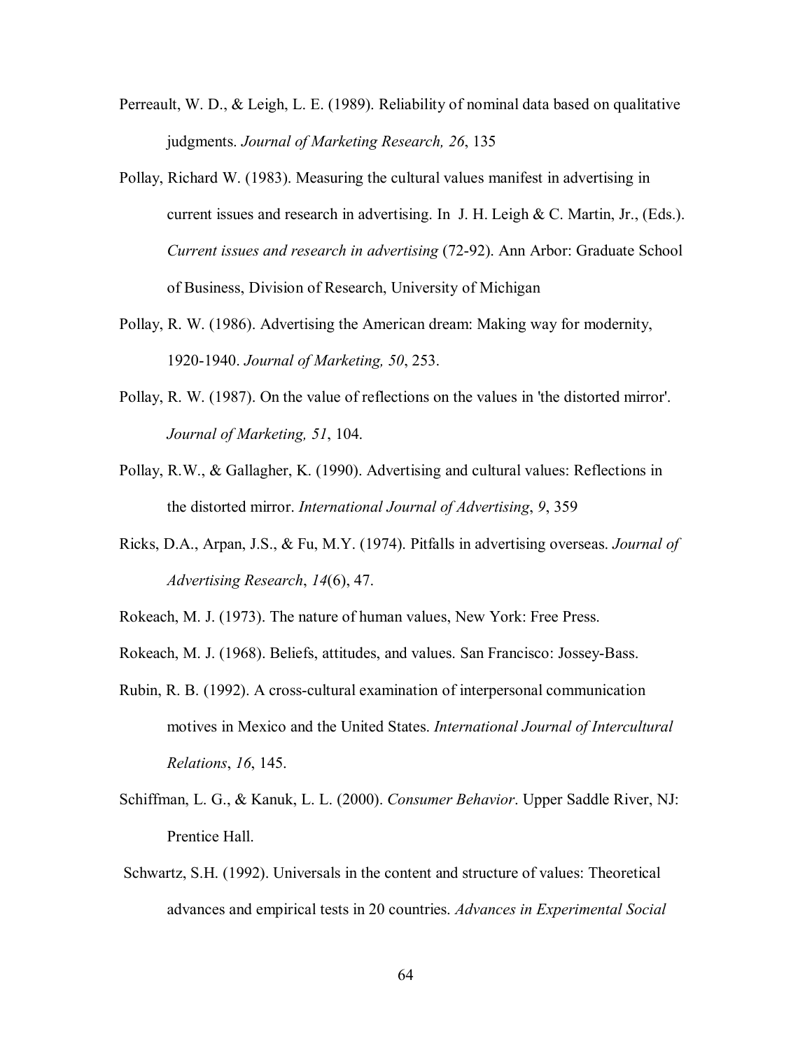Perreault, W. D., & Leigh, L. E. (1989). Reliability of nominal data based on qualitative judgments. *Journal of Marketing Research, 26*, 135

Pollay, Richard W. (1983). Measuring the cultural values manifest in advertising in current issues and research in advertising. In J. H. Leigh & C. Martin, Jr., (Eds.). *Current issues and research in advertising* (72-92). Ann Arbor: Graduate School of Business, Division of Research, University of Michigan

Pollay, R. W. (1986). Advertising the American dream: Making way for modernity, 1920-1940. *Journal of Marketing, 50*, 253.

Pollay, R. W. (1987). On the value of reflections on the values in 'the distorted mirror'. *Journal of Marketing, 51*, 104.

Pollay, R.W., & Gallagher, K. (1990). Advertising and cultural values: Reflections in the distorted mirror. *International Journal of Advertising*, *9*, 359

Ricks, D.A., Arpan, J.S., & Fu, M.Y. (1974). Pitfalls in advertising overseas. *Journal of Advertising Research*, *14*(6), 47.

Rokeach, M. J. (1973). The nature of human values, New York: Free Press.

Rokeach, M. J. (1968). Beliefs, attitudes, and values. San Francisco: Jossey-Bass.

Rubin, R. B. (1992). A cross-cultural examination of interpersonal communication motives in Mexico and the United States. *International Journal of Intercultural Relations*, *16*, 145.

Schiffman, L. G., & Kanuk, L. L. (2000). *Consumer Behavior*. Upper Saddle River, NJ: Prentice Hall.

Schwartz, S.H. (1992). Universals in the content and structure of values: Theoretical advances and empirical tests in 20 countries. *Advances in Experimental Social*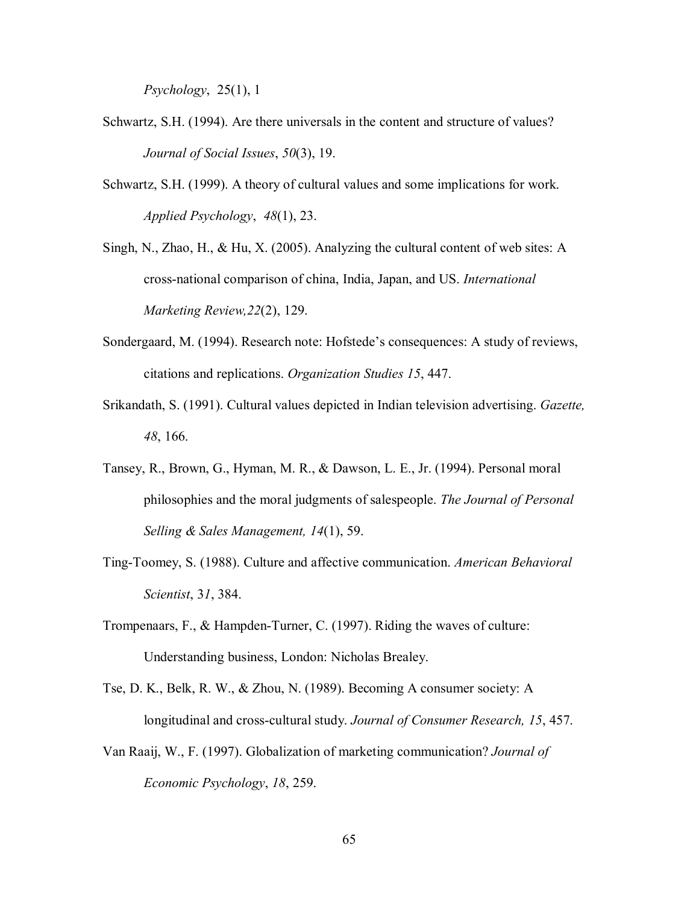*Psychology*, 25(1), 1

Schwartz, S.H. (1994). Are there universals in the content and structure of values? *Journal of Social Issues*, *50*(3), 19.

Schwartz, S.H. (1999). A theory of cultural values and some implications for work. *Applied Psychology*, *48*(1), 23.

Singh, N., Zhao, H., & Hu, X. (2005). Analyzing the cultural content of web sites: A cross-national comparison of china, India, Japan, and US. *International Marketing Review,22*(2), 129.

Sondergaard, M. (1994). Research note: Hofstede's consequences: A study of reviews, citations and replications. *Organization Studies 15*, 447.

Srikandath, S. (1991). Cultural values depicted in Indian television advertising. *Gazette, 48*, 166.

Tansey, R., Brown, G., Hyman, M. R., & Dawson, L. E., Jr. (1994). Personal moral philosophies and the moral judgments of salespeople. *The Journal of Personal Selling & Sales Management, 14*(1), 59.

Ting-Toomey, S. (1988). Culture and affective communication. *American Behavioral Scientist*, 3*1*, 384.

Trompenaars, F., & Hampden-Turner, C. (1997). Riding the waves of culture: Understanding business, London: Nicholas Brealey.

Tse, D. K., Belk, R. W., & Zhou, N. (1989). Becoming A consumer society: A longitudinal and cross-cultural study. *Journal of Consumer Research, 15*, 457.

Van Raaij, W., F. (1997). Globalization of marketing communication? *Journal of Economic Psychology*, *18*, 259.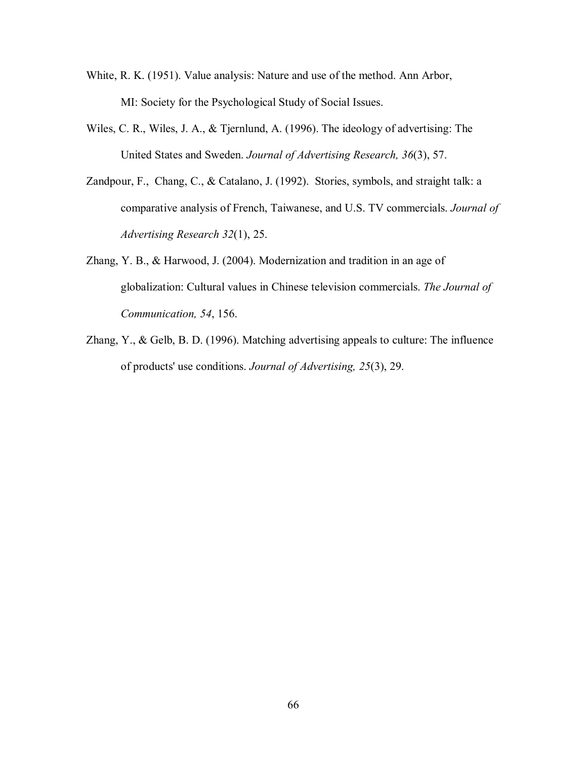White, R. K. (1951). Value analysis: Nature and use of the method. Ann Arbor, MI: Society for the Psychological Study of Social Issues.

Wiles, C. R., Wiles, J. A., & Tjernlund, A. (1996). The ideology of advertising: The United States and Sweden. *Journal of Advertising Research, 36*(3), 57.

Zandpour, F., Chang, C., & Catalano, J. (1992). Stories, symbols, and straight talk: a comparative analysis of French, Taiwanese, and U.S. TV commercials. *Journal of Advertising Research 32*(1), 25.

Zhang, Y. B., & Harwood, J. (2004). Modernization and tradition in an age of globalization: Cultural values in Chinese television commercials. *The Journal of Communication, 54*, 156.

Zhang, Y., & Gelb, B. D. (1996). Matching advertising appeals to culture: The influence of products' use conditions. *Journal of Advertising, 25*(3), 29.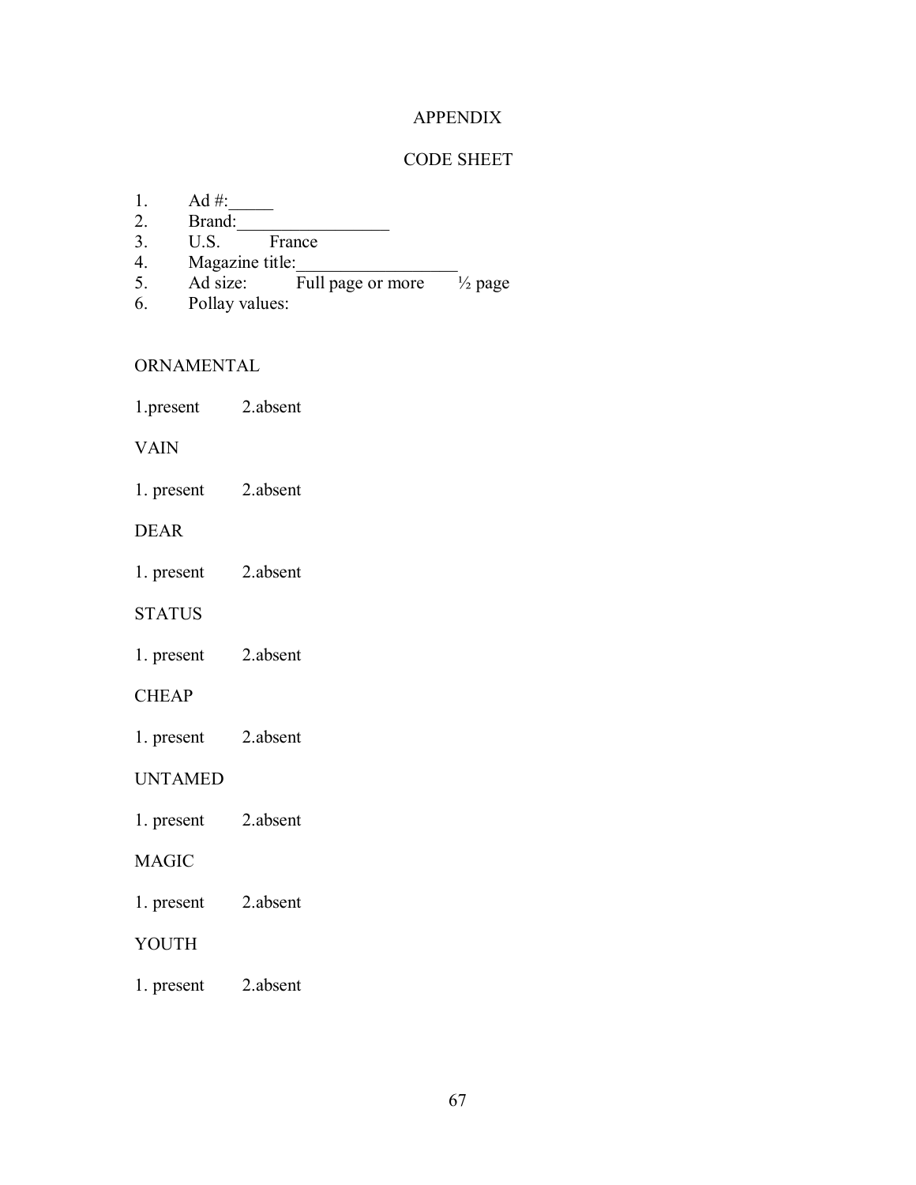# APPENDIX

## CODE SHEET

1. Ad #:_____
2. Brand:_________________
3. U.S. France
4. Magazine title:__________________
5. Ad size: Full page or more ½ page
6. Pollay values:

ORNAMENTAL

1.present 2.absent

VAIN

1. present 2.absent

DEAR

1. present 2.absent

STATUS

1. present 2.absent

CHEAP

1. present 2.absent

UNTAMED

1. present 2.absent

MAGIC

1. present 2.absent

YOUTH

1. present 2.absent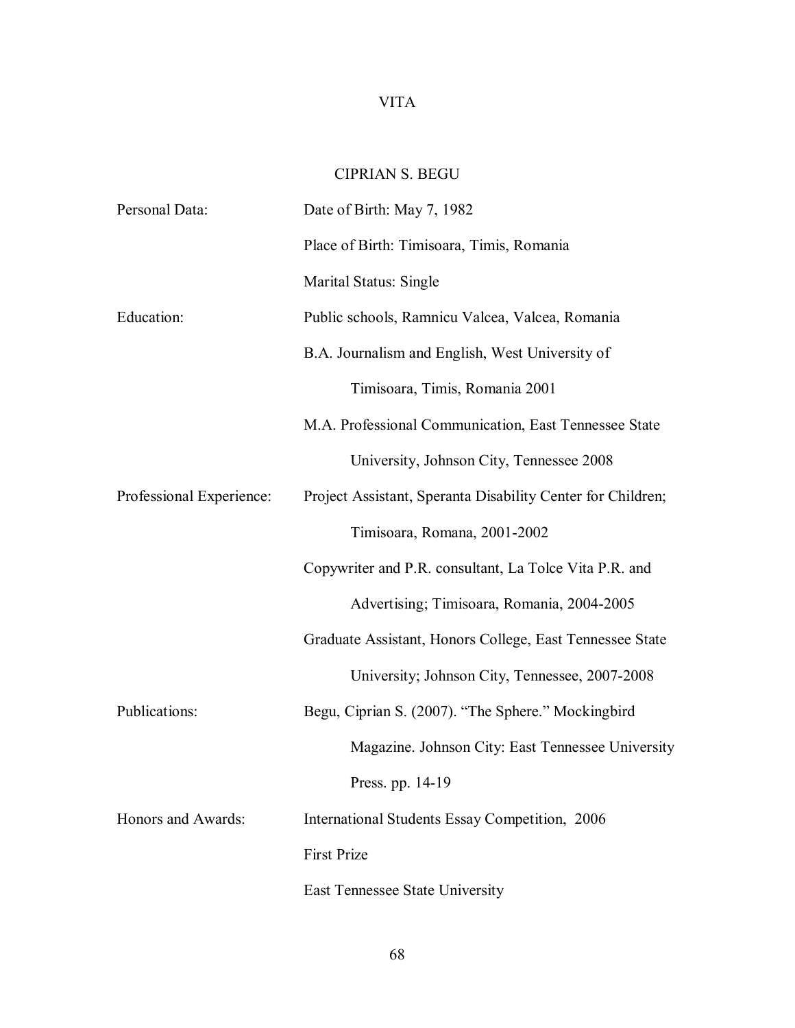# VITA

## CIPRIAN S. BEGU

| | |
|---|---|
| Personal Data: | Date of Birth: May 7, 1982 |
| | Place of Birth: Timisoara, Timis, Romania |
| | Marital Status: Single |
| Education: | Public schools, Ramnicu Valcea, Valcea, Romania |
| | B.A. Journalism and English, West University of Timisoara, Timis, Romania 2001 |
| | M.A. Professional Communication, East Tennessee State University, Johnson City, Tennessee 2008 |
| Professional Experience: | Project Assistant, Speranta Disability Center for Children; Timisoara, Romana, 2001-2002 |
| | Copywriter and P.R. consultant, La Tolce Vita P.R. and Advertising; Timisoara, Romania, 2004-2005 |
| | Graduate Assistant, Honors College, East Tennessee State University; Johnson City, Tennessee, 2007-2008 |
| Publications: | Begu, Ciprian S. (2007). "The Sphere." Mockingbird Magazine. Johnson City: East Tennessee University Press. pp. 14-19 |
| Honors and Awards: | International Students Essay Competition, 2006 |
| | First Prize |
| | East Tennessee State University |